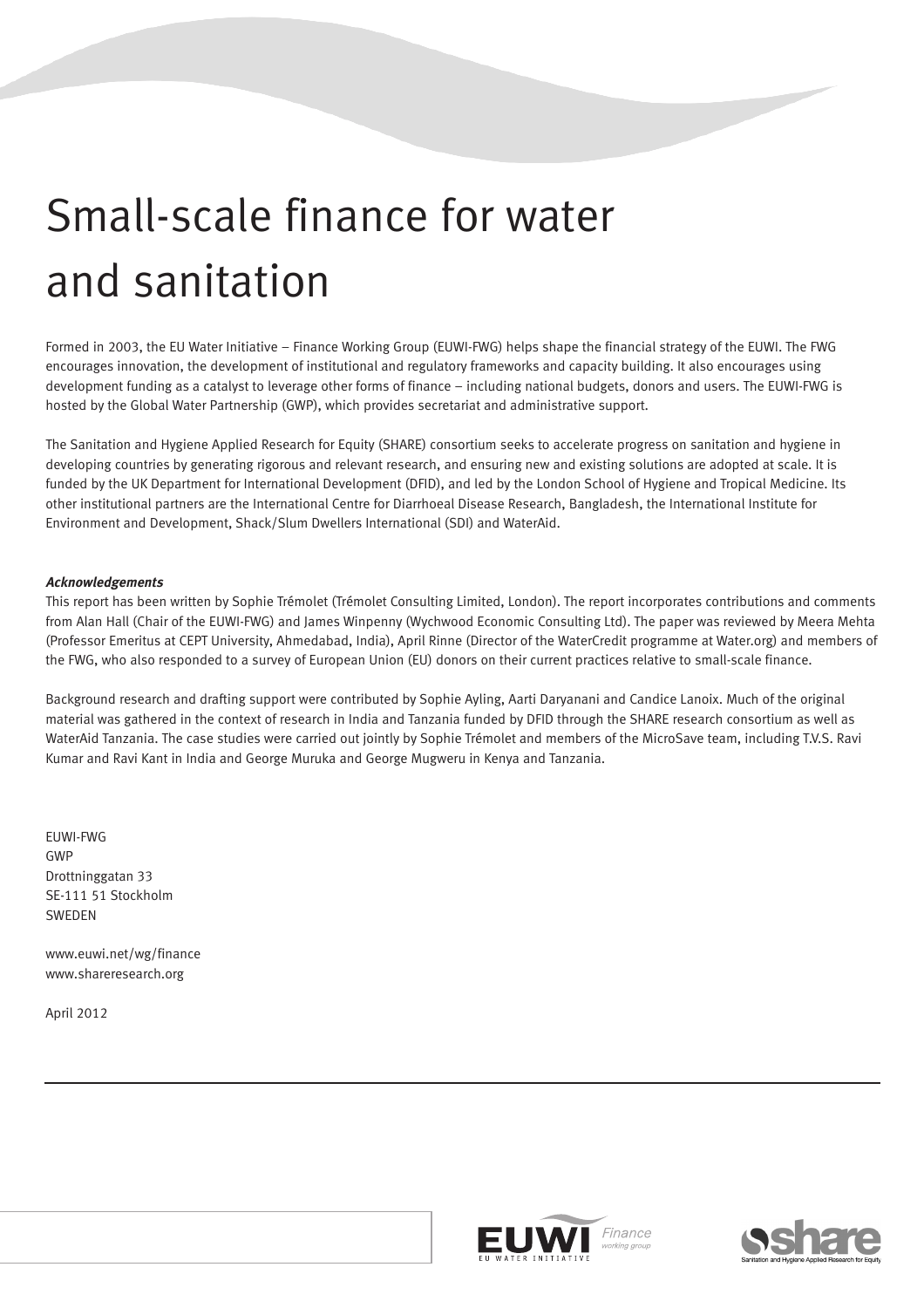# Small-scale finance for water and sanitation

Formed in 2003, the EU Water Initiative – Finance Working Group (EUWI-FWG) helps shape the financial strategy of the EUWI. The FWG encourages innovation, the development of institutional and regulatory frameworks and capacity building. It also encourages using development funding as a catalyst to leverage other forms of finance – including national budgets, donors and users. The EUWI-FWG is hosted by the Global Water Partnership (GWP), which provides secretariat and administrative support.

The Sanitation and Hygiene Applied Research for Equity (SHARE) consortium seeks to accelerate progress on sanitation and hygiene in developing countries by generating rigorous and relevant research, and ensuring new and existing solutions are adopted at scale. It is funded by the UK Department for International Development (DFID), and led by the London School of Hygiene and Tropical Medicine. Its other institutional partners are the International Centre for Diarrhoeal Disease Research, Bangladesh, the International Institute for Environment and Development, Shack/Slum Dwellers International (SDI) and WaterAid.

***Acknowledgements***

This report has been written by Sophie Trémolet (Trémolet Consulting Limited, London). The report incorporates contributions and comments from Alan Hall (Chair of the EUWI-FWG) and James Winpenny (Wychwood Economic Consulting Ltd). The paper was reviewed by Meera Mehta (Professor Emeritus at CEPT University, Ahmedabad, India), April Rinne (Director of the WaterCredit programme at Water.org) and members of the FWG, who also responded to a survey of European Union (EU) donors on their current practices relative to small-scale finance.

Background research and drafting support were contributed by Sophie Ayling, Aarti Daryanani and Candice Lanoix. Much of the original material was gathered in the context of research in India and Tanzania funded by DFID through the SHARE research consortium as well as WaterAid Tanzania. The case studies were carried out jointly by Sophie Trémolet and members of the MicroSave team, including T.V.S. Ravi Kumar and Ravi Kant in India and George Muruka and George Mugweru in Kenya and Tanzania.

EUWI-FWG
GWP
Drottninggatan 33
SE-111 51 Stockholm
SWEDEN

www.euwi.net/wg/finance
www.shareresearch.org

April 2012

EUWI Finance working group
EU WATER INITIATIVE

share
Sanitation and Hygiene Applied Research for Equity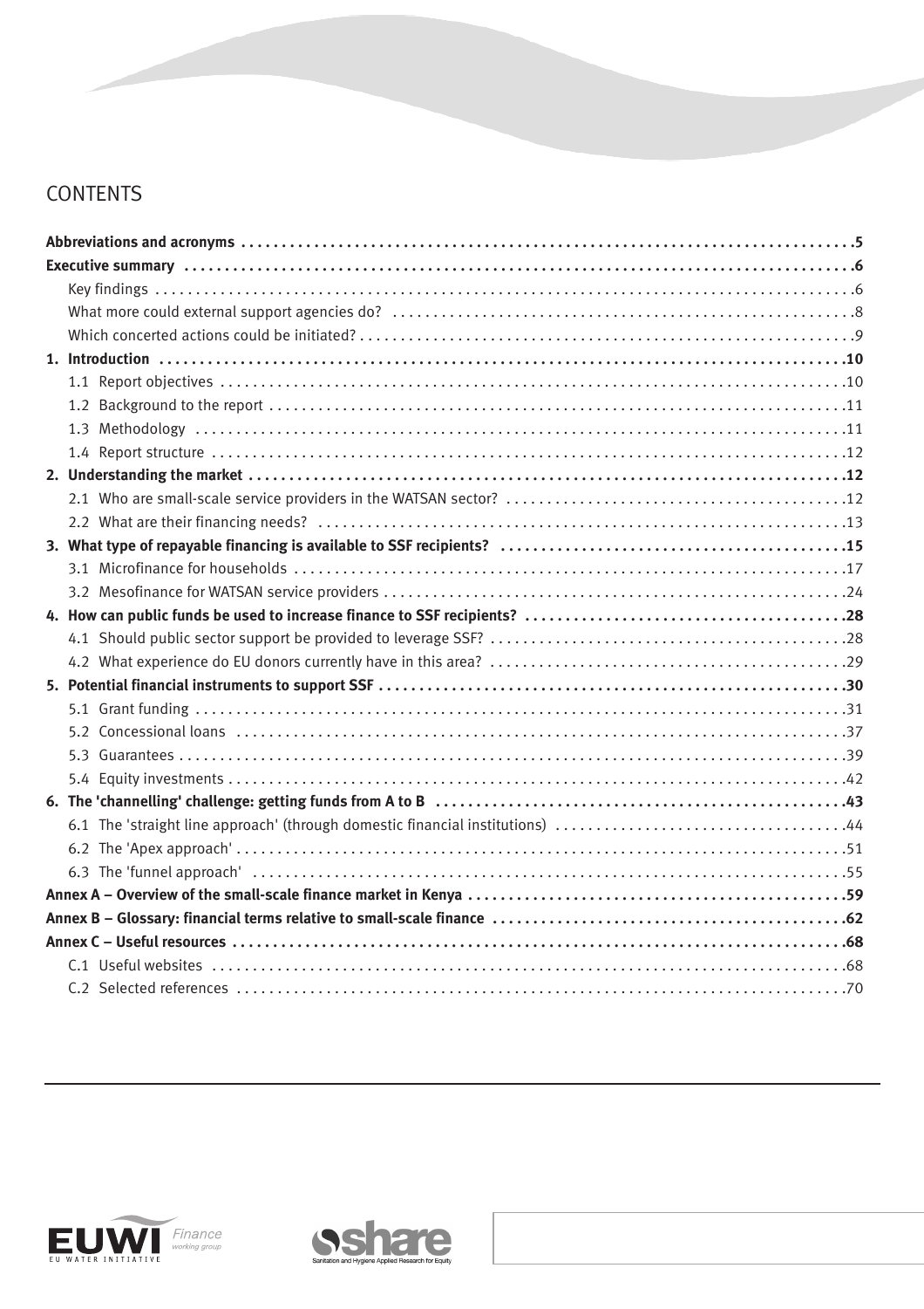# CONTENTS

| | |
|---|---|
| **Abbreviations and acronyms** | **5** |
| **Executive summary** | **6** |
| Key findings | 6 |
| What more could external support agencies do? | 8 |
| Which concerted actions could be initiated? | 9 |
| **1. Introduction** | **10** |
| 1.1 Report objectives | 10 |
| 1.2 Background to the report | 11 |
| 1.3 Methodology | 11 |
| 1.4 Report structure | 12 |
| **2. Understanding the market** | **12** |
| 2.1 Who are small-scale service providers in the WATSAN sector? | 12 |
| 2.2 What are their financing needs? | 13 |
| **3. What type of repayable financing is available to SSF recipients?** | **15** |
| 3.1 Microfinance for households | 17 |
| 3.2 Mesofinance for WATSAN service providers | 24 |
| **4. How can public funds be used to increase finance to SSF recipients?** | **28** |
| 4.1 Should public sector support be provided to leverage SSF? | 28 |
| 4.2 What experience do EU donors currently have in this area? | 29 |
| **5. Potential financial instruments to support SSF** | **30** |
| 5.1 Grant funding | 31 |
| 5.2 Concessional loans | 37 |
| 5.3 Guarantees | 39 |
| 5.4 Equity investments | 42 |
| **6. The 'channelling' challenge: getting funds from A to B** | **43** |
| 6.1 The 'straight line approach' (through domestic financial institutions) | 44 |
| 6.2 The 'Apex approach' | 51 |
| 6.3 The 'funnel approach' | 55 |
| **Annex A – Overview of the small-scale finance market in Kenya** | **59** |
| **Annex B – Glossary: financial terms relative to small-scale finance** | **62** |
| **Annex C – Useful resources** | **68** |
| C.1 Useful websites | 68 |
| C.2 Selected references | 70 |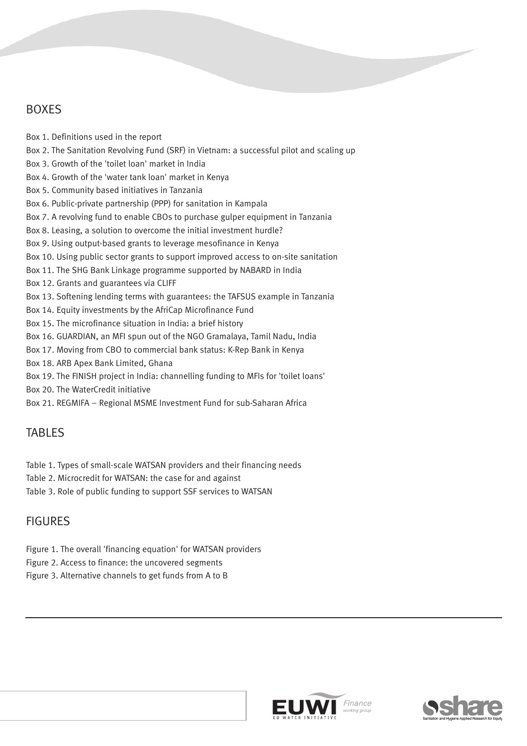## BOXES

Box 1. Definitions used in the report
Box 2. The Sanitation Revolving Fund (SRF) in Vietnam: a successful pilot and scaling up
Box 3. Growth of the 'toilet loan' market in India
Box 4. Growth of the 'water tank loan' market in Kenya
Box 5. Community based initiatives in Tanzania
Box 6. Public-private partnership (PPP) for sanitation in Kampala
Box 7. A revolving fund to enable CBOs to purchase gulper equipment in Tanzania
Box 8. Leasing, a solution to overcome the initial investment hurdle?
Box 9. Using output-based grants to leverage mesofinance in Kenya
Box 10. Using public sector grants to support improved access to on-site sanitation
Box 11. The SHG Bank Linkage programme supported by NABARD in India
Box 12. Grants and guarantees via CLIFF
Box 13. Softening lending terms with guarantees: the TAFSUS example in Tanzania
Box 14. Equity investments by the AfriCap Microfinance Fund
Box 15. The microfinance situation in India: a brief history
Box 16. GUARDIAN, an MFI spun out of the NGO Gramalaya, Tamil Nadu, India
Box 17. Moving from CBO to commercial bank status: K-Rep Bank in Kenya
Box 18. ARB Apex Bank Limited, Ghana
Box 19. The FINISH project in India: channelling funding to MFIs for 'toilet loans'
Box 20. The WaterCredit initiative
Box 21. REGMIFA – Regional MSME Investment Fund for sub-Saharan Africa

## TABLES

Table 1. Types of small-scale WATSAN providers and their financing needs
Table 2. Microcredit for WATSAN: the case for and against
Table 3. Role of public funding to support SSF services to WATSAN

## FIGURES

Figure 1. The overall 'financing equation' for WATSAN providers
Figure 2. Access to finance: the uncovered segments
Figure 3. Alternative channels to get funds from A to B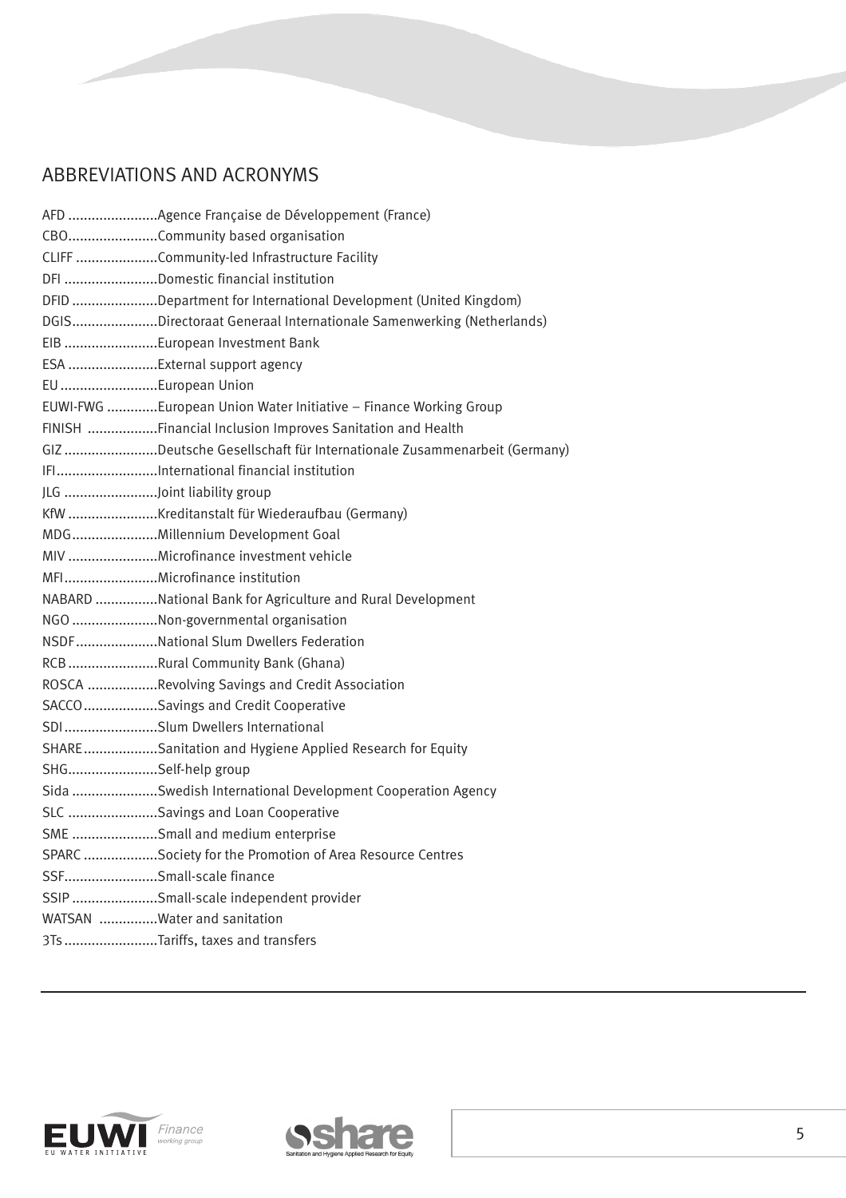## ABBREVIATIONS AND ACRONYMS

| | |
|---|---|
| AFD | Agence Française de Développement (France) |
| CBO | Community based organisation |
| CLIFF | Community-led Infrastructure Facility |
| DFI | Domestic financial institution |
| DFID | Department for International Development (United Kingdom) |
| DGIS | Directoraat Generaal Internationale Samenwerking (Netherlands) |
| EIB | European Investment Bank |
| ESA | External support agency |
| EU | European Union |
| EUWI-FWG | European Union Water Initiative – Finance Working Group |
| FINISH | Financial Inclusion Improves Sanitation and Health |
| GIZ | Deutsche Gesellschaft für Internationale Zusammenarbeit (Germany) |
| IFI | International financial institution |
| JLG | Joint liability group |
| KfW | Kreditanstalt für Wiederaufbau (Germany) |
| MDG | Millennium Development Goal |
| MIV | Microfinance investment vehicle |
| MFI | Microfinance institution |
| NABARD | National Bank for Agriculture and Rural Development |
| NGO | Non-governmental organisation |
| NSDF | National Slum Dwellers Federation |
| RCB | Rural Community Bank (Ghana) |
| ROSCA | Revolving Savings and Credit Association |
| SACCO | Savings and Credit Cooperative |
| SDI | Slum Dwellers International |
| SHARE | Sanitation and Hygiene Applied Research for Equity |
| SHG | Self-help group |
| Sida | Swedish International Development Cooperation Agency |
| SLC | Savings and Loan Cooperative |
| SME | Small and medium enterprise |
| SPARC | Society for the Promotion of Area Resource Centres |
| SSF | Small-scale finance |
| SSIP | Small-scale independent provider |
| WATSAN | Water and sanitation |
| 3Ts | Tariffs, taxes and transfers |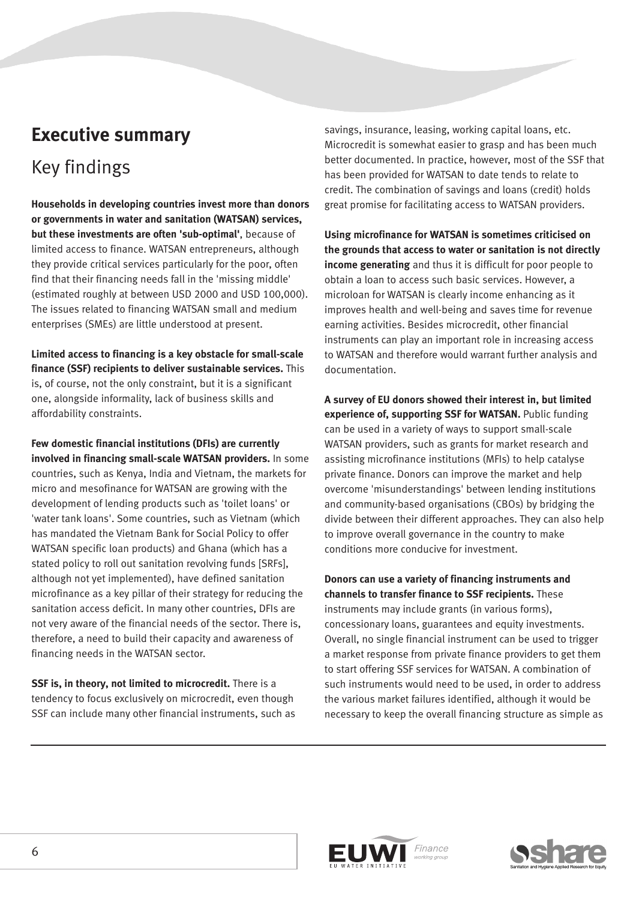# Executive summary

## Key findings

**Households in developing countries invest more than donors or governments in water and sanitation (WATSAN) services, but these investments are often 'sub-optimal'**, because of limited access to finance. WATSAN entrepreneurs, although they provide critical services particularly for the poor, often find that their financing needs fall in the 'missing middle' (estimated roughly at between USD 2000 and USD 100,000). The issues related to financing WATSAN small and medium enterprises (SMEs) are little understood at present.

**Limited access to financing is a key obstacle for small-scale finance (SSF) recipients to deliver sustainable services.** This is, of course, not the only constraint, but it is a significant one, alongside informality, lack of business skills and affordability constraints.

**Few domestic financial institutions (DFIs) are currently involved in financing small-scale WATSAN providers.** In some countries, such as Kenya, India and Vietnam, the markets for micro and mesofinance for WATSAN are growing with the development of lending products such as 'toilet loans' or 'water tank loans'. Some countries, such as Vietnam (which has mandated the Vietnam Bank for Social Policy to offer WATSAN specific loan products) and Ghana (which has a stated policy to roll out sanitation revolving funds [SRFs], although not yet implemented), have defined sanitation microfinance as a key pillar of their strategy for reducing the sanitation access deficit. In many other countries, DFIs are not very aware of the financial needs of the sector. There is, therefore, a need to build their capacity and awareness of financing needs in the WATSAN sector.

**SSF is, in theory, not limited to microcredit.** There is a tendency to focus exclusively on microcredit, even though SSF can include many other financial instruments, such as savings, insurance, leasing, working capital loans, etc. Microcredit is somewhat easier to grasp and has been much better documented. In practice, however, most of the SSF that has been provided for WATSAN to date tends to relate to credit. The combination of savings and loans (credit) holds great promise for facilitating access to WATSAN providers.

**Using microfinance for WATSAN is sometimes criticised on the grounds that access to water or sanitation is not directly income generating** and thus it is difficult for poor people to obtain a loan to access such basic services. However, a microloan for WATSAN is clearly income enhancing as it improves health and well-being and saves time for revenue earning activities. Besides microcredit, other financial instruments can play an important role in increasing access to WATSAN and therefore would warrant further analysis and documentation.

**A survey of EU donors showed their interest in, but limited experience of, supporting SSF for WATSAN.** Public funding can be used in a variety of ways to support small-scale WATSAN providers, such as grants for market research and assisting microfinance institutions (MFIs) to help catalyse private finance. Donors can improve the market and help overcome 'misunderstandings' between lending institutions and community-based organisations (CBOs) by bridging the divide between their different approaches. They can also help to improve overall governance in the country to make conditions more conducive for investment.

**Donors can use a variety of financing instruments and channels to transfer finance to SSF recipients.** These instruments may include grants (in various forms), concessionary loans, guarantees and equity investments. Overall, no single financial instrument can be used to trigger a market response from private finance providers to get them to start offering SSF services for WATSAN. A combination of such instruments would need to be used, in order to address the various market failures identified, although it would be necessary to keep the overall financing structure as simple as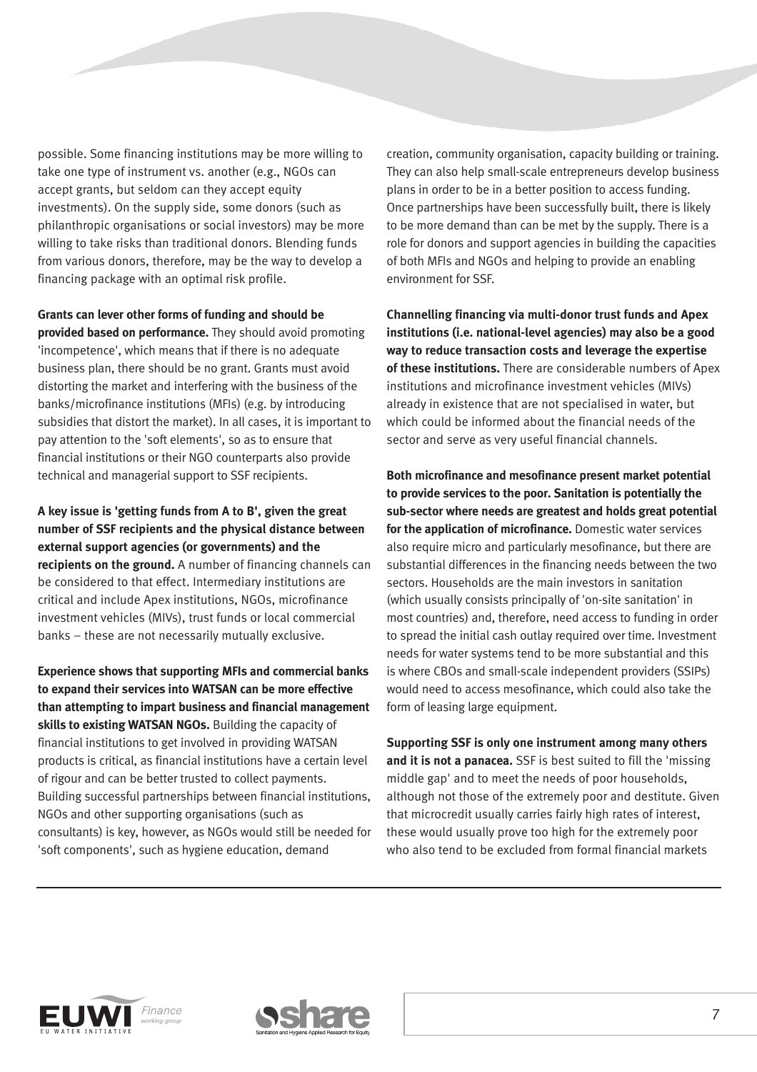possible. Some financing institutions may be more willing to take one type of instrument vs. another (e.g., NGOs can accept grants, but seldom can they accept equity investments). On the supply side, some donors (such as philanthropic organisations or social investors) may be more willing to take risks than traditional donors. Blending funds from various donors, therefore, may be the way to develop a financing package with an optimal risk profile.

**Grants can lever other forms of funding and should be provided based on performance.** They should avoid promoting 'incompetence', which means that if there is no adequate business plan, there should be no grant. Grants must avoid distorting the market and interfering with the business of the banks/microfinance institutions (MFIs) (e.g. by introducing subsidies that distort the market). In all cases, it is important to pay attention to the 'soft elements', so as to ensure that financial institutions or their NGO counterparts also provide technical and managerial support to SSF recipients.

**A key issue is 'getting funds from A to B', given the great number of SSF recipients and the physical distance between external support agencies (or governments) and the recipients on the ground.** A number of financing channels can be considered to that effect. Intermediary institutions are critical and include Apex institutions, NGOs, microfinance investment vehicles (MIVs), trust funds or local commercial banks – these are not necessarily mutually exclusive.

**Experience shows that supporting MFIs and commercial banks to expand their services into WATSAN can be more effective than attempting to impart business and financial management skills to existing WATSAN NGOs.** Building the capacity of financial institutions to get involved in providing WATSAN products is critical, as financial institutions have a certain level of rigour and can be better trusted to collect payments. Building successful partnerships between financial institutions, NGOs and other supporting organisations (such as consultants) is key, however, as NGOs would still be needed for 'soft components', such as hygiene education, demand creation, community organisation, capacity building or training. They can also help small-scale entrepreneurs develop business plans in order to be in a better position to access funding. Once partnerships have been successfully built, there is likely to be more demand than can be met by the supply. There is a role for donors and support agencies in building the capacities of both MFIs and NGOs and helping to provide an enabling environment for SSF.

**Channelling financing via multi-donor trust funds and Apex institutions (i.e. national-level agencies) may also be a good way to reduce transaction costs and leverage the expertise of these institutions.** There are considerable numbers of Apex institutions and microfinance investment vehicles (MIVs) already in existence that are not specialised in water, but which could be informed about the financial needs of the sector and serve as very useful financial channels.

**Both microfinance and mesofinance present market potential to provide services to the poor. Sanitation is potentially the sub-sector where needs are greatest and holds great potential for the application of microfinance.** Domestic water services also require micro and particularly mesofinance, but there are substantial differences in the financing needs between the two sectors. Households are the main investors in sanitation (which usually consists principally of 'on-site sanitation' in most countries) and, therefore, need access to funding in order to spread the initial cash outlay required over time. Investment needs for water systems tend to be more substantial and this is where CBOs and small-scale independent providers (SSIPs) would need to access mesofinance, which could also take the form of leasing large equipment.

**Supporting SSF is only one instrument among many others and it is not a panacea.** SSF is best suited to fill the 'missing middle gap' and to meet the needs of poor households, although not those of the extremely poor and destitute. Given that microcredit usually carries fairly high rates of interest, these would usually prove too high for the extremely poor who also tend to be excluded from formal financial markets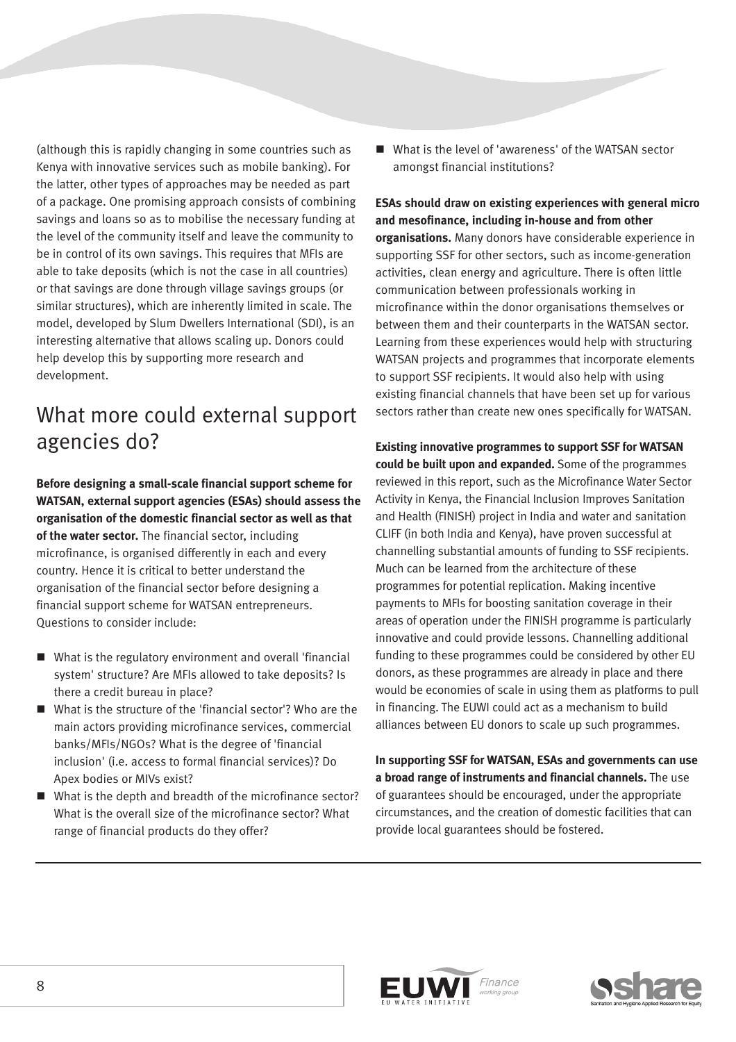(although this is rapidly changing in some countries such as Kenya with innovative services such as mobile banking). For the latter, other types of approaches may be needed as part of a package. One promising approach consists of combining savings and loans so as to mobilise the necessary funding at the level of the community itself and leave the community to be in control of its own savings. This requires that MFIs are able to take deposits (which is not the case in all countries) or that savings are done through village savings groups (or similar structures), which are inherently limited in scale. The model, developed by Slum Dwellers International (SDI), is an interesting alternative that allows scaling up. Donors could help develop this by supporting more research and development.

## What more could external support agencies do?

**Before designing a small-scale financial support scheme for WATSAN, external support agencies (ESAs) should assess the organisation of the domestic financial sector as well as that of the water sector.** The financial sector, including microfinance, is organised differently in each and every country. Hence it is critical to better understand the organisation of the financial sector before designing a financial support scheme for WATSAN entrepreneurs. Questions to consider include:

- What is the regulatory environment and overall 'financial system' structure? Are MFIs allowed to take deposits? Is there a credit bureau in place?
- What is the structure of the 'financial sector'? Who are the main actors providing microfinance services, commercial banks/MFIs/NGOs? What is the degree of 'financial inclusion' (i.e. access to formal financial services)? Do Apex bodies or MIVs exist?
- What is the depth and breadth of the microfinance sector? What is the overall size of the microfinance sector? What range of financial products do they offer?
- What is the level of 'awareness' of the WATSAN sector amongst financial institutions?

**ESAs should draw on existing experiences with general micro and mesofinance, including in-house and from other organisations.** Many donors have considerable experience in supporting SSF for other sectors, such as income-generation activities, clean energy and agriculture. There is often little communication between professionals working in microfinance within the donor organisations themselves or between them and their counterparts in the WATSAN sector. Learning from these experiences would help with structuring WATSAN projects and programmes that incorporate elements to support SSF recipients. It would also help with using existing financial channels that have been set up for various sectors rather than create new ones specifically for WATSAN.

**Existing innovative programmes to support SSF for WATSAN could be built upon and expanded.** Some of the programmes reviewed in this report, such as the Microfinance Water Sector Activity in Kenya, the Financial Inclusion Improves Sanitation and Health (FINISH) project in India and water and sanitation CLIFF (in both India and Kenya), have proven successful at channelling substantial amounts of funding to SSF recipients. Much can be learned from the architecture of these programmes for potential replication. Making incentive payments to MFIs for boosting sanitation coverage in their areas of operation under the FINISH programme is particularly innovative and could provide lessons. Channelling additional funding to these programmes could be considered by other EU donors, as these programmes are already in place and there would be economies of scale in using them as platforms to pull in financing. The EUWI could act as a mechanism to build alliances between EU donors to scale up such programmes.

**In supporting SSF for WATSAN, ESAs and governments can use a broad range of instruments and financial channels.** The use of guarantees should be encouraged, under the appropriate circumstances, and the creation of domestic facilities that can provide local guarantees should be fostered.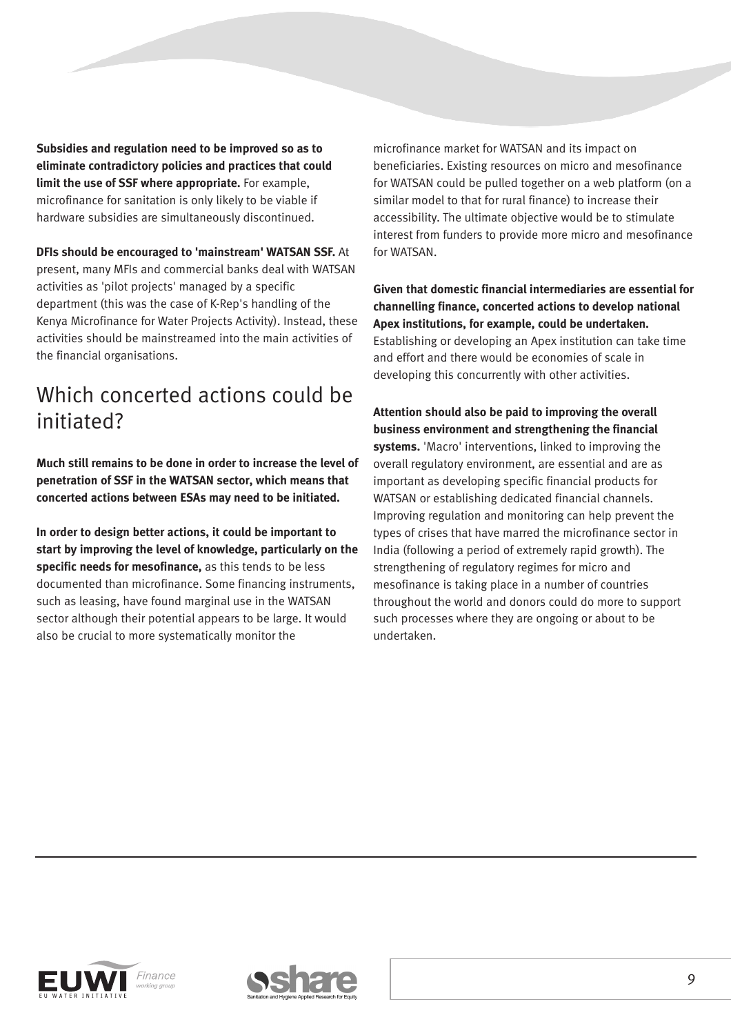**Subsidies and regulation need to be improved so as to eliminate contradictory policies and practices that could limit the use of SSF where appropriate.** For example, microfinance for sanitation is only likely to be viable if hardware subsidies are simultaneously discontinued.

**DFIs should be encouraged to 'mainstream' WATSAN SSF.** At present, many MFIs and commercial banks deal with WATSAN activities as 'pilot projects' managed by a specific department (this was the case of K-Rep's handling of the Kenya Microfinance for Water Projects Activity). Instead, these activities should be mainstreamed into the main activities of the financial organisations.

## Which concerted actions could be initiated?

**Much still remains to be done in order to increase the level of penetration of SSF in the WATSAN sector, which means that concerted actions between ESAs may need to be initiated.**

**In order to design better actions, it could be important to start by improving the level of knowledge, particularly on the specific needs for mesofinance,** as this tends to be less documented than microfinance. Some financing instruments, such as leasing, have found marginal use in the WATSAN sector although their potential appears to be large. It would also be crucial to more systematically monitor the microfinance market for WATSAN and its impact on beneficiaries. Existing resources on micro and mesofinance for WATSAN could be pulled together on a web platform (on a similar model to that for rural finance) to increase their accessibility. The ultimate objective would be to stimulate interest from funders to provide more micro and mesofinance for WATSAN.

**Given that domestic financial intermediaries are essential for channelling finance, concerted actions to develop national Apex institutions, for example, could be undertaken.** Establishing or developing an Apex institution can take time and effort and there would be economies of scale in developing this concurrently with other activities.

**Attention should also be paid to improving the overall business environment and strengthening the financial systems.** 'Macro' interventions, linked to improving the overall regulatory environment, are essential and are as important as developing specific financial products for WATSAN or establishing dedicated financial channels. Improving regulation and monitoring can help prevent the types of crises that have marred the microfinance sector in India (following a period of extremely rapid growth). The strengthening of regulatory regimes for micro and mesofinance is taking place in a number of countries throughout the world and donors could do more to support such processes where they are ongoing or about to be undertaken.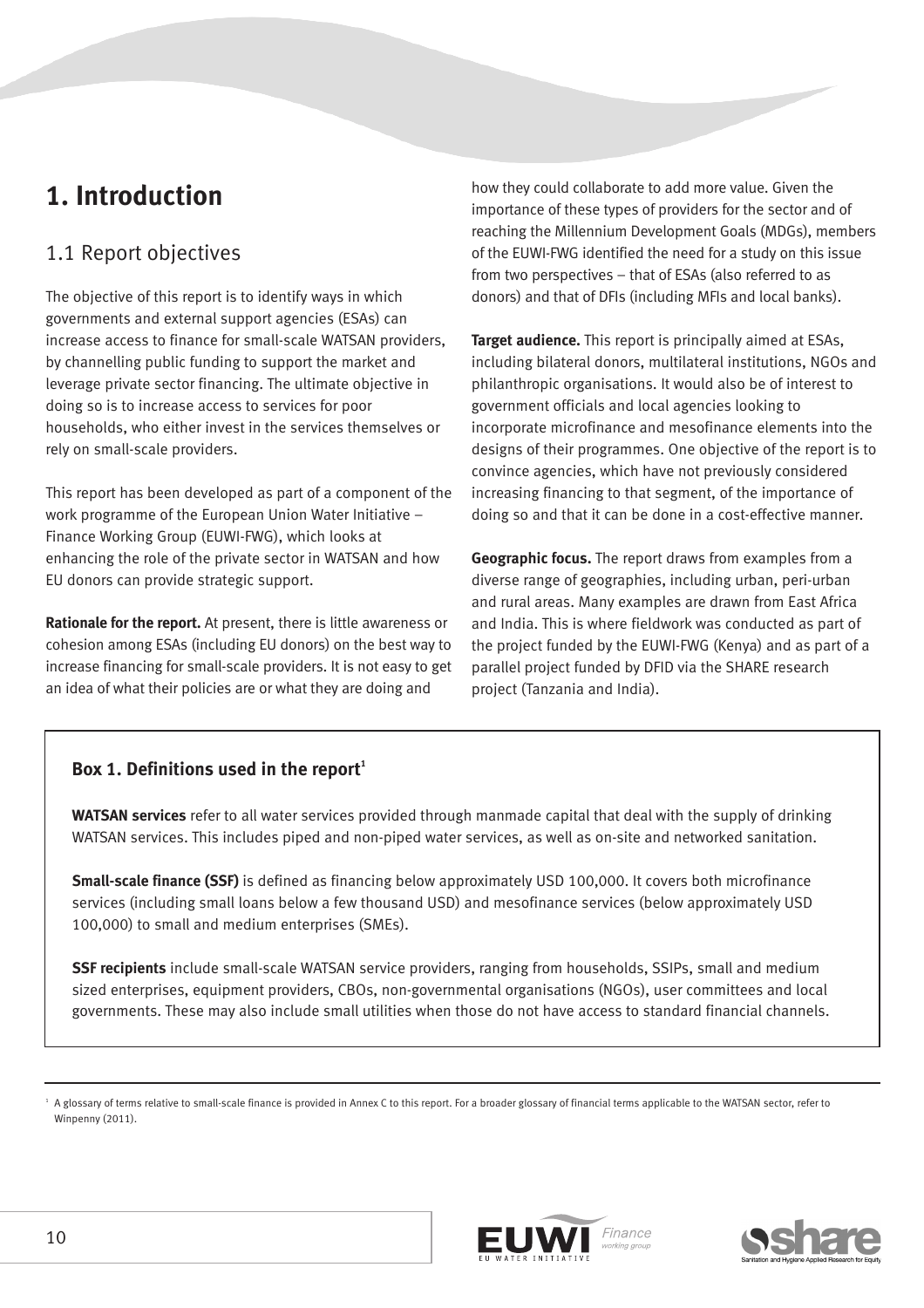# 1. Introduction

## 1.1 Report objectives

The objective of this report is to identify ways in which governments and external support agencies (ESAs) can increase access to finance for small-scale WATSAN providers, by channelling public funding to support the market and leverage private sector financing. The ultimate objective in doing so is to increase access to services for poor households, who either invest in the services themselves or rely on small-scale providers.

This report has been developed as part of a component of the work programme of the European Union Water Initiative – Finance Working Group (EUWI-FWG), which looks at enhancing the role of the private sector in WATSAN and how EU donors can provide strategic support.

**Rationale for the report.** At present, there is little awareness or cohesion among ESAs (including EU donors) on the best way to increase financing for small-scale providers. It is not easy to get an idea of what their policies are or what they are doing and how they could collaborate to add more value. Given the importance of these types of providers for the sector and of reaching the Millennium Development Goals (MDGs), members of the EUWI-FWG identified the need for a study on this issue from two perspectives – that of ESAs (also referred to as donors) and that of DFIs (including MFIs and local banks).

**Target audience.** This report is principally aimed at ESAs, including bilateral donors, multilateral institutions, NGOs and philanthropic organisations. It would also be of interest to government officials and local agencies looking to incorporate microfinance and mesofinance elements into the designs of their programmes. One objective of the report is to convince agencies, which have not previously considered increasing financing to that segment, of the importance of doing so and that it can be done in a cost-effective manner.

**Geographic focus.** The report draws from examples from a diverse range of geographies, including urban, peri-urban and rural areas. Many examples are drawn from East Africa and India. This is where fieldwork was conducted as part of the project funded by the EUWI-FWG (Kenya) and as part of a parallel project funded by DFID via the SHARE research project (Tanzania and India).

### Box 1. Definitions used in the report[1]

**WATSAN services** refer to all water services provided through manmade capital that deal with the supply of drinking WATSAN services. This includes piped and non-piped water services, as well as on-site and networked sanitation.

**Small-scale finance (SSF)** is defined as financing below approximately USD 100,000. It covers both microfinance services (including small loans below a few thousand USD) and mesofinance services (below approximately USD 100,000) to small and medium enterprises (SMEs).

**SSF recipients** include small-scale WATSAN service providers, ranging from households, SSIPs, small and medium sized enterprises, equipment providers, CBOs, non-governmental organisations (NGOs), user committees and local governments. These may also include small utilities when those do not have access to standard financial channels.

[1] A glossary of terms relative to small-scale finance is provided in Annex C to this report. For a broader glossary of financial terms applicable to the WATSAN sector, refer to Winpenny (2011).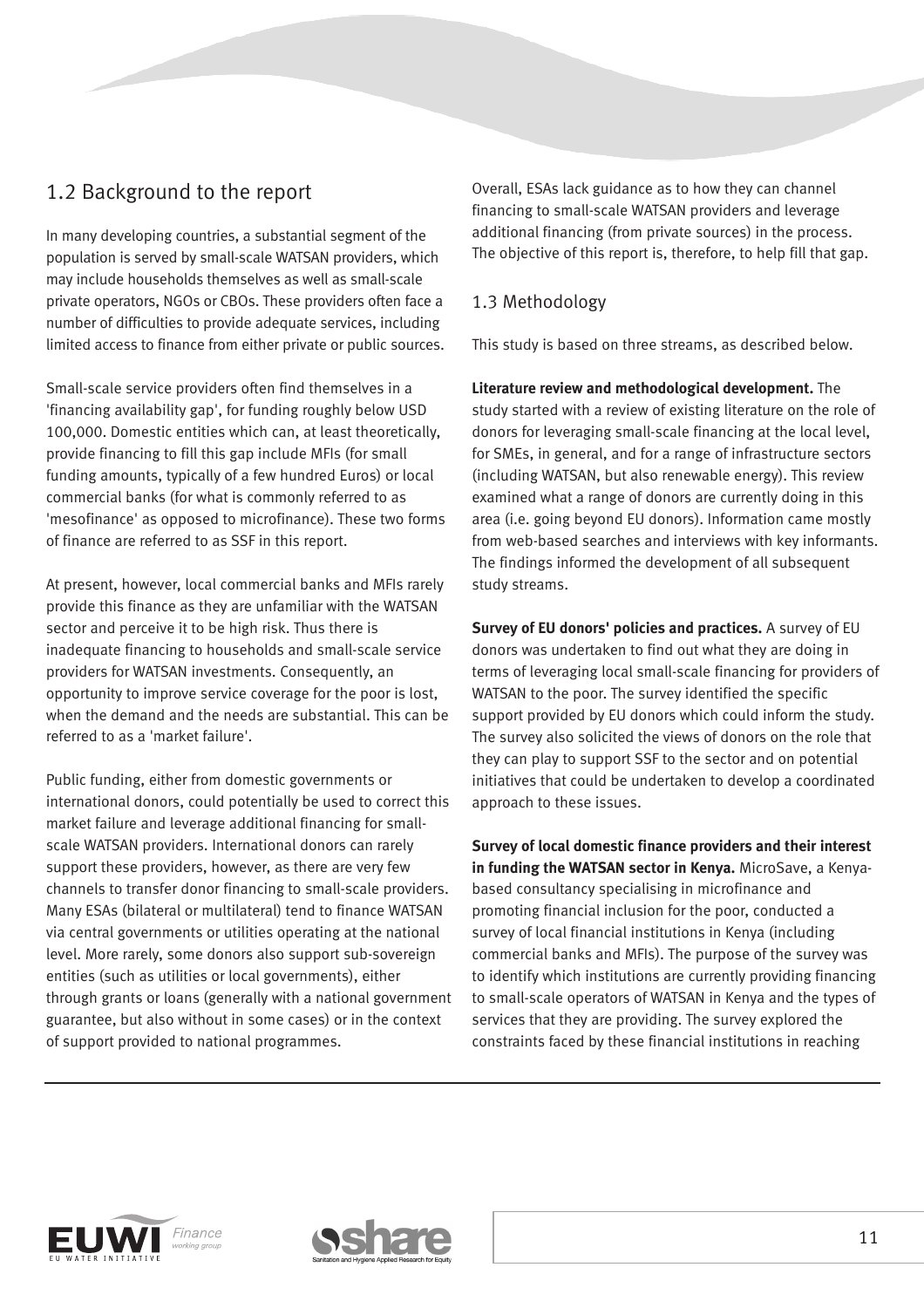## 1.2 Background to the report

In many developing countries, a substantial segment of the population is served by small-scale WATSAN providers, which may include households themselves as well as small-scale private operators, NGOs or CBOs. These providers often face a number of difficulties to provide adequate services, including limited access to finance from either private or public sources.

Small-scale service providers often find themselves in a 'financing availability gap', for funding roughly below USD 100,000. Domestic entities which can, at least theoretically, provide financing to fill this gap include MFIs (for small funding amounts, typically of a few hundred Euros) or local commercial banks (for what is commonly referred to as 'mesofinance' as opposed to microfinance). These two forms of finance are referred to as SSF in this report.

At present, however, local commercial banks and MFIs rarely provide this finance as they are unfamiliar with the WATSAN sector and perceive it to be high risk. Thus there is inadequate financing to households and small-scale service providers for WATSAN investments. Consequently, an opportunity to improve service coverage for the poor is lost, when the demand and the needs are substantial. This can be referred to as a 'market failure'.

Public funding, either from domestic governments or international donors, could potentially be used to correct this market failure and leverage additional financing for small-scale WATSAN providers. International donors can rarely support these providers, however, as there are very few channels to transfer donor financing to small-scale providers. Many ESAs (bilateral or multilateral) tend to finance WATSAN via central governments or utilities operating at the national level. More rarely, some donors also support sub-sovereign entities (such as utilities or local governments), either through grants or loans (generally with a national government guarantee, but also without in some cases) or in the context of support provided to national programmes.

Overall, ESAs lack guidance as to how they can channel financing to small-scale WATSAN providers and leverage additional financing (from private sources) in the process. The objective of this report is, therefore, to help fill that gap.

## 1.3 Methodology

This study is based on three streams, as described below.

**Literature review and methodological development.** The study started with a review of existing literature on the role of donors for leveraging small-scale financing at the local level, for SMEs, in general, and for a range of infrastructure sectors (including WATSAN, but also renewable energy). This review examined what a range of donors are currently doing in this area (i.e. going beyond EU donors). Information came mostly from web-based searches and interviews with key informants. The findings informed the development of all subsequent study streams.

**Survey of EU donors' policies and practices.** A survey of EU donors was undertaken to find out what they are doing in terms of leveraging local small-scale financing for providers of WATSAN to the poor. The survey identified the specific support provided by EU donors which could inform the study. The survey also solicited the views of donors on the role that they can play to support SSF to the sector and on potential initiatives that could be undertaken to develop a coordinated approach to these issues.

**Survey of local domestic finance providers and their interest in funding the WATSAN sector in Kenya.** MicroSave, a Kenya-based consultancy specialising in microfinance and promoting financial inclusion for the poor, conducted a survey of local financial institutions in Kenya (including commercial banks and MFIs). The purpose of the survey was to identify which institutions are currently providing financing to small-scale operators of WATSAN in Kenya and the types of services that they are providing. The survey explored the constraints faced by these financial institutions in reaching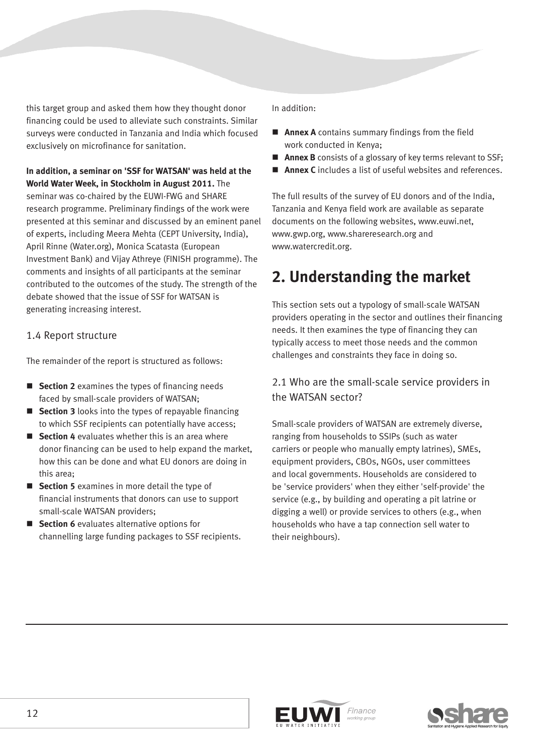this target group and asked them how they thought donor financing could be used to alleviate such constraints. Similar surveys were conducted in Tanzania and India which focused exclusively on microfinance for sanitation.

**In addition, a seminar on 'SSF for WATSAN' was held at the World Water Week, in Stockholm in August 2011.** The seminar was co-chaired by the EUWI-FWG and SHARE research programme. Preliminary findings of the work were presented at this seminar and discussed by an eminent panel of experts, including Meera Mehta (CEPT University, India), April Rinne (Water.org), Monica Scatasta (European Investment Bank) and Vijay Athreye (FINISH programme). The comments and insights of all participants at the seminar contributed to the outcomes of the study. The strength of the debate showed that the issue of SSF for WATSAN is generating increasing interest.

### 1.4 Report structure

The remainder of the report is structured as follows:

- **Section 2** examines the types of financing needs faced by small-scale providers of WATSAN;
- **Section 3** looks into the types of repayable financing to which SSF recipients can potentially have access;
- **Section 4** evaluates whether this is an area where donor financing can be used to help expand the market, how this can be done and what EU donors are doing in this area;
- **Section 5** examines in more detail the type of financial instruments that donors can use to support small-scale WATSAN providers;
- **Section 6** evaluates alternative options for channelling large funding packages to SSF recipients.

In addition:

- **Annex A** contains summary findings from the field work conducted in Kenya;
- **Annex B** consists of a glossary of key terms relevant to SSF;
- **Annex C** includes a list of useful websites and references.

The full results of the survey of EU donors and of the India, Tanzania and Kenya field work are available as separate documents on the following websites, www.euwi.net, www.gwp.org, www.shareresearch.org and www.watercredit.org.

## 2. Understanding the market

This section sets out a typology of small-scale WATSAN providers operating in the sector and outlines their financing needs. It then examines the type of financing they can typically access to meet those needs and the common challenges and constraints they face in doing so.

### 2.1 Who are the small-scale service providers in the WATSAN sector?

Small-scale providers of WATSAN are extremely diverse, ranging from households to SSIPs (such as water carriers or people who manually empty latrines), SMEs, equipment providers, CBOs, NGOs, user committees and local governments. Households are considered to be 'service providers' when they either 'self-provide' the service (e.g., by building and operating a pit latrine or digging a well) or provide services to others (e.g., when households who have a tap connection sell water to their neighbours).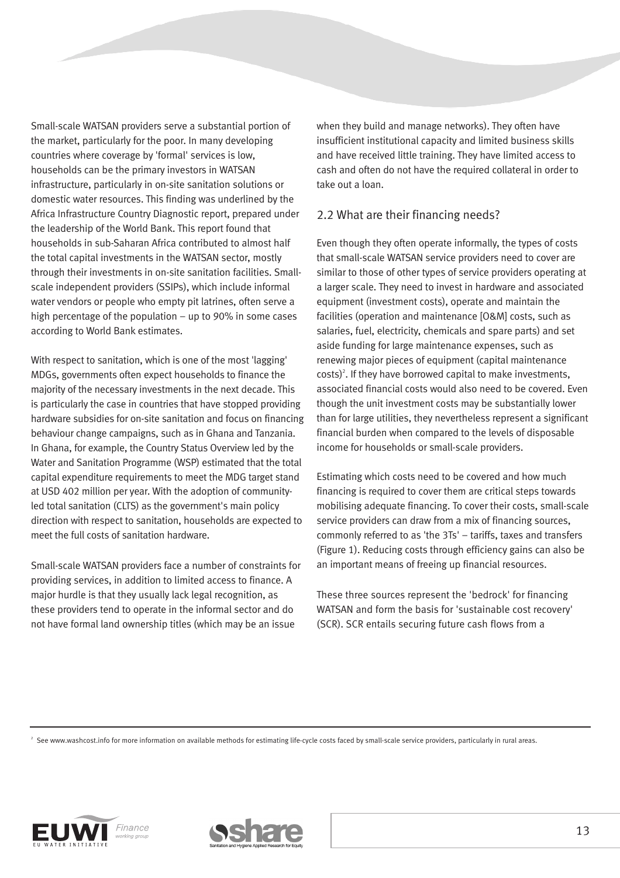Small-scale WATSAN providers serve a substantial portion of the market, particularly for the poor. In many developing countries where coverage by 'formal' services is low, households can be the primary investors in WATSAN infrastructure, particularly in on-site sanitation solutions or domestic water resources. This finding was underlined by the Africa Infrastructure Country Diagnostic report, prepared under the leadership of the World Bank. This report found that households in sub-Saharan Africa contributed to almost half the total capital investments in the WATSAN sector, mostly through their investments in on-site sanitation facilities. Small-scale independent providers (SSIPs), which include informal water vendors or people who empty pit latrines, often serve a high percentage of the population – up to 90% in some cases according to World Bank estimates.

With respect to sanitation, which is one of the most 'lagging' MDGs, governments often expect households to finance the majority of the necessary investments in the next decade. This is particularly the case in countries that have stopped providing hardware subsidies for on-site sanitation and focus on financing behaviour change campaigns, such as in Ghana and Tanzania. In Ghana, for example, the Country Status Overview led by the Water and Sanitation Programme (WSP) estimated that the total capital expenditure requirements to meet the MDG target stand at USD 402 million per year. With the adoption of community-led total sanitation (CLTS) as the government's main policy direction with respect to sanitation, households are expected to meet the full costs of sanitation hardware.

Small-scale WATSAN providers face a number of constraints for providing services, in addition to limited access to finance. A major hurdle is that they usually lack legal recognition, as these providers tend to operate in the informal sector and do not have formal land ownership titles (which may be an issue when they build and manage networks). They often have insufficient institutional capacity and limited business skills and have received little training. They have limited access to cash and often do not have the required collateral in order to take out a loan.

## 2.2 What are their financing needs?

Even though they often operate informally, the types of costs that small-scale WATSAN service providers need to cover are similar to those of other types of service providers operating at a larger scale. They need to invest in hardware and associated equipment (investment costs), operate and maintain the facilities (operation and maintenance [O&M] costs, such as salaries, fuel, electricity, chemicals and spare parts) and set aside funding for large maintenance expenses, such as renewing major pieces of equipment (capital maintenance costs)[2]. If they have borrowed capital to make investments, associated financial costs would also need to be covered. Even though the unit investment costs may be substantially lower than for large utilities, they nevertheless represent a significant financial burden when compared to the levels of disposable income for households or small-scale providers.

Estimating which costs need to be covered and how much financing is required to cover them are critical steps towards mobilising adequate financing. To cover their costs, small-scale service providers can draw from a mix of financing sources, commonly referred to as 'the 3Ts' – tariffs, taxes and transfers (Figure 1). Reducing costs through efficiency gains can also be an important means of freeing up financial resources.

These three sources represent the 'bedrock' for financing WATSAN and form the basis for 'sustainable cost recovery' (SCR). SCR entails securing future cash flows from a

---

[2] See www.washcost.info for more information on available methods for estimating life-cycle costs faced by small-scale service providers, particularly in rural areas.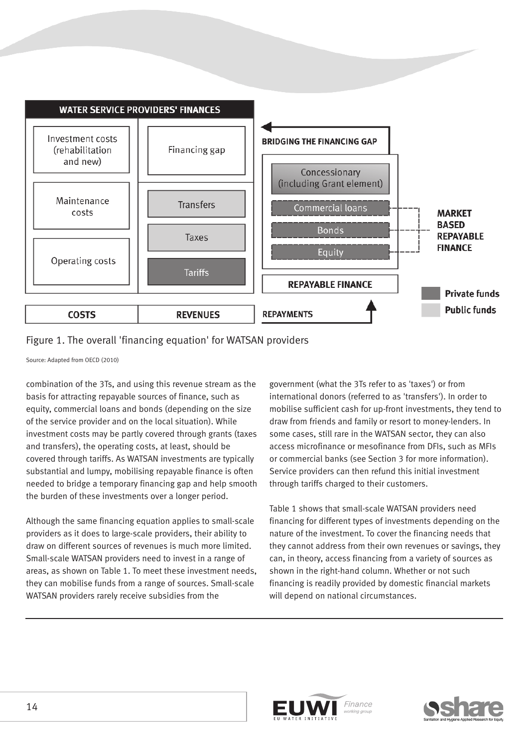| WATER SERVICE PROVIDERS' FINANCES | |
|---|---|
| Investment costs (rehabilitation and new) | Financing gap |
| Maintenance costs | Transfers |
| | Taxes |
| Operating costs | Tariffs |
| **COSTS** | **REVENUES** |

**BRIDGING THE FINANCING GAP**

- Concessionary (including Grant element)
- Commercial loans
- Bonds
- Equity

**MARKET BASED REPAYABLE FINANCE**

**REPAYABLE FINANCE**

**REPAYMENTS**

**Private funds**

**Public funds**

Figure 1. The overall 'financing equation' for WATSAN providers

Source: Adapted from OECD (2010)

combination of the 3Ts, and using this revenue stream as the basis for attracting repayable sources of finance, such as equity, commercial loans and bonds (depending on the size of the service provider and on the local situation). While investment costs may be partly covered through grants (taxes and transfers), the operating costs, at least, should be covered through tariffs. As WATSAN investments are typically substantial and lumpy, mobilising repayable finance is often needed to bridge a temporary financing gap and help smooth the burden of these investments over a longer period.

Although the same financing equation applies to small-scale providers as it does to large-scale providers, their ability to draw on different sources of revenues is much more limited. Small-scale WATSAN providers need to invest in a range of areas, as shown on Table 1. To meet these investment needs, they can mobilise funds from a range of sources. Small-scale WATSAN providers rarely receive subsidies from the government (what the 3Ts refer to as 'taxes') or from international donors (referred to as 'transfers'). In order to mobilise sufficient cash for up-front investments, they tend to draw from friends and family or resort to money-lenders. In some cases, still rare in the WATSAN sector, they can also access microfinance or mesofinance from DFIs, such as MFIs or commercial banks (see Section 3 for more information). Service providers can then refund this initial investment through tariffs charged to their customers.

Table 1 shows that small-scale WATSAN providers need financing for different types of investments depending on the nature of the investment. To cover the financing needs that they cannot address from their own revenues or savings, they can, in theory, access financing from a variety of sources as shown in the right-hand column. Whether or not such financing is readily provided by domestic financial markets will depend on national circumstances.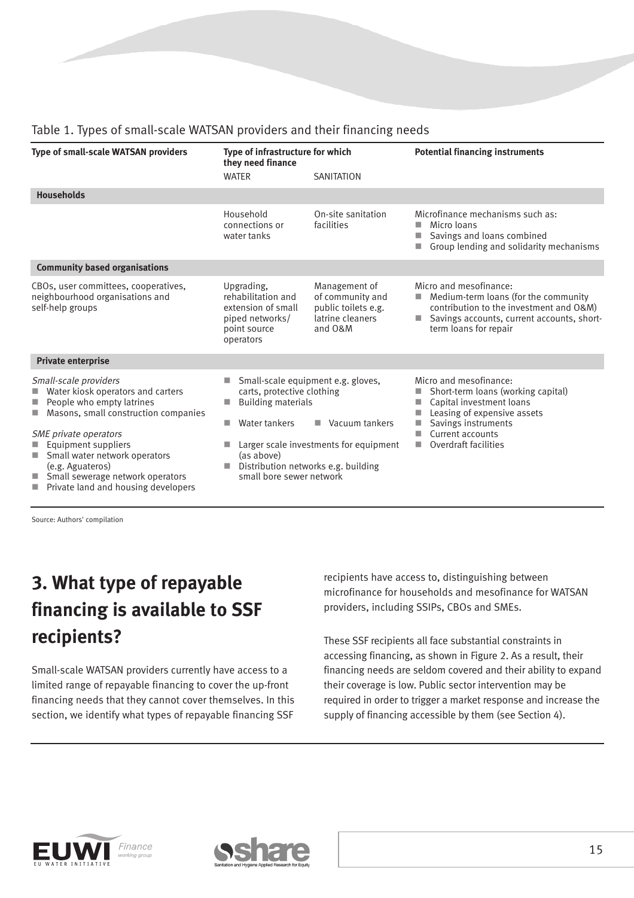Table 1. Types of small-scale WATSAN providers and their financing needs

| Type of small-scale WATSAN providers | Type of infrastructure for which they need finance | | Potential financing instruments |
|---|---|---|---|
| | WATER | SANITATION | |
| **Households** | | | |
| | Household connections or water tanks | On-site sanitation facilities | Microfinance mechanisms such as:<br>■ Micro loans<br>■ Savings and loans combined<br>■ Group lending and solidarity mechanisms |
| **Community based organisations** | | | |
| CBOs, user committees, cooperatives, neighbourhood organisations and self-help groups | Upgrading, rehabilitation and extension of small piped networks/ point source operators | Management of of community and public toilets e.g. latrine cleaners and O&M | Micro and mesofinance:<br>■ Medium-term loans (for the community contribution to the investment and O&M)<br>■ Savings accounts, current accounts, short-term loans for repair |
| **Private enterprise** | | | |
| *Small-scale providers*<br>■ Water kiosk operators and carters<br>■ People who empty latrines<br>■ Masons, small construction companies<br><br>*SME private operators*<br>■ Equipment suppliers<br>■ Small water network operators (e.g. Aguateros)<br>■ Small sewerage network operators<br>■ Private land and housing developers | ■ Small-scale equipment e.g. gloves, carts, protective clothing<br>■ Building materials<br>■ Water tankers<br>■ Larger scale investments for equipment (as above)<br>■ Distribution networks e.g. building small bore sewer network | ■ Vacuum tankers | Micro and mesofinance:<br>■ Short-term loans (working capital)<br>■ Capital investment loans<br>■ Leasing of expensive assets<br>■ Savings instruments<br>■ Current accounts<br>■ Overdraft facilities |

Source: Authors' compilation

## 3. What type of repayable financing is available to SSF recipients?

Small-scale WATSAN providers currently have access to a limited range of repayable financing to cover the up-front financing needs that they cannot cover themselves. In this section, we identify what types of repayable financing SSF recipients have access to, distinguishing between microfinance for households and mesofinance for WATSAN providers, including SSIPs, CBOs and SMEs.

These SSF recipients all face substantial constraints in accessing financing, as shown in Figure 2. As a result, their financing needs are seldom covered and their ability to expand their coverage is low. Public sector intervention may be required in order to trigger a market response and increase the supply of financing accessible by them (see Section 4).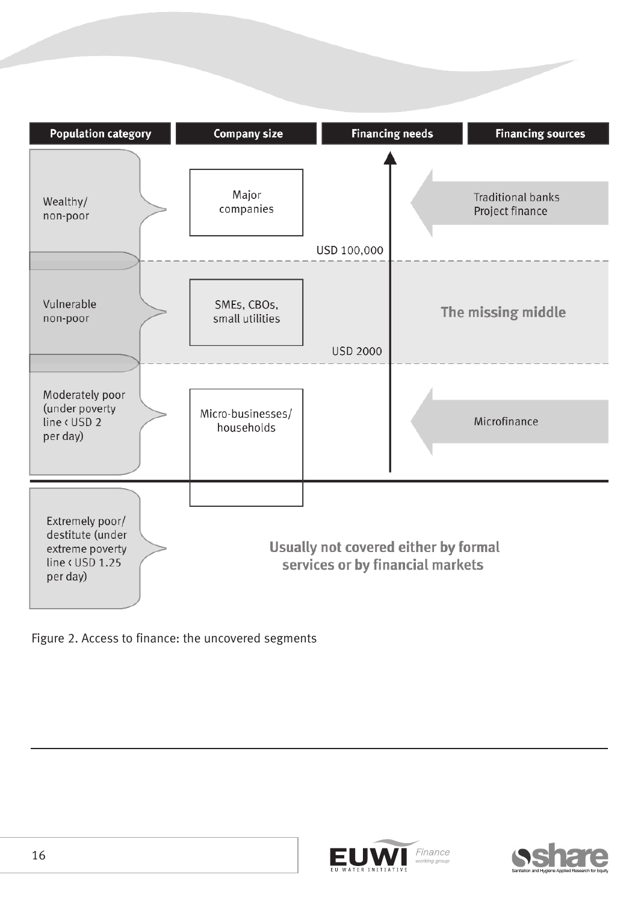| Population category | Company size | Financing needs | Financing sources |
|---|---|---|---|
| Wealthy/ non-poor | Major companies | | Traditional banks Project finance |
| | | USD 100,000 | |
| Vulnerable non-poor | SMEs, CBOs, small utilities | | The missing middle |
| | | USD 2000 | |
| Moderately poor (under poverty line < USD 2 per day) | Micro-businesses/ households | | Microfinance |
| Extremely poor/ destitute (under extreme poverty line < USD 1.25 per day) | Usually not covered either by formal services or by financial markets | | |

Figure 2. Access to finance: the uncovered segments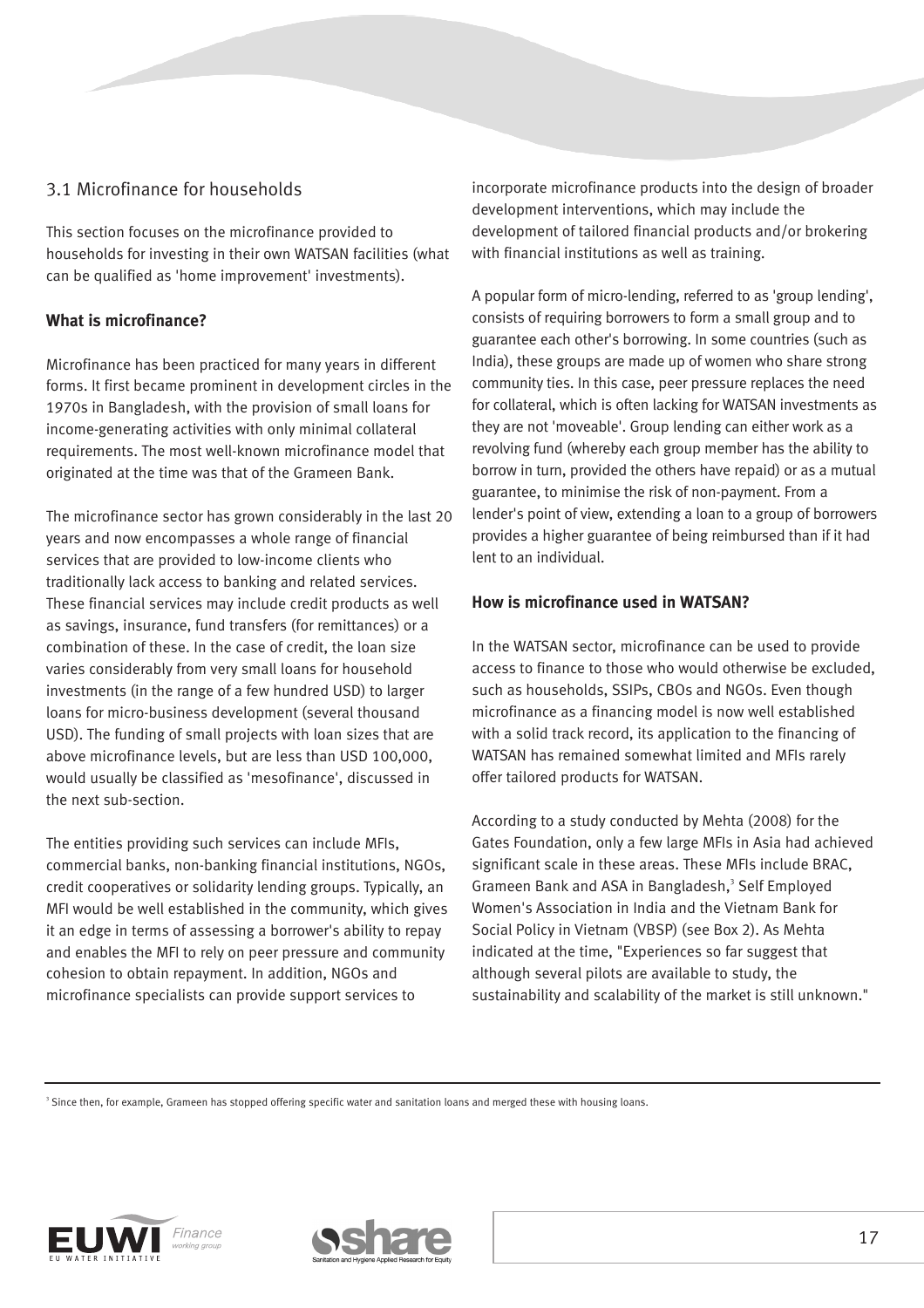## 3.1 Microfinance for households

This section focuses on the microfinance provided to households for investing in their own WATSAN facilities (what can be qualified as 'home improvement' investments).

### What is microfinance?

Microfinance has been practiced for many years in different forms. It first became prominent in development circles in the 1970s in Bangladesh, with the provision of small loans for income-generating activities with only minimal collateral requirements. The most well-known microfinance model that originated at the time was that of the Grameen Bank.

The microfinance sector has grown considerably in the last 20 years and now encompasses a whole range of financial services that are provided to low-income clients who traditionally lack access to banking and related services. These financial services may include credit products as well as savings, insurance, fund transfers (for remittances) or a combination of these. In the case of credit, the loan size varies considerably from very small loans for household investments (in the range of a few hundred USD) to larger loans for micro-business development (several thousand USD). The funding of small projects with loan sizes that are above microfinance levels, but are less than USD 100,000, would usually be classified as 'mesofinance', discussed in the next sub-section.

The entities providing such services can include MFIs, commercial banks, non-banking financial institutions, NGOs, credit cooperatives or solidarity lending groups. Typically, an MFI would be well established in the community, which gives it an edge in terms of assessing a borrower's ability to repay and enables the MFI to rely on peer pressure and community cohesion to obtain repayment. In addition, NGOs and microfinance specialists can provide support services to incorporate microfinance products into the design of broader development interventions, which may include the development of tailored financial products and/or brokering with financial institutions as well as training.

A popular form of micro-lending, referred to as 'group lending', consists of requiring borrowers to form a small group and to guarantee each other's borrowing. In some countries (such as India), these groups are made up of women who share strong community ties. In this case, peer pressure replaces the need for collateral, which is often lacking for WATSAN investments as they are not 'moveable'. Group lending can either work as a revolving fund (whereby each group member has the ability to borrow in turn, provided the others have repaid) or as a mutual guarantee, to minimise the risk of non-payment. From a lender's point of view, extending a loan to a group of borrowers provides a higher guarantee of being reimbursed than if it had lent to an individual.

### How is microfinance used in WATSAN?

In the WATSAN sector, microfinance can be used to provide access to finance to those who would otherwise be excluded, such as households, SSIPs, CBOs and NGOs. Even though microfinance as a financing model is now well established with a solid track record, its application to the financing of WATSAN has remained somewhat limited and MFIs rarely offer tailored products for WATSAN.

According to a study conducted by Mehta (2008) for the Gates Foundation, only a few large MFIs in Asia had achieved significant scale in these areas. These MFIs include BRAC, Grameen Bank and ASA in Bangladesh,[3] Self Employed Women's Association in India and the Vietnam Bank for Social Policy in Vietnam (VBSP) (see Box 2). As Mehta indicated at the time, "Experiences so far suggest that although several pilots are available to study, the sustainability and scalability of the market is still unknown."

---

[3] Since then, for example, Grameen has stopped offering specific water and sanitation loans and merged these with housing loans.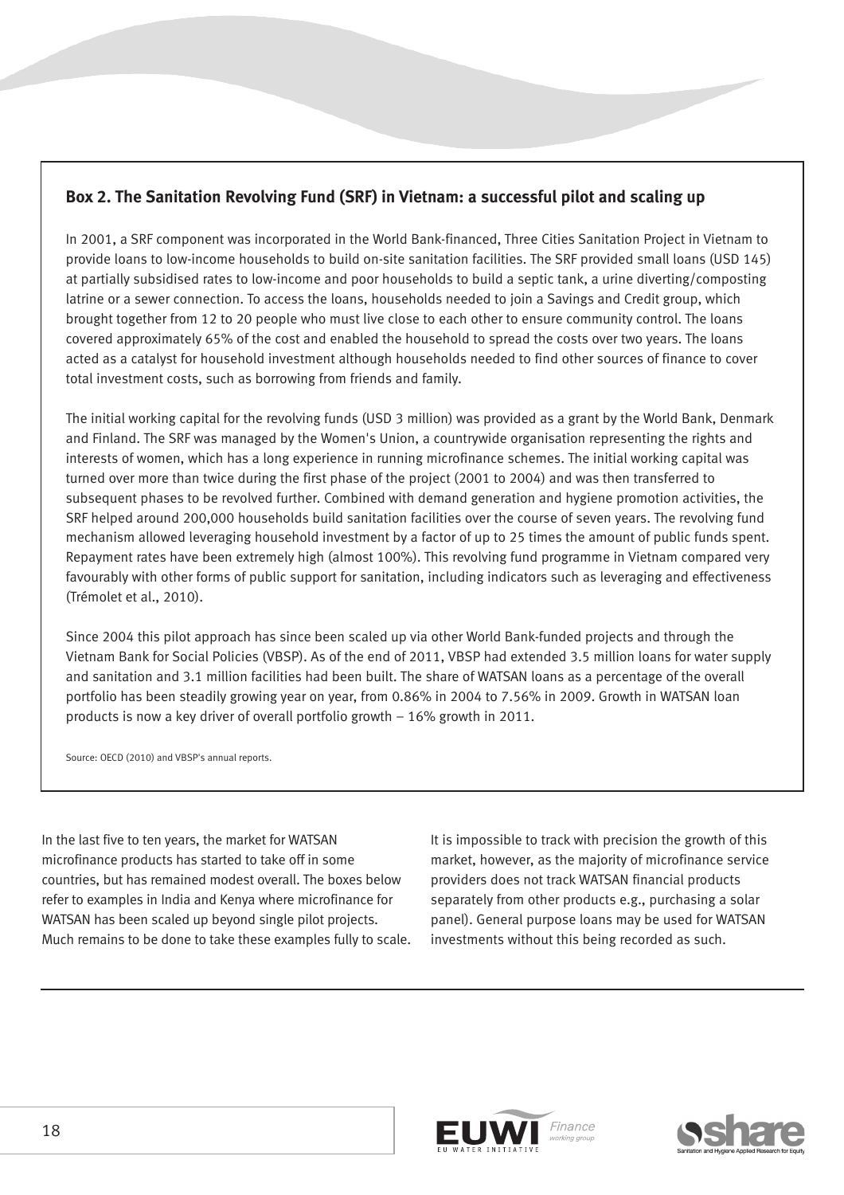### Box 2. The Sanitation Revolving Fund (SRF) in Vietnam: a successful pilot and scaling up

In 2001, a SRF component was incorporated in the World Bank-financed, Three Cities Sanitation Project in Vietnam to provide loans to low-income households to build on-site sanitation facilities. The SRF provided small loans (USD 145) at partially subsidised rates to low-income and poor households to build a septic tank, a urine diverting/composting latrine or a sewer connection. To access the loans, households needed to join a Savings and Credit group, which brought together from 12 to 20 people who must live close to each other to ensure community control. The loans covered approximately 65% of the cost and enabled the household to spread the costs over two years. The loans acted as a catalyst for household investment although households needed to find other sources of finance to cover total investment costs, such as borrowing from friends and family.

The initial working capital for the revolving funds (USD 3 million) was provided as a grant by the World Bank, Denmark and Finland. The SRF was managed by the Women's Union, a countrywide organisation representing the rights and interests of women, which has a long experience in running microfinance schemes. The initial working capital was turned over more than twice during the first phase of the project (2001 to 2004) and was then transferred to subsequent phases to be revolved further. Combined with demand generation and hygiene promotion activities, the SRF helped around 200,000 households build sanitation facilities over the course of seven years. The revolving fund mechanism allowed leveraging household investment by a factor of up to 25 times the amount of public funds spent. Repayment rates have been extremely high (almost 100%). This revolving fund programme in Vietnam compared very favourably with other forms of public support for sanitation, including indicators such as leveraging and effectiveness (Trémolet et al., 2010).

Since 2004 this pilot approach has since been scaled up via other World Bank-funded projects and through the Vietnam Bank for Social Policies (VBSP). As of the end of 2011, VBSP had extended 3.5 million loans for water supply and sanitation and 3.1 million facilities had been built. The share of WATSAN loans as a percentage of the overall portfolio has been steadily growing year on year, from 0.86% in 2004 to 7.56% in 2009. Growth in WATSAN loan products is now a key driver of overall portfolio growth – 16% growth in 2011.

Source: OECD (2010) and VBSP's annual reports.

In the last five to ten years, the market for WATSAN microfinance products has started to take off in some countries, but has remained modest overall. The boxes below refer to examples in India and Kenya where microfinance for WATSAN has been scaled up beyond single pilot projects. Much remains to be done to take these examples fully to scale. It is impossible to track with precision the growth of this market, however, as the majority of microfinance service providers does not track WATSAN financial products separately from other products e.g., purchasing a solar panel). General purpose loans may be used for WATSAN investments without this being recorded as such.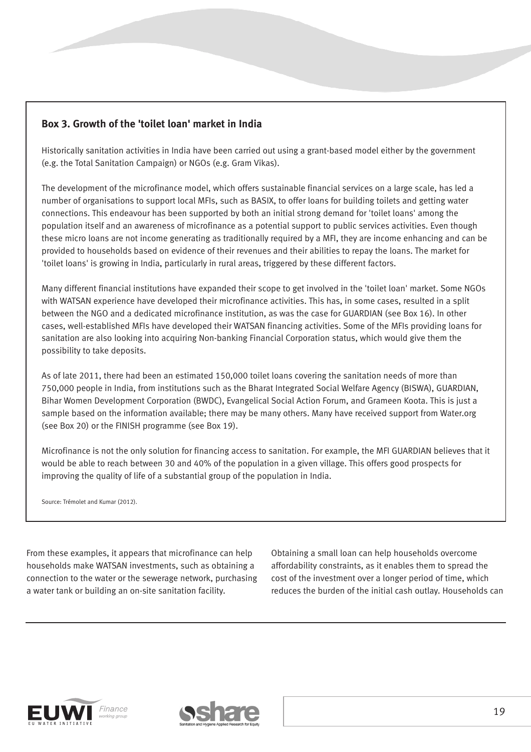### Box 3. Growth of the 'toilet loan' market in India

Historically sanitation activities in India have been carried out using a grant-based model either by the government (e.g. the Total Sanitation Campaign) or NGOs (e.g. Gram Vikas).

The development of the microfinance model, which offers sustainable financial services on a large scale, has led a number of organisations to support local MFIs, such as BASIX, to offer loans for building toilets and getting water connections. This endeavour has been supported by both an initial strong demand for 'toilet loans' among the population itself and an awareness of microfinance as a potential support to public services activities. Even though these micro loans are not income generating as traditionally required by a MFI, they are income enhancing and can be provided to households based on evidence of their revenues and their abilities to repay the loans. The market for 'toilet loans' is growing in India, particularly in rural areas, triggered by these different factors.

Many different financial institutions have expanded their scope to get involved in the 'toilet loan' market. Some NGOs with WATSAN experience have developed their microfinance activities. This has, in some cases, resulted in a split between the NGO and a dedicated microfinance institution, as was the case for GUARDIAN (see Box 16). In other cases, well-established MFIs have developed their WATSAN financing activities. Some of the MFIs providing loans for sanitation are also looking into acquiring Non-banking Financial Corporation status, which would give them the possibility to take deposits.

As of late 2011, there had been an estimated 150,000 toilet loans covering the sanitation needs of more than 750,000 people in India, from institutions such as the Bharat Integrated Social Welfare Agency (BISWA), GUARDIAN, Bihar Women Development Corporation (BWDC), Evangelical Social Action Forum, and Grameen Koota. This is just a sample based on the information available; there may be many others. Many have received support from Water.org (see Box 20) or the FINISH programme (see Box 19).

Microfinance is not the only solution for financing access to sanitation. For example, the MFI GUARDIAN believes that it would be able to reach between 30 and 40% of the population in a given village. This offers good prospects for improving the quality of life of a substantial group of the population in India.

Source: Trémolet and Kumar (2012).

From these examples, it appears that microfinance can help households make WATSAN investments, such as obtaining a connection to the water or the sewerage network, purchasing a water tank or building an on-site sanitation facility.

Obtaining a small loan can help households overcome affordability constraints, as it enables them to spread the cost of the investment over a longer period of time, which reduces the burden of the initial cash outlay. Households can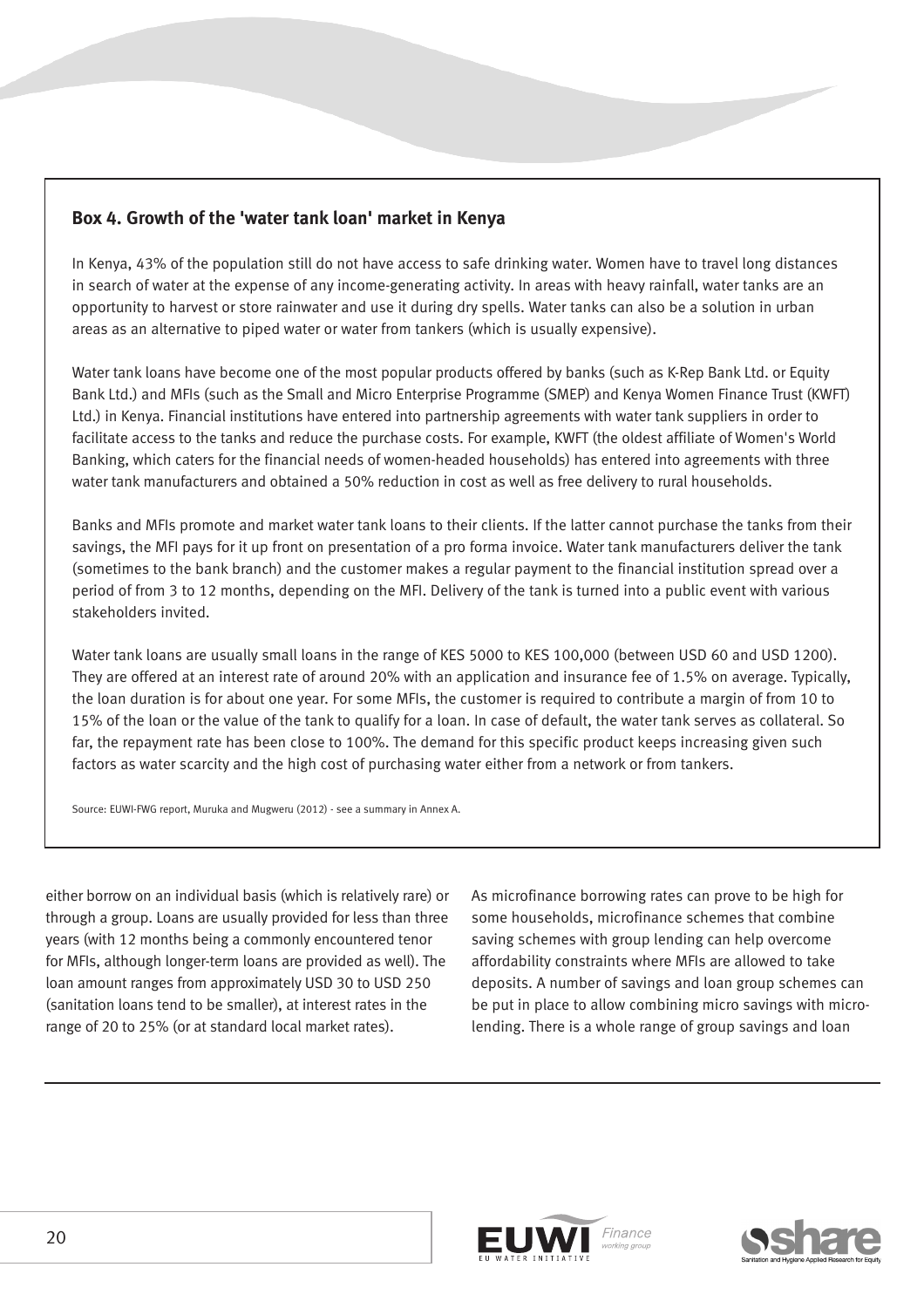### Box 4. Growth of the 'water tank loan' market in Kenya

In Kenya, 43% of the population still do not have access to safe drinking water. Women have to travel long distances in search of water at the expense of any income-generating activity. In areas with heavy rainfall, water tanks are an opportunity to harvest or store rainwater and use it during dry spells. Water tanks can also be a solution in urban areas as an alternative to piped water or water from tankers (which is usually expensive).

Water tank loans have become one of the most popular products offered by banks (such as K-Rep Bank Ltd. or Equity Bank Ltd.) and MFIs (such as the Small and Micro Enterprise Programme (SMEP) and Kenya Women Finance Trust (KWFT) Ltd.) in Kenya. Financial institutions have entered into partnership agreements with water tank suppliers in order to facilitate access to the tanks and reduce the purchase costs. For example, KWFT (the oldest affiliate of Women's World Banking, which caters for the financial needs of women-headed households) has entered into agreements with three water tank manufacturers and obtained a 50% reduction in cost as well as free delivery to rural households.

Banks and MFIs promote and market water tank loans to their clients. If the latter cannot purchase the tanks from their savings, the MFI pays for it up front on presentation of a pro forma invoice. Water tank manufacturers deliver the tank (sometimes to the bank branch) and the customer makes a regular payment to the financial institution spread over a period of from 3 to 12 months, depending on the MFI. Delivery of the tank is turned into a public event with various stakeholders invited.

Water tank loans are usually small loans in the range of KES 5000 to KES 100,000 (between USD 60 and USD 1200). They are offered at an interest rate of around 20% with an application and insurance fee of 1.5% on average. Typically, the loan duration is for about one year. For some MFIs, the customer is required to contribute a margin of from 10 to 15% of the loan or the value of the tank to qualify for a loan. In case of default, the water tank serves as collateral. So far, the repayment rate has been close to 100%. The demand for this specific product keeps increasing given such factors as water scarcity and the high cost of purchasing water either from a network or from tankers.

Source: EUWI-FWG report, Muruka and Mugweru (2012) - see a summary in Annex A.

either borrow on an individual basis (which is relatively rare) or through a group. Loans are usually provided for less than three years (with 12 months being a commonly encountered tenor for MFIs, although longer-term loans are provided as well). The loan amount ranges from approximately USD 30 to USD 250 (sanitation loans tend to be smaller), at interest rates in the range of 20 to 25% (or at standard local market rates).

As microfinance borrowing rates can prove to be high for some households, microfinance schemes that combine saving schemes with group lending can help overcome affordability constraints where MFIs are allowed to take deposits. A number of savings and loan group schemes can be put in place to allow combining micro savings with micro-lending. There is a whole range of group savings and loan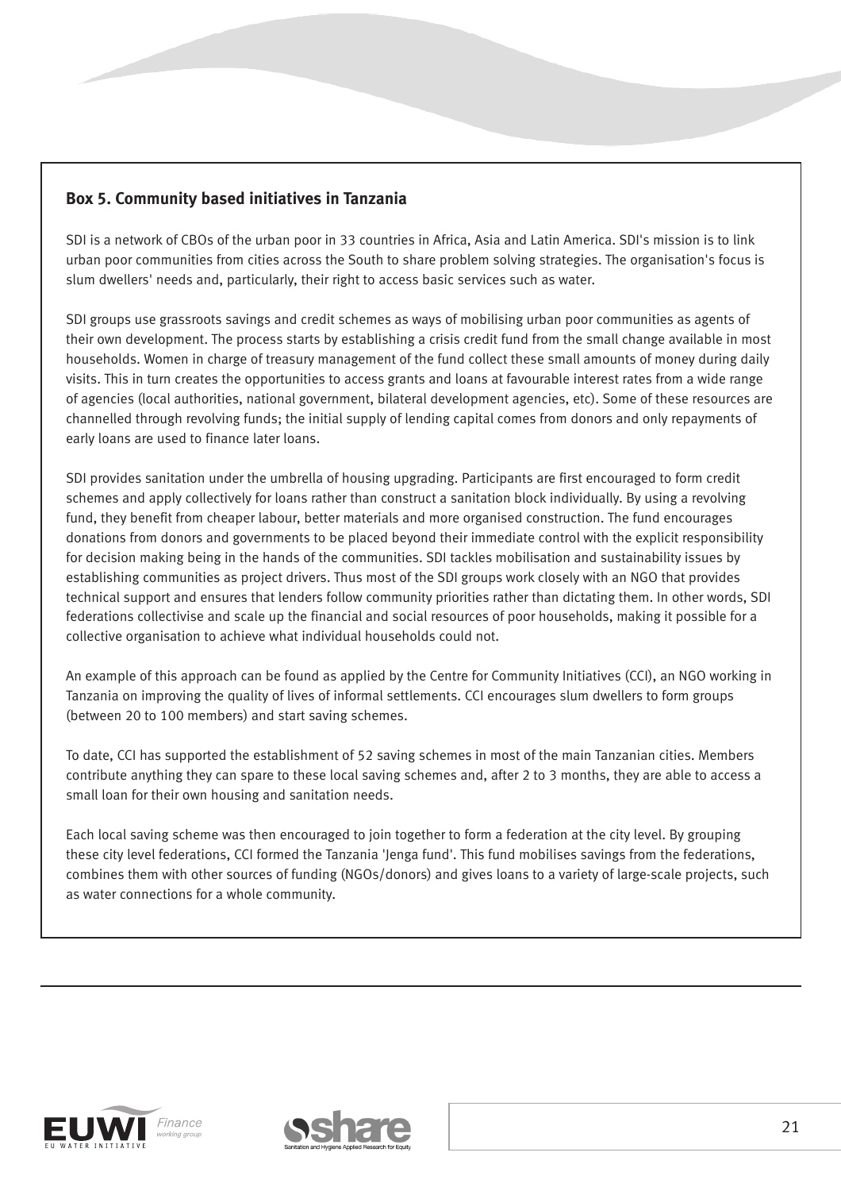### Box 5. Community based initiatives in Tanzania

SDI is a network of CBOs of the urban poor in 33 countries in Africa, Asia and Latin America. SDI's mission is to link urban poor communities from cities across the South to share problem solving strategies. The organisation's focus is slum dwellers' needs and, particularly, their right to access basic services such as water.

SDI groups use grassroots savings and credit schemes as ways of mobilising urban poor communities as agents of their own development. The process starts by establishing a crisis credit fund from the small change available in most households. Women in charge of treasury management of the fund collect these small amounts of money during daily visits. This in turn creates the opportunities to access grants and loans at favourable interest rates from a wide range of agencies (local authorities, national government, bilateral development agencies, etc). Some of these resources are channelled through revolving funds; the initial supply of lending capital comes from donors and only repayments of early loans are used to finance later loans.

SDI provides sanitation under the umbrella of housing upgrading. Participants are first encouraged to form credit schemes and apply collectively for loans rather than construct a sanitation block individually. By using a revolving fund, they benefit from cheaper labour, better materials and more organised construction. The fund encourages donations from donors and governments to be placed beyond their immediate control with the explicit responsibility for decision making being in the hands of the communities. SDI tackles mobilisation and sustainability issues by establishing communities as project drivers. Thus most of the SDI groups work closely with an NGO that provides technical support and ensures that lenders follow community priorities rather than dictating them. In other words, SDI federations collectivise and scale up the financial and social resources of poor households, making it possible for a collective organisation to achieve what individual households could not.

An example of this approach can be found as applied by the Centre for Community Initiatives (CCI), an NGO working in Tanzania on improving the quality of lives of informal settlements. CCI encourages slum dwellers to form groups (between 20 to 100 members) and start saving schemes.

To date, CCI has supported the establishment of 52 saving schemes in most of the main Tanzanian cities. Members contribute anything they can spare to these local saving schemes and, after 2 to 3 months, they are able to access a small loan for their own housing and sanitation needs.

Each local saving scheme was then encouraged to join together to form a federation at the city level. By grouping these city level federations, CCI formed the Tanzania 'Jenga fund'. This fund mobilises savings from the federations, combines them with other sources of funding (NGOs/donors) and gives loans to a variety of large-scale projects, such as water connections for a whole community.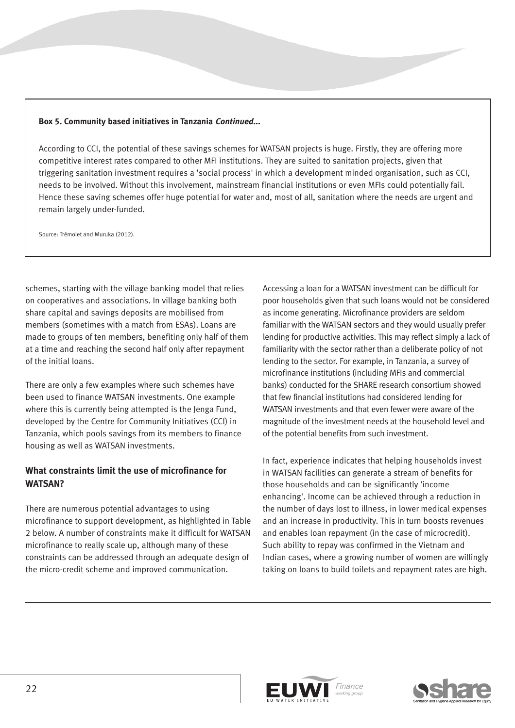**Box 5. Community based initiatives in Tanzania *Continued...***

According to CCI, the potential of these savings schemes for WATSAN projects is huge. Firstly, they are offering more competitive interest rates compared to other MFI institutions. They are suited to sanitation projects, given that triggering sanitation investment requires a 'social process' in which a development minded organisation, such as CCI, needs to be involved. Without this involvement, mainstream financial institutions or even MFIs could potentially fail. Hence these saving schemes offer huge potential for water and, most of all, sanitation where the needs are urgent and remain largely under-funded.

Source: Trémolet and Muruka (2012).

schemes, starting with the village banking model that relies on cooperatives and associations. In village banking both share capital and savings deposits are mobilised from members (sometimes with a match from ESAs). Loans are made to groups of ten members, benefiting only half of them at a time and reaching the second half only after repayment of the initial loans.

There are only a few examples where such schemes have been used to finance WATSAN investments. One example where this is currently being attempted is the Jenga Fund, developed by the Centre for Community Initiatives (CCI) in Tanzania, which pools savings from its members to finance housing as well as WATSAN investments.

### What constraints limit the use of microfinance for WATSAN?

There are numerous potential advantages to using microfinance to support development, as highlighted in Table 2 below. A number of constraints make it difficult for WATSAN microfinance to really scale up, although many of these constraints can be addressed through an adequate design of the micro-credit scheme and improved communication.

Accessing a loan for a WATSAN investment can be difficult for poor households given that such loans would not be considered as income generating. Microfinance providers are seldom familiar with the WATSAN sectors and they would usually prefer lending for productive activities. This may reflect simply a lack of familiarity with the sector rather than a deliberate policy of not lending to the sector. For example, in Tanzania, a survey of microfinance institutions (including MFIs and commercial banks) conducted for the SHARE research consortium showed that few financial institutions had considered lending for WATSAN investments and that even fewer were aware of the magnitude of the investment needs at the household level and of the potential benefits from such investment.

In fact, experience indicates that helping households invest in WATSAN facilities can generate a stream of benefits for those households and can be significantly 'income enhancing'. Income can be achieved through a reduction in the number of days lost to illness, in lower medical expenses and an increase in productivity. This in turn boosts revenues and enables loan repayment (in the case of microcredit). Such ability to repay was confirmed in the Vietnam and Indian cases, where a growing number of women are willingly taking on loans to build toilets and repayment rates are high.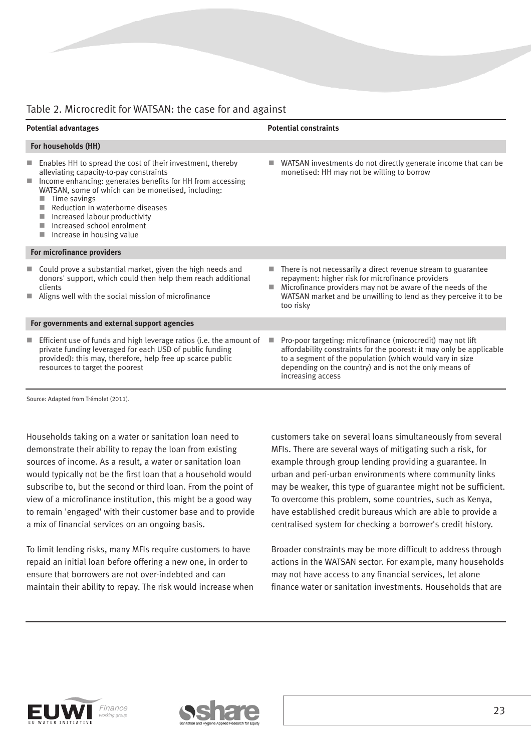Table 2. Microcredit for WATSAN: the case for and against

| Potential advantages | Potential constraints |
|---|---|
| **For households (HH)** | |
| ■ Enables HH to spread the cost of their investment, thereby alleviating capacity-to-pay constraints<br>■ Income enhancing: generates benefits for HH from accessing WATSAN, some of which can be monetised, including:<br>■ Time savings<br>■ Reduction in waterborne diseases<br>■ Increased labour productivity<br>■ Increased school enrolment<br>■ Increase in housing value | ■ WATSAN investments do not directly generate income that can be monetised: HH may not be willing to borrow |
| **For microfinance providers** | |
| ■ Could prove a substantial market, given the high needs and donors' support, which could then help them reach additional clients<br>■ Aligns well with the social mission of microfinance | ■ There is not necessarily a direct revenue stream to guarantee repayment: higher risk for microfinance providers<br>■ Microfinance providers may not be aware of the needs of the WATSAN market and be unwilling to lend as they perceive it to be too risky |
| **For governments and external support agencies** | |
| ■ Efficient use of funds and high leverage ratios (i.e. the amount of private funding leveraged for each USD of public funding provided): this may, therefore, help free up scarce public resources to target the poorest | ■ Pro-poor targeting: microfinance (microcredit) may not lift affordability constraints for the poorest: it may only be applicable to a segment of the population (which would vary in size depending on the country) and is not the only means of increasing access |

Source: Adapted from Trémolet (2011).

Households taking on a water or sanitation loan need to demonstrate their ability to repay the loan from existing sources of income. As a result, a water or sanitation loan would typically not be the first loan that a household would subscribe to, but the second or third loan. From the point of view of a microfinance institution, this might be a good way to remain 'engaged' with their customer base and to provide a mix of financial services on an ongoing basis.

To limit lending risks, many MFIs require customers to have repaid an initial loan before offering a new one, in order to ensure that borrowers are not over-indebted and can maintain their ability to repay. The risk would increase when customers take on several loans simultaneously from several MFIs. There are several ways of mitigating such a risk, for example through group lending providing a guarantee. In urban and peri-urban environments where community links may be weaker, this type of guarantee might not be sufficient. To overcome this problem, some countries, such as Kenya, have established credit bureaus which are able to provide a centralised system for checking a borrower's credit history.

Broader constraints may be more difficult to address through actions in the WATSAN sector. For example, many households may not have access to any financial services, let alone finance water or sanitation investments. Households that are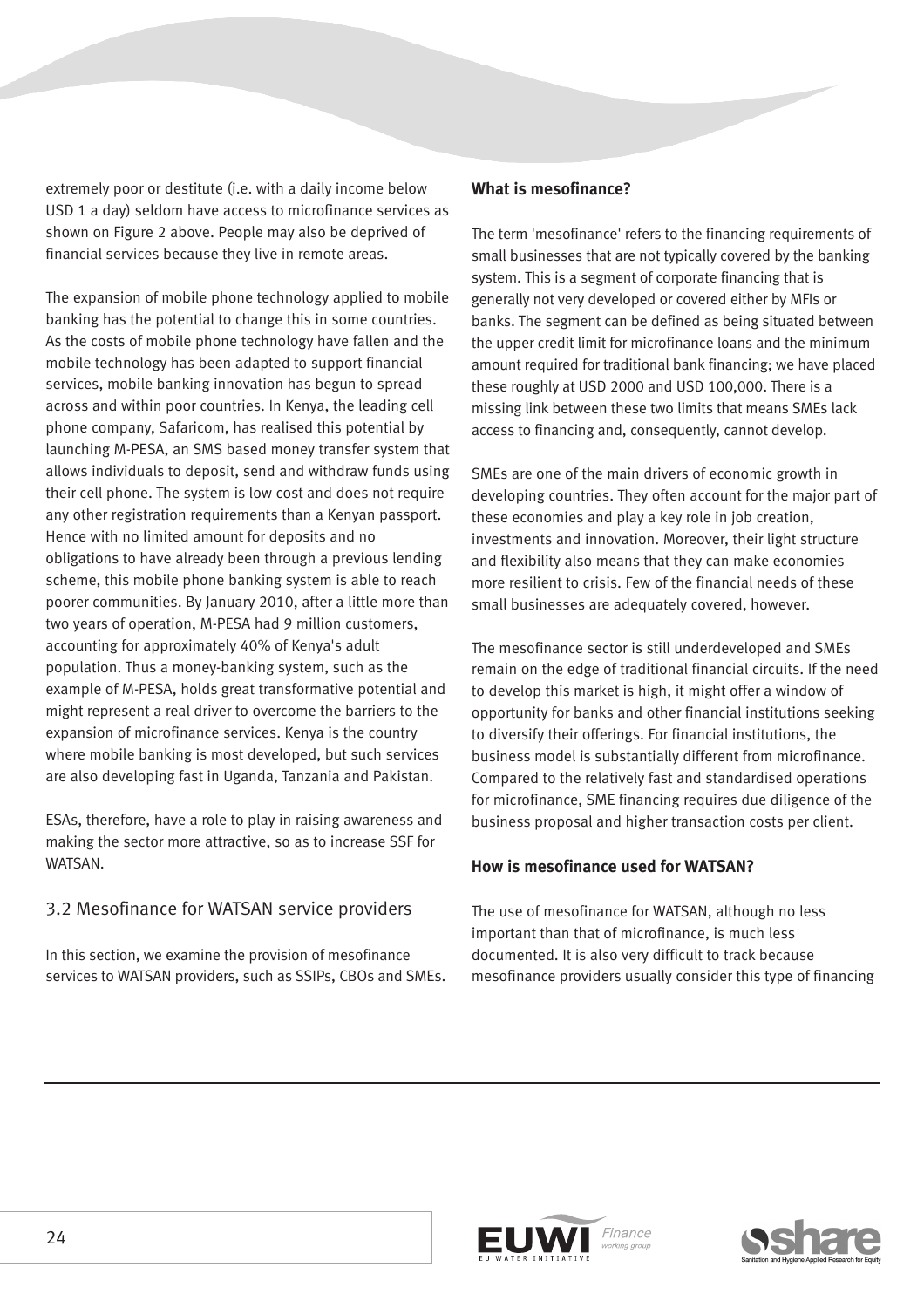extremely poor or destitute (i.e. with a daily income below USD 1 a day) seldom have access to microfinance services as shown on Figure 2 above. People may also be deprived of financial services because they live in remote areas.

The expansion of mobile phone technology applied to mobile banking has the potential to change this in some countries. As the costs of mobile phone technology have fallen and the mobile technology has been adapted to support financial services, mobile banking innovation has begun to spread across and within poor countries. In Kenya, the leading cell phone company, Safaricom, has realised this potential by launching M-PESA, an SMS based money transfer system that allows individuals to deposit, send and withdraw funds using their cell phone. The system is low cost and does not require any other registration requirements than a Kenyan passport. Hence with no limited amount for deposits and no obligations to have already been through a previous lending scheme, this mobile phone banking system is able to reach poorer communities. By January 2010, after a little more than two years of operation, M-PESA had 9 million customers, accounting for approximately 40% of Kenya's adult population. Thus a money-banking system, such as the example of M-PESA, holds great transformative potential and might represent a real driver to overcome the barriers to the expansion of microfinance services. Kenya is the country where mobile banking is most developed, but such services are also developing fast in Uganda, Tanzania and Pakistan.

ESAs, therefore, have a role to play in raising awareness and making the sector more attractive, so as to increase SSF for WATSAN.

## 3.2 Mesofinance for WATSAN service providers

In this section, we examine the provision of mesofinance services to WATSAN providers, such as SSIPs, CBOs and SMEs.

### What is mesofinance?

The term 'mesofinance' refers to the financing requirements of small businesses that are not typically covered by the banking system. This is a segment of corporate financing that is generally not very developed or covered either by MFIs or banks. The segment can be defined as being situated between the upper credit limit for microfinance loans and the minimum amount required for traditional bank financing; we have placed these roughly at USD 2000 and USD 100,000. There is a missing link between these two limits that means SMEs lack access to financing and, consequently, cannot develop.

SMEs are one of the main drivers of economic growth in developing countries. They often account for the major part of these economies and play a key role in job creation, investments and innovation. Moreover, their light structure and flexibility also means that they can make economies more resilient to crisis. Few of the financial needs of these small businesses are adequately covered, however.

The mesofinance sector is still underdeveloped and SMEs remain on the edge of traditional financial circuits. If the need to develop this market is high, it might offer a window of opportunity for banks and other financial institutions seeking to diversify their offerings. For financial institutions, the business model is substantially different from microfinance. Compared to the relatively fast and standardised operations for microfinance, SME financing requires due diligence of the business proposal and higher transaction costs per client.

### How is mesofinance used for WATSAN?

The use of mesofinance for WATSAN, although no less important than that of microfinance, is much less documented. It is also very difficult to track because mesofinance providers usually consider this type of financing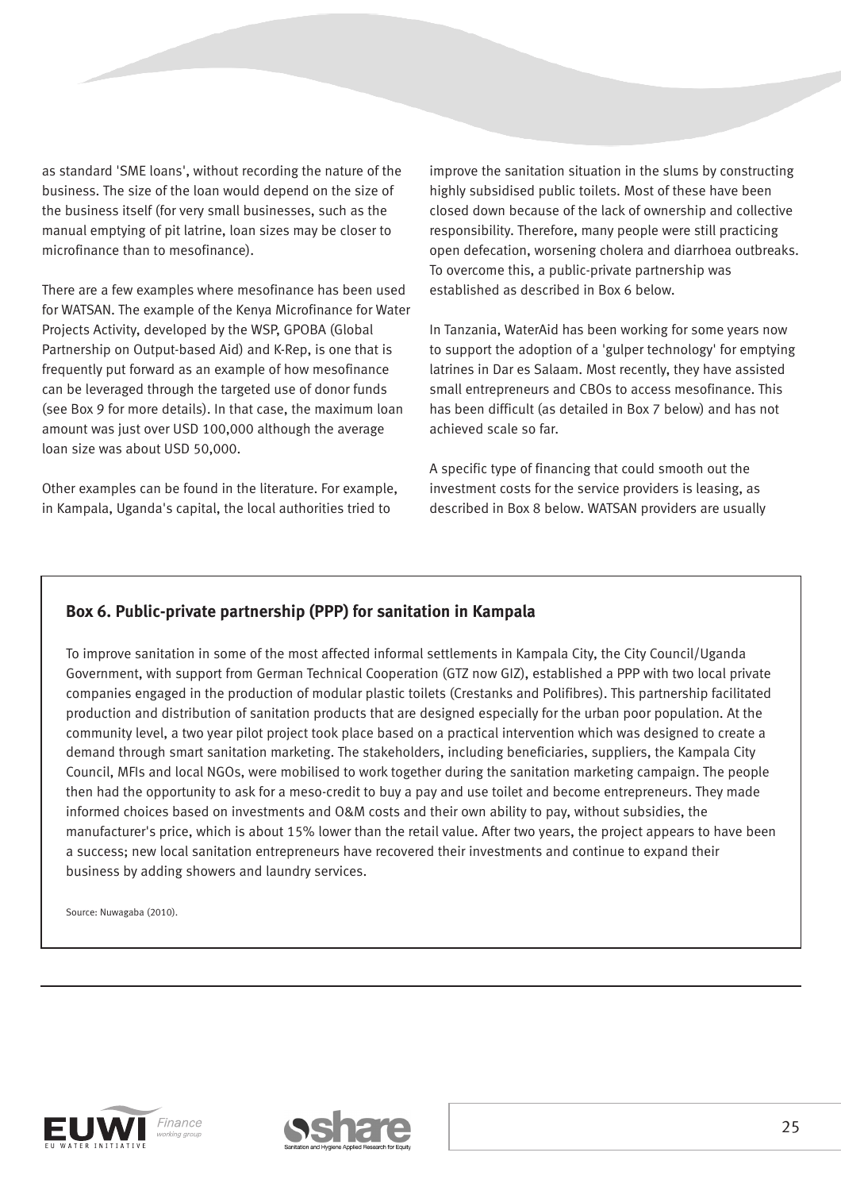as standard 'SME loans', without recording the nature of the business. The size of the loan would depend on the size of the business itself (for very small businesses, such as the manual emptying of pit latrine, loan sizes may be closer to microfinance than to mesofinance).

There are a few examples where mesofinance has been used for WATSAN. The example of the Kenya Microfinance for Water Projects Activity, developed by the WSP, GPOBA (Global Partnership on Output-based Aid) and K-Rep, is one that is frequently put forward as an example of how mesofinance can be leveraged through the targeted use of donor funds (see Box 9 for more details). In that case, the maximum loan amount was just over USD 100,000 although the average loan size was about USD 50,000.

Other examples can be found in the literature. For example, in Kampala, Uganda's capital, the local authorities tried to improve the sanitation situation in the slums by constructing highly subsidised public toilets. Most of these have been closed down because of the lack of ownership and collective responsibility. Therefore, many people were still practicing open defecation, worsening cholera and diarrhoea outbreaks. To overcome this, a public-private partnership was established as described in Box 6 below.

In Tanzania, WaterAid has been working for some years now to support the adoption of a 'gulper technology' for emptying latrines in Dar es Salaam. Most recently, they have assisted small entrepreneurs and CBOs to access mesofinance. This has been difficult (as detailed in Box 7 below) and has not achieved scale so far.

A specific type of financing that could smooth out the investment costs for the service providers is leasing, as described in Box 8 below. WATSAN providers are usually

### Box 6. Public-private partnership (PPP) for sanitation in Kampala

To improve sanitation in some of the most affected informal settlements in Kampala City, the City Council/Uganda Government, with support from German Technical Cooperation (GTZ now GIZ), established a PPP with two local private companies engaged in the production of modular plastic toilets (Crestanks and Polifibres). This partnership facilitated production and distribution of sanitation products that are designed especially for the urban poor population. At the community level, a two year pilot project took place based on a practical intervention which was designed to create a demand through smart sanitation marketing. The stakeholders, including beneficiaries, suppliers, the Kampala City Council, MFIs and local NGOs, were mobilised to work together during the sanitation marketing campaign. The people then had the opportunity to ask for a meso-credit to buy a pay and use toilet and become entrepreneurs. They made informed choices based on investments and O&M costs and their own ability to pay, without subsidies, the manufacturer's price, which is about 15% lower than the retail value. After two years, the project appears to have been a success; new local sanitation entrepreneurs have recovered their investments and continue to expand their business by adding showers and laundry services.

Source: Nuwagaba (2010).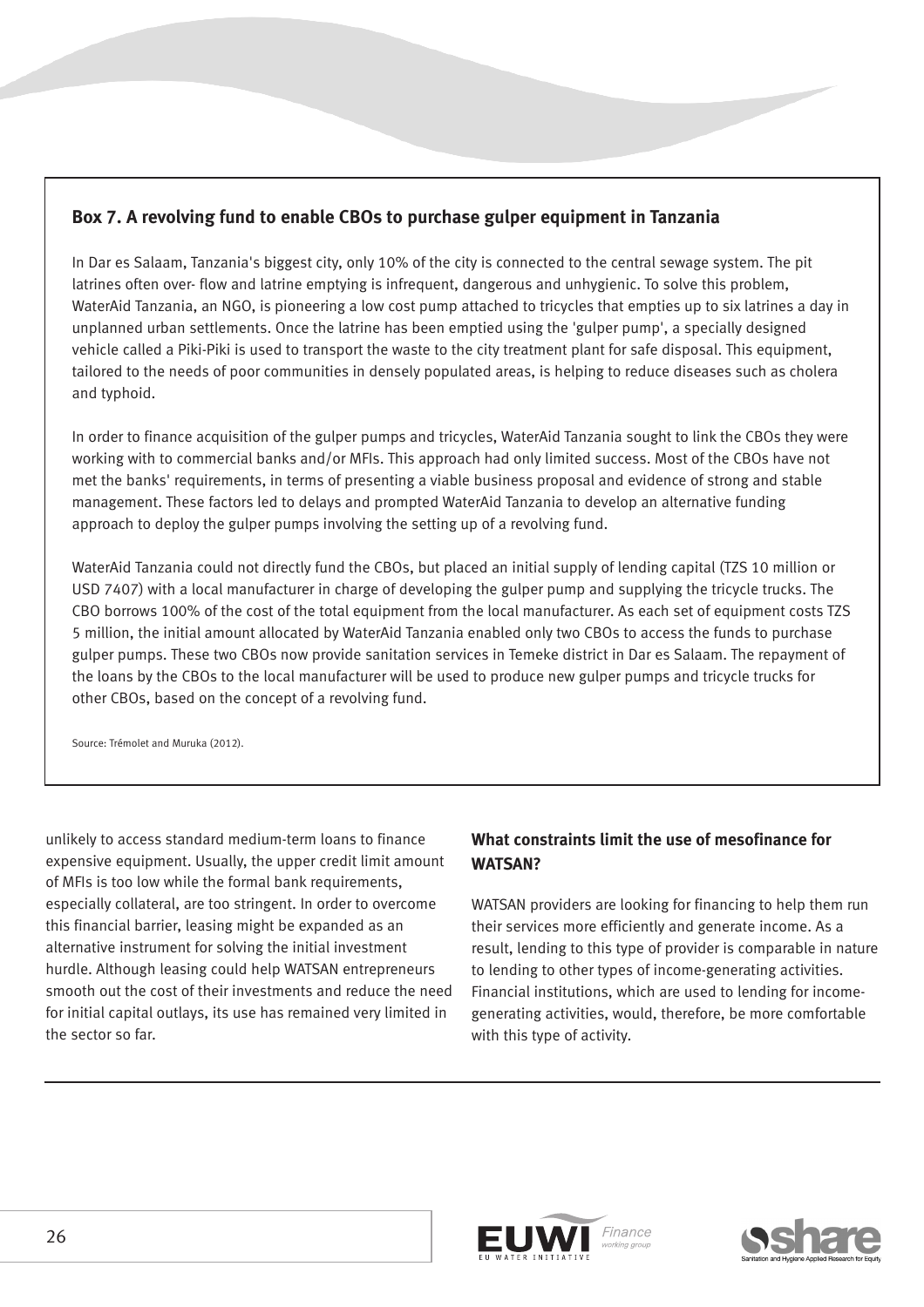### Box 7. A revolving fund to enable CBOs to purchase gulper equipment in Tanzania

In Dar es Salaam, Tanzania's biggest city, only 10% of the city is connected to the central sewage system. The pit latrines often over- flow and latrine emptying is infrequent, dangerous and unhygienic. To solve this problem, WaterAid Tanzania, an NGO, is pioneering a low cost pump attached to tricycles that empties up to six latrines a day in unplanned urban settlements. Once the latrine has been emptied using the 'gulper pump', a specially designed vehicle called a Piki-Piki is used to transport the waste to the city treatment plant for safe disposal. This equipment, tailored to the needs of poor communities in densely populated areas, is helping to reduce diseases such as cholera and typhoid.

In order to finance acquisition of the gulper pumps and tricycles, WaterAid Tanzania sought to link the CBOs they were working with to commercial banks and/or MFIs. This approach had only limited success. Most of the CBOs have not met the banks' requirements, in terms of presenting a viable business proposal and evidence of strong and stable management. These factors led to delays and prompted WaterAid Tanzania to develop an alternative funding approach to deploy the gulper pumps involving the setting up of a revolving fund.

WaterAid Tanzania could not directly fund the CBOs, but placed an initial supply of lending capital (TZS 10 million or USD 7407) with a local manufacturer in charge of developing the gulper pump and supplying the tricycle trucks. The CBO borrows 100% of the cost of the total equipment from the local manufacturer. As each set of equipment costs TZS 5 million, the initial amount allocated by WaterAid Tanzania enabled only two CBOs to access the funds to purchase gulper pumps. These two CBOs now provide sanitation services in Temeke district in Dar es Salaam. The repayment of the loans by the CBOs to the local manufacturer will be used to produce new gulper pumps and tricycle trucks for other CBOs, based on the concept of a revolving fund.

Source: Trémolet and Muruka (2012).

unlikely to access standard medium-term loans to finance expensive equipment. Usually, the upper credit limit amount of MFIs is too low while the formal bank requirements, especially collateral, are too stringent. In order to overcome this financial barrier, leasing might be expanded as an alternative instrument for solving the initial investment hurdle. Although leasing could help WATSAN entrepreneurs smooth out the cost of their investments and reduce the need for initial capital outlays, its use has remained very limited in the sector so far.

### What constraints limit the use of mesofinance for WATSAN?

WATSAN providers are looking for financing to help them run their services more efficiently and generate income. As a result, lending to this type of provider is comparable in nature to lending to other types of income-generating activities. Financial institutions, which are used to lending for income-generating activities, would, therefore, be more comfortable with this type of activity.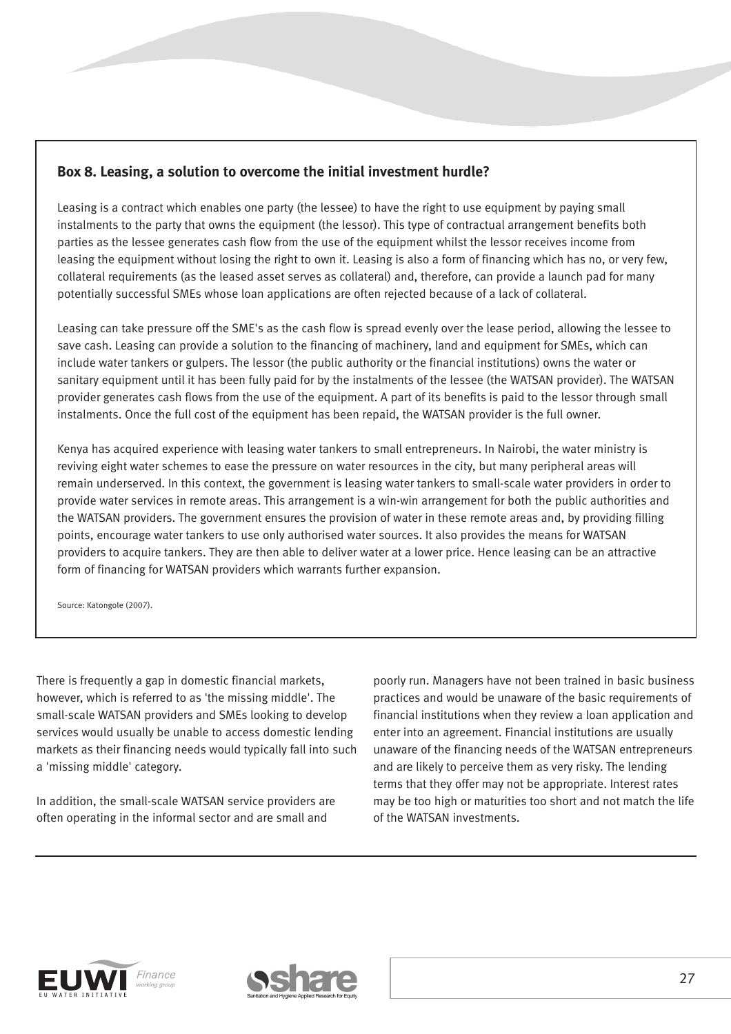### Box 8. Leasing, a solution to overcome the initial investment hurdle?

Leasing is a contract which enables one party (the lessee) to have the right to use equipment by paying small instalments to the party that owns the equipment (the lessor). This type of contractual arrangement benefits both parties as the lessee generates cash flow from the use of the equipment whilst the lessor receives income from leasing the equipment without losing the right to own it. Leasing is also a form of financing which has no, or very few, collateral requirements (as the leased asset serves as collateral) and, therefore, can provide a launch pad for many potentially successful SMEs whose loan applications are often rejected because of a lack of collateral.

Leasing can take pressure off the SME's as the cash flow is spread evenly over the lease period, allowing the lessee to save cash. Leasing can provide a solution to the financing of machinery, land and equipment for SMEs, which can include water tankers or gulpers. The lessor (the public authority or the financial institutions) owns the water or sanitary equipment until it has been fully paid for by the instalments of the lessee (the WATSAN provider). The WATSAN provider generates cash flows from the use of the equipment. A part of its benefits is paid to the lessor through small instalments. Once the full cost of the equipment has been repaid, the WATSAN provider is the full owner.

Kenya has acquired experience with leasing water tankers to small entrepreneurs. In Nairobi, the water ministry is reviving eight water schemes to ease the pressure on water resources in the city, but many peripheral areas will remain underserved. In this context, the government is leasing water tankers to small-scale water providers in order to provide water services in remote areas. This arrangement is a win-win arrangement for both the public authorities and the WATSAN providers. The government ensures the provision of water in these remote areas and, by providing filling points, encourage water tankers to use only authorised water sources. It also provides the means for WATSAN providers to acquire tankers. They are then able to deliver water at a lower price. Hence leasing can be an attractive form of financing for WATSAN providers which warrants further expansion.

Source: Katongole (2007).

There is frequently a gap in domestic financial markets, however, which is referred to as 'the missing middle'. The small-scale WATSAN providers and SMEs looking to develop services would usually be unable to access domestic lending markets as their financing needs would typically fall into such a 'missing middle' category.

In addition, the small-scale WATSAN service providers are often operating in the informal sector and are small and poorly run. Managers have not been trained in basic business practices and would be unaware of the basic requirements of financial institutions when they review a loan application and enter into an agreement. Financial institutions are usually unaware of the financing needs of the WATSAN entrepreneurs and are likely to perceive them as very risky. The lending terms that they offer may not be appropriate. Interest rates may be too high or maturities too short and not match the life of the WATSAN investments.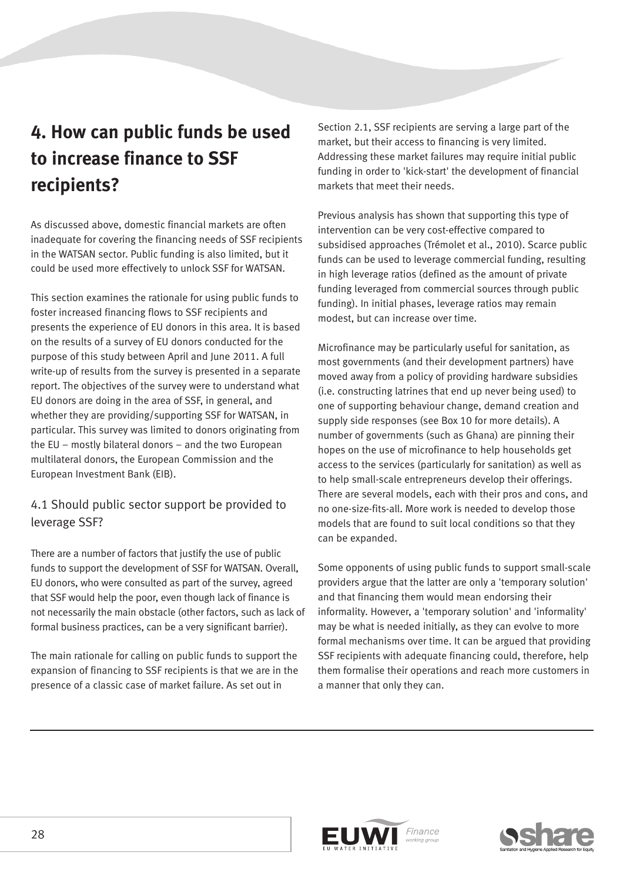# 4. How can public funds be used to increase finance to SSF recipients?

As discussed above, domestic financial markets are often inadequate for covering the financing needs of SSF recipients in the WATSAN sector. Public funding is also limited, but it could be used more effectively to unlock SSF for WATSAN.

This section examines the rationale for using public funds to foster increased financing flows to SSF recipients and presents the experience of EU donors in this area. It is based on the results of a survey of EU donors conducted for the purpose of this study between April and June 2011. A full write-up of results from the survey is presented in a separate report. The objectives of the survey were to understand what EU donors are doing in the area of SSF, in general, and whether they are providing/supporting SSF for WATSAN, in particular. This survey was limited to donors originating from the EU – mostly bilateral donors – and the two European multilateral donors, the European Commission and the European Investment Bank (EIB).

## 4.1 Should public sector support be provided to leverage SSF?

There are a number of factors that justify the use of public funds to support the development of SSF for WATSAN. Overall, EU donors, who were consulted as part of the survey, agreed that SSF would help the poor, even though lack of finance is not necessarily the main obstacle (other factors, such as lack of formal business practices, can be a very significant barrier).

The main rationale for calling on public funds to support the expansion of financing to SSF recipients is that we are in the presence of a classic case of market failure. As set out in Section 2.1, SSF recipients are serving a large part of the market, but their access to financing is very limited. Addressing these market failures may require initial public funding in order to 'kick-start' the development of financial markets that meet their needs.

Previous analysis has shown that supporting this type of intervention can be very cost-effective compared to subsidised approaches (Trémolet et al., 2010). Scarce public funds can be used to leverage commercial funding, resulting in high leverage ratios (defined as the amount of private funding leveraged from commercial sources through public funding). In initial phases, leverage ratios may remain modest, but can increase over time.

Microfinance may be particularly useful for sanitation, as most governments (and their development partners) have moved away from a policy of providing hardware subsidies (i.e. constructing latrines that end up never being used) to one of supporting behaviour change, demand creation and supply side responses (see Box 10 for more details). A number of governments (such as Ghana) are pinning their hopes on the use of microfinance to help households get access to the services (particularly for sanitation) as well as to help small-scale entrepreneurs develop their offerings. There are several models, each with their pros and cons, and no one-size-fits-all. More work is needed to develop those models that are found to suit local conditions so that they can be expanded.

Some opponents of using public funds to support small-scale providers argue that the latter are only a 'temporary solution' and that financing them would mean endorsing their informality. However, a 'temporary solution' and 'informality' may be what is needed initially, as they can evolve to more formal mechanisms over time. It can be argued that providing SSF recipients with adequate financing could, therefore, help them formalise their operations and reach more customers in a manner that only they can.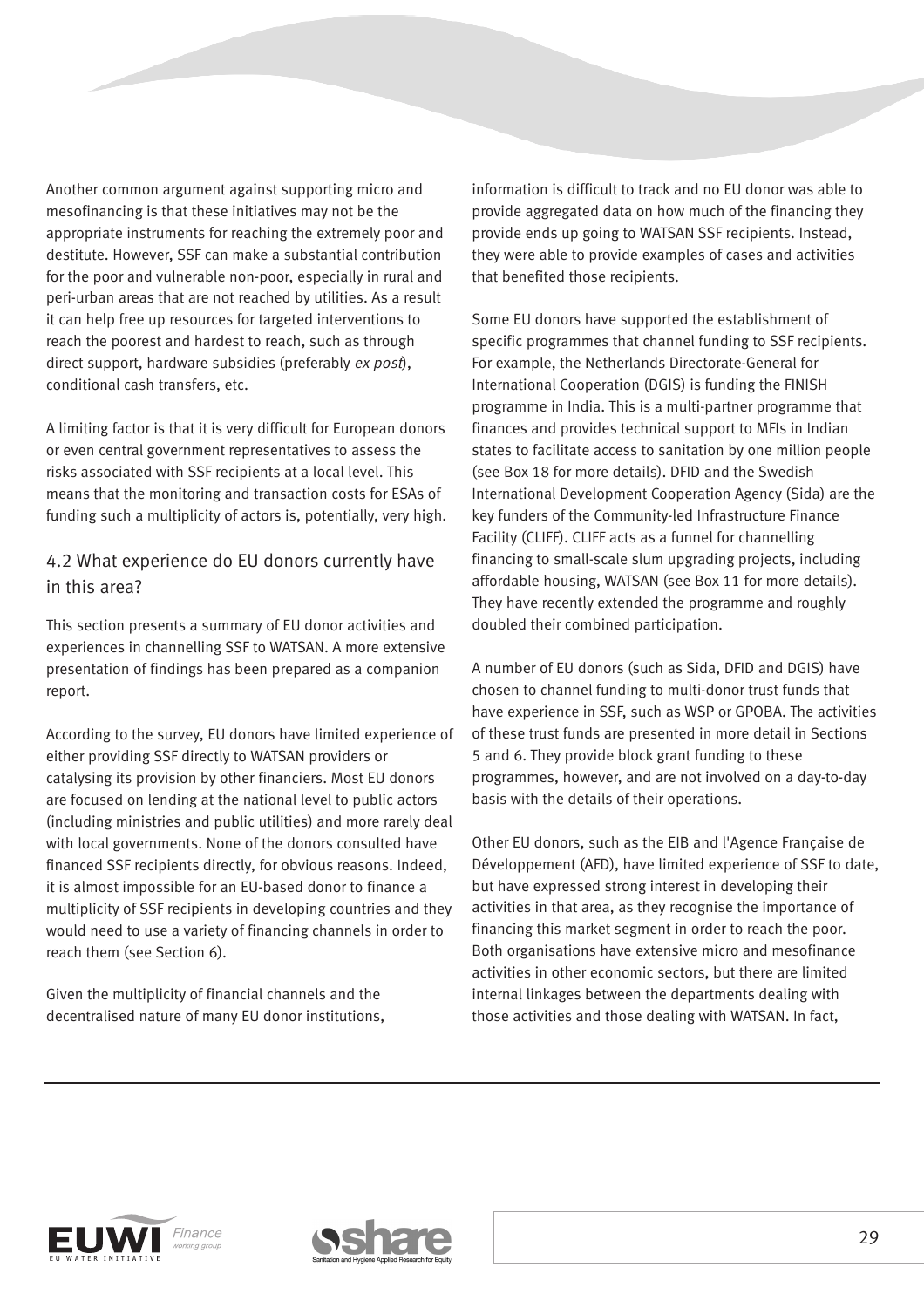Another common argument against supporting micro and mesofinancing is that these initiatives may not be the appropriate instruments for reaching the extremely poor and destitute. However, SSF can make a substantial contribution for the poor and vulnerable non-poor, especially in rural and peri-urban areas that are not reached by utilities. As a result it can help free up resources for targeted interventions to reach the poorest and hardest to reach, such as through direct support, hardware subsidies (preferably *ex post*), conditional cash transfers, etc.

A limiting factor is that it is very difficult for European donors or even central government representatives to assess the risks associated with SSF recipients at a local level. This means that the monitoring and transaction costs for ESAs of funding such a multiplicity of actors is, potentially, very high.

## 4.2 What experience do EU donors currently have in this area?

This section presents a summary of EU donor activities and experiences in channelling SSF to WATSAN. A more extensive presentation of findings has been prepared as a companion report.

According to the survey, EU donors have limited experience of either providing SSF directly to WATSAN providers or catalysing its provision by other financiers. Most EU donors are focused on lending at the national level to public actors (including ministries and public utilities) and more rarely deal with local governments. None of the donors consulted have financed SSF recipients directly, for obvious reasons. Indeed, it is almost impossible for an EU-based donor to finance a multiplicity of SSF recipients in developing countries and they would need to use a variety of financing channels in order to reach them (see Section 6).

Given the multiplicity of financial channels and the decentralised nature of many EU donor institutions, information is difficult to track and no EU donor was able to provide aggregated data on how much of the financing they provide ends up going to WATSAN SSF recipients. Instead, they were able to provide examples of cases and activities that benefited those recipients.

Some EU donors have supported the establishment of specific programmes that channel funding to SSF recipients. For example, the Netherlands Directorate-General for International Cooperation (DGIS) is funding the FINISH programme in India. This is a multi-partner programme that finances and provides technical support to MFIs in Indian states to facilitate access to sanitation by one million people (see Box 18 for more details). DFID and the Swedish International Development Cooperation Agency (Sida) are the key funders of the Community-led Infrastructure Finance Facility (CLIFF). CLIFF acts as a funnel for channelling financing to small-scale slum upgrading projects, including affordable housing, WATSAN (see Box 11 for more details). They have recently extended the programme and roughly doubled their combined participation.

A number of EU donors (such as Sida, DFID and DGIS) have chosen to channel funding to multi-donor trust funds that have experience in SSF, such as WSP or GPOBA. The activities of these trust funds are presented in more detail in Sections 5 and 6. They provide block grant funding to these programmes, however, and are not involved on a day-to-day basis with the details of their operations.

Other EU donors, such as the EIB and l'Agence Française de Développement (AFD), have limited experience of SSF to date, but have expressed strong interest in developing their activities in that area, as they recognise the importance of financing this market segment in order to reach the poor. Both organisations have extensive micro and mesofinance activities in other economic sectors, but there are limited internal linkages between the departments dealing with those activities and those dealing with WATSAN. In fact,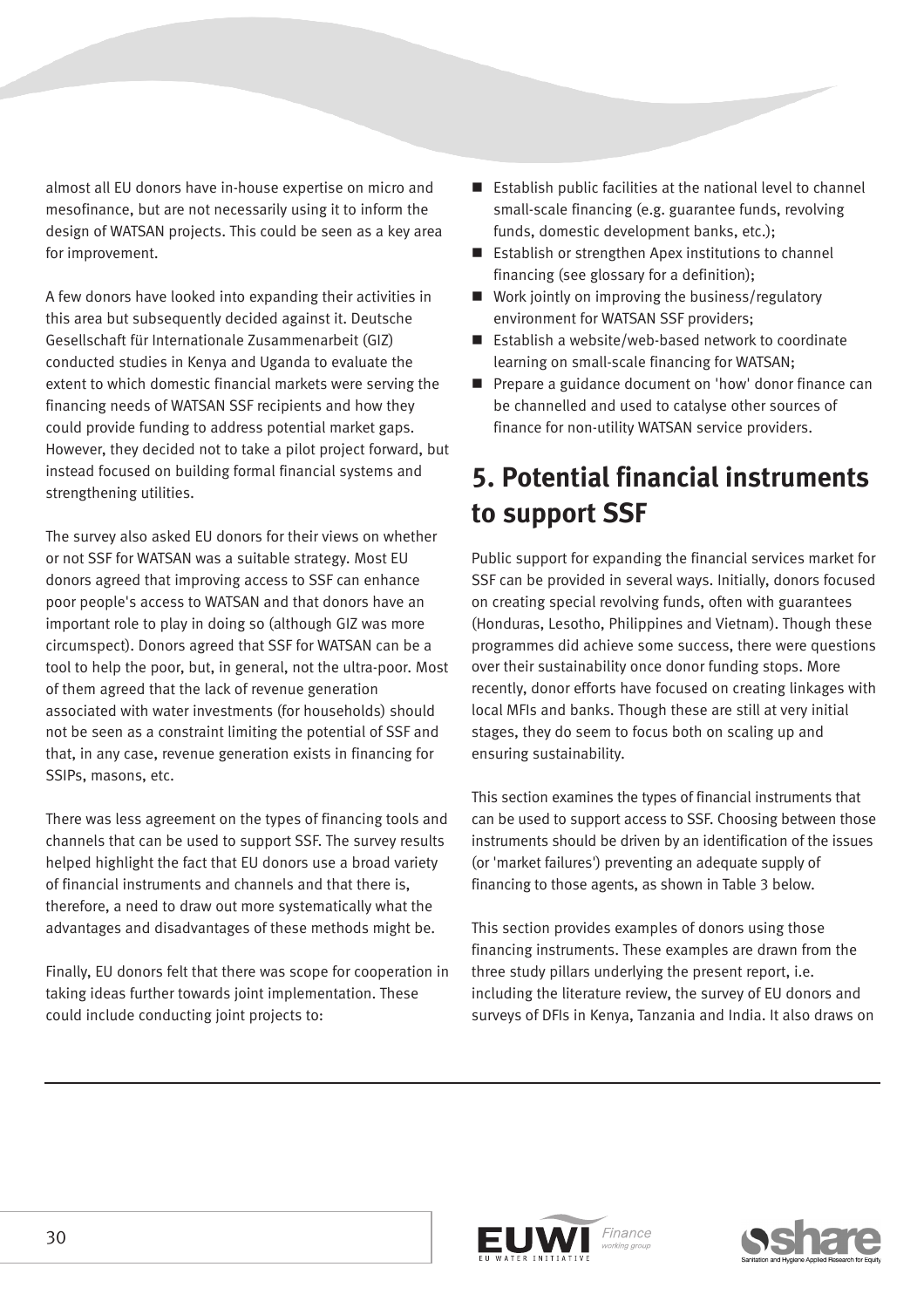almost all EU donors have in-house expertise on micro and mesofinance, but are not necessarily using it to inform the design of WATSAN projects. This could be seen as a key area for improvement.

A few donors have looked into expanding their activities in this area but subsequently decided against it. Deutsche Gesellschaft für Internationale Zusammenarbeit (GIZ) conducted studies in Kenya and Uganda to evaluate the extent to which domestic financial markets were serving the financing needs of WATSAN SSF recipients and how they could provide funding to address potential market gaps. However, they decided not to take a pilot project forward, but instead focused on building formal financial systems and strengthening utilities.

The survey also asked EU donors for their views on whether or not SSF for WATSAN was a suitable strategy. Most EU donors agreed that improving access to SSF can enhance poor people's access to WATSAN and that donors have an important role to play in doing so (although GIZ was more circumspect). Donors agreed that SSF for WATSAN can be a tool to help the poor, but, in general, not the ultra-poor. Most of them agreed that the lack of revenue generation associated with water investments (for households) should not be seen as a constraint limiting the potential of SSF and that, in any case, revenue generation exists in financing for SSIPs, masons, etc.

There was less agreement on the types of financing tools and channels that can be used to support SSF. The survey results helped highlight the fact that EU donors use a broad variety of financial instruments and channels and that there is, therefore, a need to draw out more systematically what the advantages and disadvantages of these methods might be.

Finally, EU donors felt that there was scope for cooperation in taking ideas further towards joint implementation. These could include conducting joint projects to:

- Establish public facilities at the national level to channel small-scale financing (e.g. guarantee funds, revolving funds, domestic development banks, etc.);
- Establish or strengthen Apex institutions to channel financing (see glossary for a definition);
- Work jointly on improving the business/regulatory environment for WATSAN SSF providers;
- Establish a website/web-based network to coordinate learning on small-scale financing for WATSAN;
- Prepare a guidance document on 'how' donor finance can be channelled and used to catalyse other sources of finance for non-utility WATSAN service providers.

## 5. Potential financial instruments to support SSF

Public support for expanding the financial services market for SSF can be provided in several ways. Initially, donors focused on creating special revolving funds, often with guarantees (Honduras, Lesotho, Philippines and Vietnam). Though these programmes did achieve some success, there were questions over their sustainability once donor funding stops. More recently, donor efforts have focused on creating linkages with local MFIs and banks. Though these are still at very initial stages, they do seem to focus both on scaling up and ensuring sustainability.

This section examines the types of financial instruments that can be used to support access to SSF. Choosing between those instruments should be driven by an identification of the issues (or 'market failures') preventing an adequate supply of financing to those agents, as shown in Table 3 below.

This section provides examples of donors using those financing instruments. These examples are drawn from the three study pillars underlying the present report, i.e. including the literature review, the survey of EU donors and surveys of DFIs in Kenya, Tanzania and India. It also draws on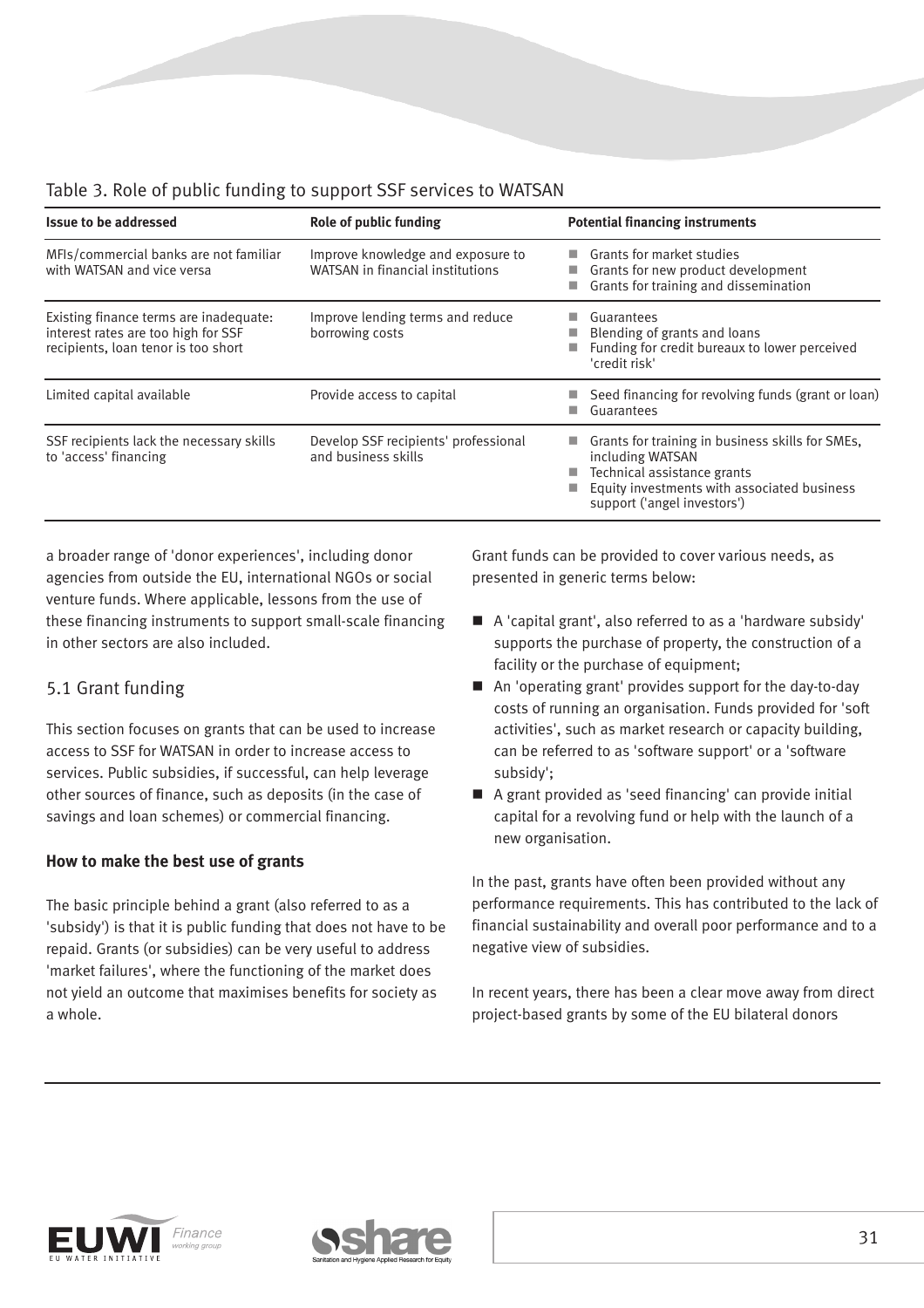Table 3. Role of public funding to support SSF services to WATSAN

| Issue to be addressed | Role of public funding | Potential financing instruments |
|---|---|---|
| MFIs/commercial banks are not familiar with WATSAN and vice versa | Improve knowledge and exposure to WATSAN in financial institutions | ■ Grants for market studies<br>■ Grants for new product development<br>■ Grants for training and dissemination |
| Existing finance terms are inadequate: interest rates are too high for SSF recipients, loan tenor is too short | Improve lending terms and reduce borrowing costs | ■ Guarantees<br>■ Blending of grants and loans<br>■ Funding for credit bureaux to lower perceived 'credit risk' |
| Limited capital available | Provide access to capital | ■ Seed financing for revolving funds (grant or loan)<br>■ Guarantees |
| SSF recipients lack the necessary skills to 'access' financing | Develop SSF recipients' professional and business skills | ■ Grants for training in business skills for SMEs, including WATSAN<br>■ Technical assistance grants<br>■ Equity investments with associated business support ('angel investors') |

a broader range of 'donor experiences', including donor agencies from outside the EU, international NGOs or social venture funds. Where applicable, lessons from the use of these financing instruments to support small-scale financing in other sectors are also included.

## 5.1 Grant funding

This section focuses on grants that can be used to increase access to SSF for WATSAN in order to increase access to services. Public subsidies, if successful, can help leverage other sources of finance, such as deposits (in the case of savings and loan schemes) or commercial financing.

### How to make the best use of grants

The basic principle behind a grant (also referred to as a 'subsidy') is that it is public funding that does not have to be repaid. Grants (or subsidies) can be very useful to address 'market failures', where the functioning of the market does not yield an outcome that maximises benefits for society as a whole.

Grant funds can be provided to cover various needs, as presented in generic terms below:

- A 'capital grant', also referred to as a 'hardware subsidy' supports the purchase of property, the construction of a facility or the purchase of equipment;
- An 'operating grant' provides support for the day-to-day costs of running an organisation. Funds provided for 'soft activities', such as market research or capacity building, can be referred to as 'software support' or a 'software subsidy';
- A grant provided as 'seed financing' can provide initial capital for a revolving fund or help with the launch of a new organisation.

In the past, grants have often been provided without any performance requirements. This has contributed to the lack of financial sustainability and overall poor performance and to a negative view of subsidies.

In recent years, there has been a clear move away from direct project-based grants by some of the EU bilateral donors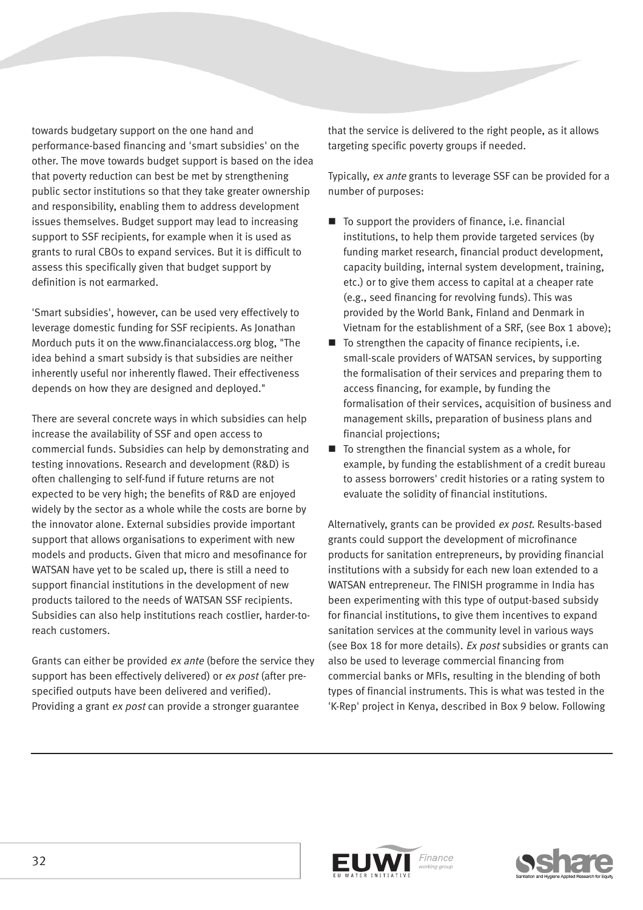towards budgetary support on the one hand and performance-based financing and 'smart subsidies' on the other. The move towards budget support is based on the idea that poverty reduction can best be met by strengthening public sector institutions so that they take greater ownership and responsibility, enabling them to address development issues themselves. Budget support may lead to increasing support to SSF recipients, for example when it is used as grants to rural CBOs to expand services. But it is difficult to assess this specifically given that budget support by definition is not earmarked.

'Smart subsidies', however, can be used very effectively to leverage domestic funding for SSF recipients. As Jonathan Morduch puts it on the www.financialaccess.org blog, "The idea behind a smart subsidy is that subsidies are neither inherently useful nor inherently flawed. Their effectiveness depends on how they are designed and deployed."

There are several concrete ways in which subsidies can help increase the availability of SSF and open access to commercial funds. Subsidies can help by demonstrating and testing innovations. Research and development (R&D) is often challenging to self-fund if future returns are not expected to be very high; the benefits of R&D are enjoyed widely by the sector as a whole while the costs are borne by the innovator alone. External subsidies provide important support that allows organisations to experiment with new models and products. Given that micro and mesofinance for WATSAN have yet to be scaled up, there is still a need to support financial institutions in the development of new products tailored to the needs of WATSAN SSF recipients. Subsidies can also help institutions reach costlier, harder-to-reach customers.

Grants can either be provided *ex ante* (before the service they support has been effectively delivered) or *ex post* (after pre-specified outputs have been delivered and verified). Providing a grant *ex post* can provide a stronger guarantee that the service is delivered to the right people, as it allows targeting specific poverty groups if needed.

Typically, *ex ante* grants to leverage SSF can be provided for a number of purposes:

- To support the providers of finance, i.e. financial institutions, to help them provide targeted services (by funding market research, financial product development, capacity building, internal system development, training, etc.) or to give them access to capital at a cheaper rate (e.g., seed financing for revolving funds). This was provided by the World Bank, Finland and Denmark in Vietnam for the establishment of a SRF, (see Box 1 above);
- To strengthen the capacity of finance recipients, i.e. small-scale providers of WATSAN services, by supporting the formalisation of their services and preparing them to access financing, for example, by funding the formalisation of their services, acquisition of business and management skills, preparation of business plans and financial projections;
- To strengthen the financial system as a whole, for example, by funding the establishment of a credit bureau to assess borrowers' credit histories or a rating system to evaluate the solidity of financial institutions.

Alternatively, grants can be provided *ex post*. Results-based grants could support the development of microfinance products for sanitation entrepreneurs, by providing financial institutions with a subsidy for each new loan extended to a WATSAN entrepreneur. The FINISH programme in India has been experimenting with this type of output-based subsidy for financial institutions, to give them incentives to expand sanitation services at the community level in various ways (see Box 18 for more details). *Ex post* subsidies or grants can also be used to leverage commercial financing from commercial banks or MFIs, resulting in the blending of both types of financial instruments. This is what was tested in the 'K-Rep' project in Kenya, described in Box 9 below. Following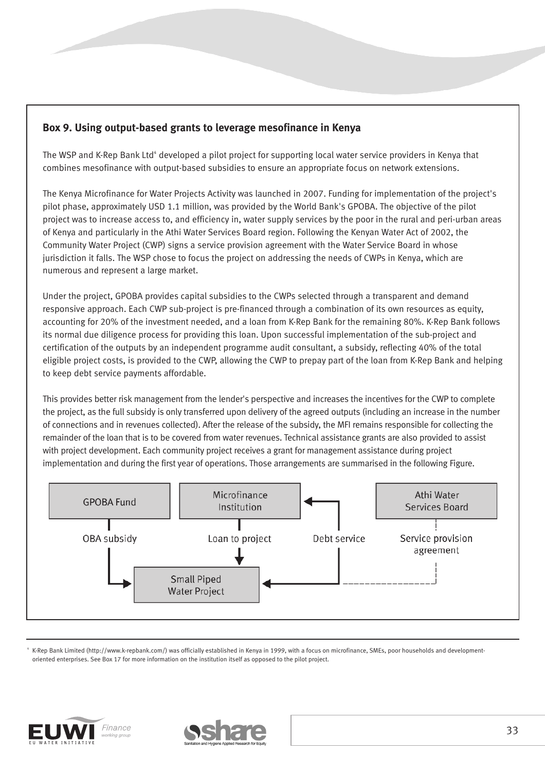### Box 9. Using output-based grants to leverage mesofinance in Kenya

The WSP and K-Rep Bank Ltd[4] developed a pilot project for supporting local water service providers in Kenya that combines mesofinance with output-based subsidies to ensure an appropriate focus on network extensions.

The Kenya Microfinance for Water Projects Activity was launched in 2007. Funding for implementation of the project's pilot phase, approximately USD 1.1 million, was provided by the World Bank's GPOBA. The objective of the pilot project was to increase access to, and efficiency in, water supply services by the poor in the rural and peri-urban areas of Kenya and particularly in the Athi Water Services Board region. Following the Kenyan Water Act of 2002, the Community Water Project (CWP) signs a service provision agreement with the Water Service Board in whose jurisdiction it falls. The WSP chose to focus the project on addressing the needs of CWPs in Kenya, which are numerous and represent a large market.

Under the project, GPOBA provides capital subsidies to the CWPs selected through a transparent and demand responsive approach. Each CWP sub-project is pre-financed through a combination of its own resources as equity, accounting for 20% of the investment needed, and a loan from K-Rep Bank for the remaining 80%. K-Rep Bank follows its normal due diligence process for providing this loan. Upon successful implementation of the sub-project and certification of the outputs by an independent programme audit consultant, a subsidy, reflecting 40% of the total eligible project costs, is provided to the CWP, allowing the CWP to prepay part of the loan from K-Rep Bank and helping to keep debt service payments affordable.

This provides better risk management from the lender's perspective and increases the incentives for the CWP to complete the project, as the full subsidy is only transferred upon delivery of the agreed outputs (including an increase in the number of connections and in revenues collected). After the release of the subsidy, the MFI remains responsible for collecting the remainder of the loan that is to be covered from water revenues. Technical assistance grants are also provided to assist with project development. Each community project receives a grant for management assistance during project implementation and during the first year of operations. Those arrangements are summarised in the following Figure.

GPOBA Fund — OBA subsidy → Small Piped Water Project

Microfinance Institution — Loan to project → Small Piped Water Project

Small Piped Water Project — Debt service → Microfinance Institution

Athi Water Services Board — Service provision agreement - - - Small Piped Water Project

---

[4] K-Rep Bank Limited (http://www.k-repbank.com/) was officially established in Kenya in 1999, with a focus on microfinance, SMEs, poor households and development-oriented enterprises. See Box 17 for more information on the institution itself as opposed to the pilot project.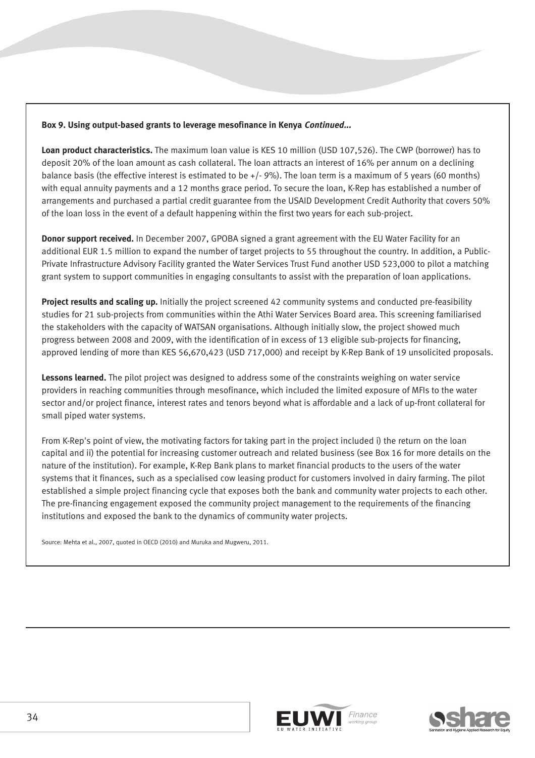**Box 9. Using output-based grants to leverage mesofinance in Kenya *Continued...***

**Loan product characteristics.** The maximum loan value is KES 10 million (USD 107,526). The CWP (borrower) has to deposit 20% of the loan amount as cash collateral. The loan attracts an interest of 16% per annum on a declining balance basis (the effective interest is estimated to be +/- 9%). The loan term is a maximum of 5 years (60 months) with equal annuity payments and a 12 months grace period. To secure the loan, K-Rep has established a number of arrangements and purchased a partial credit guarantee from the USAID Development Credit Authority that covers 50% of the loan loss in the event of a default happening within the first two years for each sub-project.

**Donor support received.** In December 2007, GPOBA signed a grant agreement with the EU Water Facility for an additional EUR 1.5 million to expand the number of target projects to 55 throughout the country. In addition, a Public-Private Infrastructure Advisory Facility granted the Water Services Trust Fund another USD 523,000 to pilot a matching grant system to support communities in engaging consultants to assist with the preparation of loan applications.

**Project results and scaling up.** Initially the project screened 42 community systems and conducted pre-feasibility studies for 21 sub-projects from communities within the Athi Water Services Board area. This screening familiarised the stakeholders with the capacity of WATSAN organisations. Although initially slow, the project showed much progress between 2008 and 2009, with the identification of in excess of 13 eligible sub-projects for financing, approved lending of more than KES 56,670,423 (USD 717,000) and receipt by K-Rep Bank of 19 unsolicited proposals.

**Lessons learned.** The pilot project was designed to address some of the constraints weighing on water service providers in reaching communities through mesofinance, which included the limited exposure of MFIs to the water sector and/or project finance, interest rates and tenors beyond what is affordable and a lack of up-front collateral for small piped water systems.

From K-Rep's point of view, the motivating factors for taking part in the project included i) the return on the loan capital and ii) the potential for increasing customer outreach and related business (see Box 16 for more details on the nature of the institution). For example, K-Rep Bank plans to market financial products to the users of the water systems that it finances, such as a specialised cow leasing product for customers involved in dairy farming. The pilot established a simple project financing cycle that exposes both the bank and community water projects to each other. The pre-financing engagement exposed the community project management to the requirements of the financing institutions and exposed the bank to the dynamics of community water projects.

Source: Mehta et al., 2007, quoted in OECD (2010) and Muruka and Mugweru, 2011.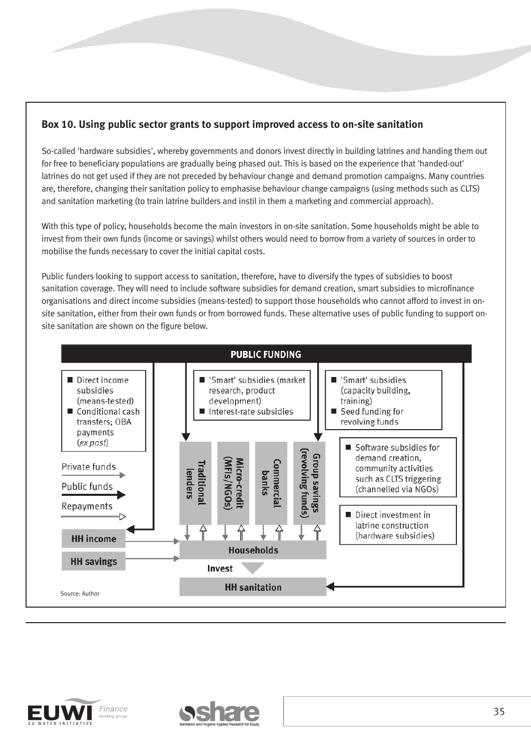### Box 10. Using public sector grants to support improved access to on-site sanitation

So-called 'hardware subsidies', whereby governments and donors invest directly in building latrines and handing them out for free to beneficiary populations are gradually being phased out. This is based on the experience that 'handed-out' latrines do not get used if they are not preceded by behaviour change and demand promotion campaigns. Many countries are, therefore, changing their sanitation policy to emphasise behaviour change campaigns (using methods such as CLTS) and sanitation marketing (to train latrine builders and instil in them a marketing and commercial approach).

With this type of policy, households become the main investors in on-site sanitation. Some households might be able to invest from their own funds (income or savings) whilst others would need to borrow from a variety of sources in order to mobilise the funds necessary to cover the initial capital costs.

Public funders looking to support access to sanitation, therefore, have to diversify the types of subsidies to boost sanitation coverage. They will need to include software subsidies for demand creation, smart subsidies to microfinance organisations and direct income subsidies (means-tested) to support those households who cannot afford to invest in on-site sanitation, either from their own funds or from borrowed funds. These alternative uses of public funding to support on-site sanitation are shown on the figure below.

**PUBLIC FUNDING**

- Direct income subsidies (means-tested)
- Conditional cash transfers; OBA payments (*ex post*)

- 'Smart' subsidies (market research, product development)
- Interest-rate subsidies

- 'Smart' subsidies (capacity building, training)
- Seed funding for revolving funds

- Software subsidies for demand creation, community activities such as CLTS triggering (channelled via NGOs)

- Direct investment in latrine construction (hardware subsidies)

Traditional lenders | Micro-credit (MFIs/NGOs) | Commercial banks | Group savings (revolving funds)

Private funds / Public funds / Repayments

HH income — HH savings — Households — Invest — HH sanitation

Source: Author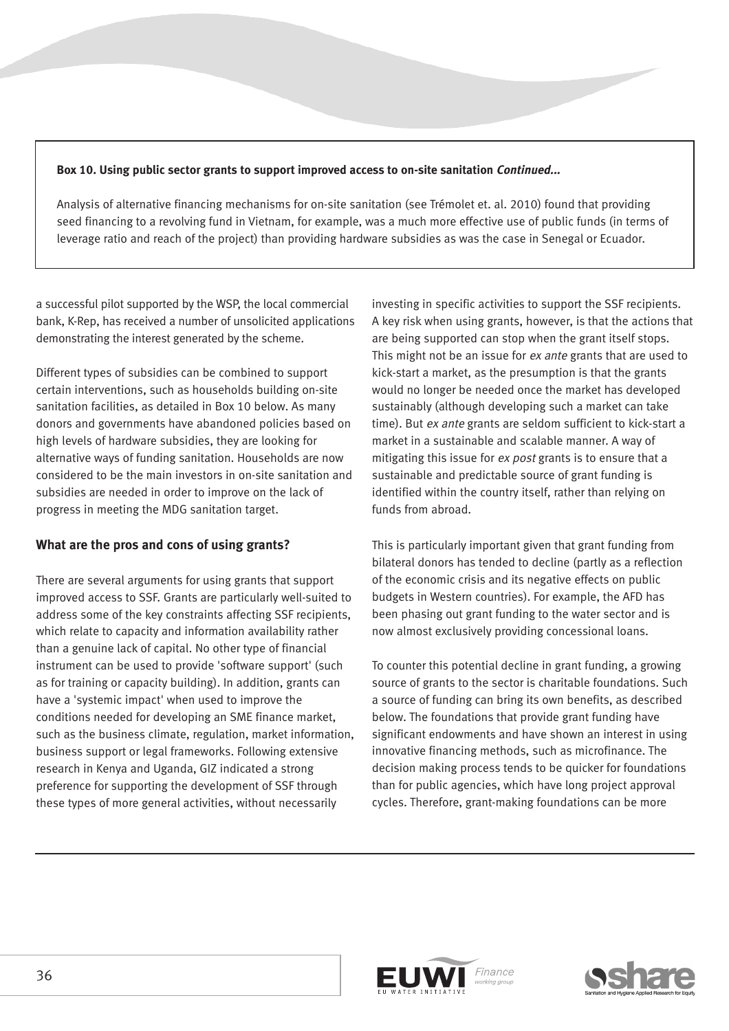**Box 10. Using public sector grants to support improved access to on-site sanitation *Continued...***

Analysis of alternative financing mechanisms for on-site sanitation (see Trémolet et. al. 2010) found that providing seed financing to a revolving fund in Vietnam, for example, was a much more effective use of public funds (in terms of leverage ratio and reach of the project) than providing hardware subsidies as was the case in Senegal or Ecuador.

a successful pilot supported by the WSP, the local commercial bank, K-Rep, has received a number of unsolicited applications demonstrating the interest generated by the scheme.

Different types of subsidies can be combined to support certain interventions, such as households building on-site sanitation facilities, as detailed in Box 10 below. As many donors and governments have abandoned policies based on high levels of hardware subsidies, they are looking for alternative ways of funding sanitation. Households are now considered to be the main investors in on-site sanitation and subsidies are needed in order to improve on the lack of progress in meeting the MDG sanitation target.

### What are the pros and cons of using grants?

There are several arguments for using grants that support improved access to SSF. Grants are particularly well-suited to address some of the key constraints affecting SSF recipients, which relate to capacity and information availability rather than a genuine lack of capital. No other type of financial instrument can be used to provide 'software support' (such as for training or capacity building). In addition, grants can have a 'systemic impact' when used to improve the conditions needed for developing an SME finance market, such as the business climate, regulation, market information, business support or legal frameworks. Following extensive research in Kenya and Uganda, GIZ indicated a strong preference for supporting the development of SSF through these types of more general activities, without necessarily investing in specific activities to support the SSF recipients. A key risk when using grants, however, is that the actions that are being supported can stop when the grant itself stops. This might not be an issue for *ex ante* grants that are used to kick-start a market, as the presumption is that the grants would no longer be needed once the market has developed sustainably (although developing such a market can take time). But *ex ante* grants are seldom sufficient to kick-start a market in a sustainable and scalable manner. A way of mitigating this issue for *ex post* grants is to ensure that a sustainable and predictable source of grant funding is identified within the country itself, rather than relying on funds from abroad.

This is particularly important given that grant funding from bilateral donors has tended to decline (partly as a reflection of the economic crisis and its negative effects on public budgets in Western countries). For example, the AFD has been phasing out grant funding to the water sector and is now almost exclusively providing concessional loans.

To counter this potential decline in grant funding, a growing source of grants to the sector is charitable foundations. Such a source of funding can bring its own benefits, as described below. The foundations that provide grant funding have significant endowments and have shown an interest in using innovative financing methods, such as microfinance. The decision making process tends to be quicker for foundations than for public agencies, which have long project approval cycles. Therefore, grant-making foundations can be more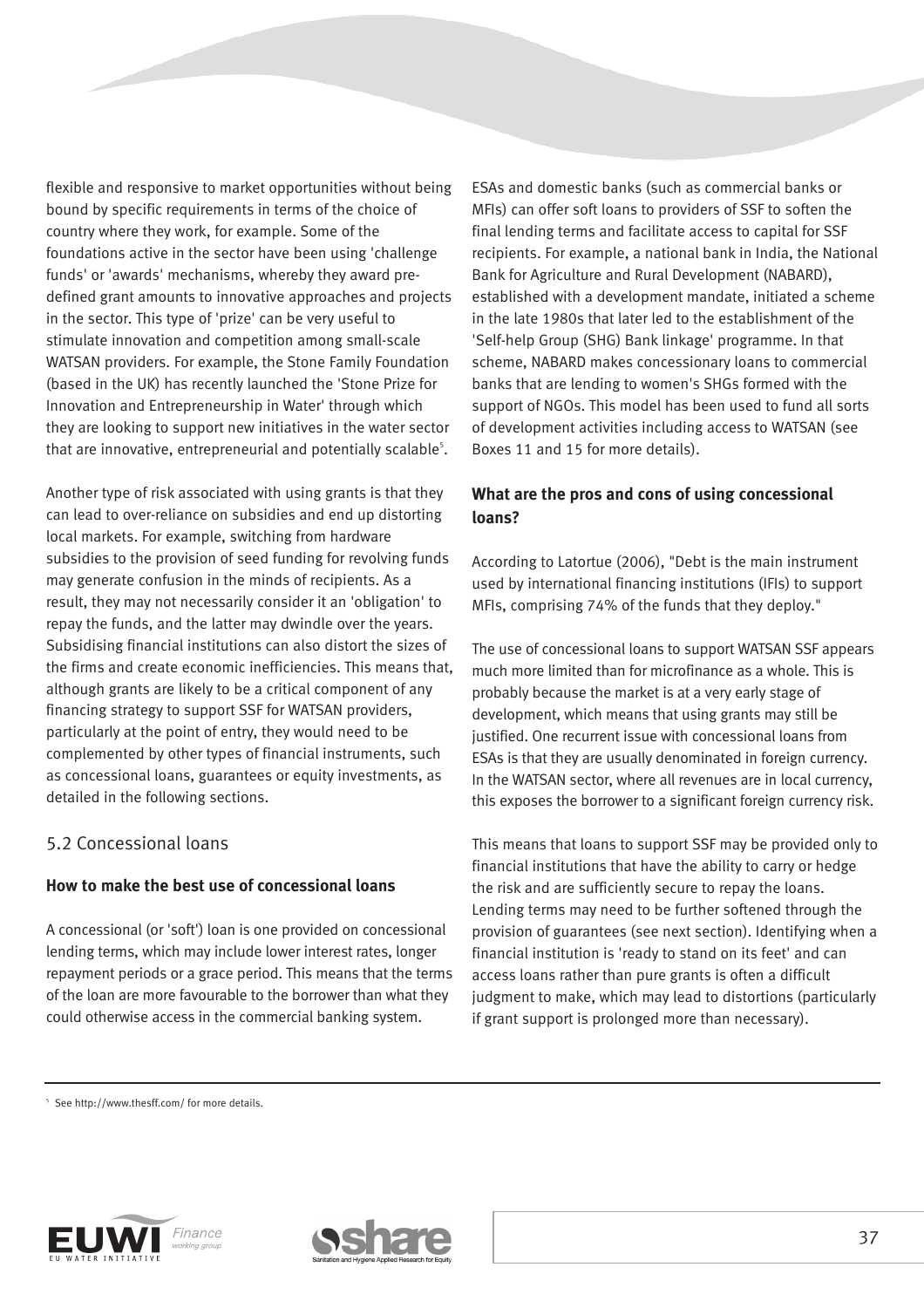flexible and responsive to market opportunities without being bound by specific requirements in terms of the choice of country where they work, for example. Some of the foundations active in the sector have been using 'challenge funds' or 'awards' mechanisms, whereby they award pre-defined grant amounts to innovative approaches and projects in the sector. This type of 'prize' can be very useful to stimulate innovation and competition among small-scale WATSAN providers. For example, the Stone Family Foundation (based in the UK) has recently launched the 'Stone Prize for Innovation and Entrepreneurship in Water' through which they are looking to support new initiatives in the water sector that are innovative, entrepreneurial and potentially scalable[5].

Another type of risk associated with using grants is that they can lead to over-reliance on subsidies and end up distorting local markets. For example, switching from hardware subsidies to the provision of seed funding for revolving funds may generate confusion in the minds of recipients. As a result, they may not necessarily consider it an 'obligation' to repay the funds, and the latter may dwindle over the years. Subsidising financial institutions can also distort the sizes of the firms and create economic inefficiencies. This means that, although grants are likely to be a critical component of any financing strategy to support SSF for WATSAN providers, particularly at the point of entry, they would need to be complemented by other types of financial instruments, such as concessional loans, guarantees or equity investments, as detailed in the following sections.

## 5.2 Concessional loans

### How to make the best use of concessional loans

A concessional (or 'soft') loan is one provided on concessional lending terms, which may include lower interest rates, longer repayment periods or a grace period. This means that the terms of the loan are more favourable to the borrower than what they could otherwise access in the commercial banking system.

ESAs and domestic banks (such as commercial banks or MFIs) can offer soft loans to providers of SSF to soften the final lending terms and facilitate access to capital for SSF recipients. For example, a national bank in India, the National Bank for Agriculture and Rural Development (NABARD), established with a development mandate, initiated a scheme in the late 1980s that later led to the establishment of the 'Self-help Group (SHG) Bank linkage' programme. In that scheme, NABARD makes concessionary loans to commercial banks that are lending to women's SHGs formed with the support of NGOs. This model has been used to fund all sorts of development activities including access to WATSAN (see Boxes 11 and 15 for more details).

### What are the pros and cons of using concessional loans?

According to Latortue (2006), "Debt is the main instrument used by international financing institutions (IFIs) to support MFIs, comprising 74% of the funds that they deploy."

The use of concessional loans to support WATSAN SSF appears much more limited than for microfinance as a whole. This is probably because the market is at a very early stage of development, which means that using grants may still be justified. One recurrent issue with concessional loans from ESAs is that they are usually denominated in foreign currency. In the WATSAN sector, where all revenues are in local currency, this exposes the borrower to a significant foreign currency risk.

This means that loans to support SSF may be provided only to financial institutions that have the ability to carry or hedge the risk and are sufficiently secure to repay the loans. Lending terms may need to be further softened through the provision of guarantees (see next section). Identifying when a financial institution is 'ready to stand on its feet' and can access loans rather than pure grants is often a difficult judgment to make, which may lead to distortions (particularly if grant support is prolonged more than necessary).

[5] See http://www.thesff.com/ for more details.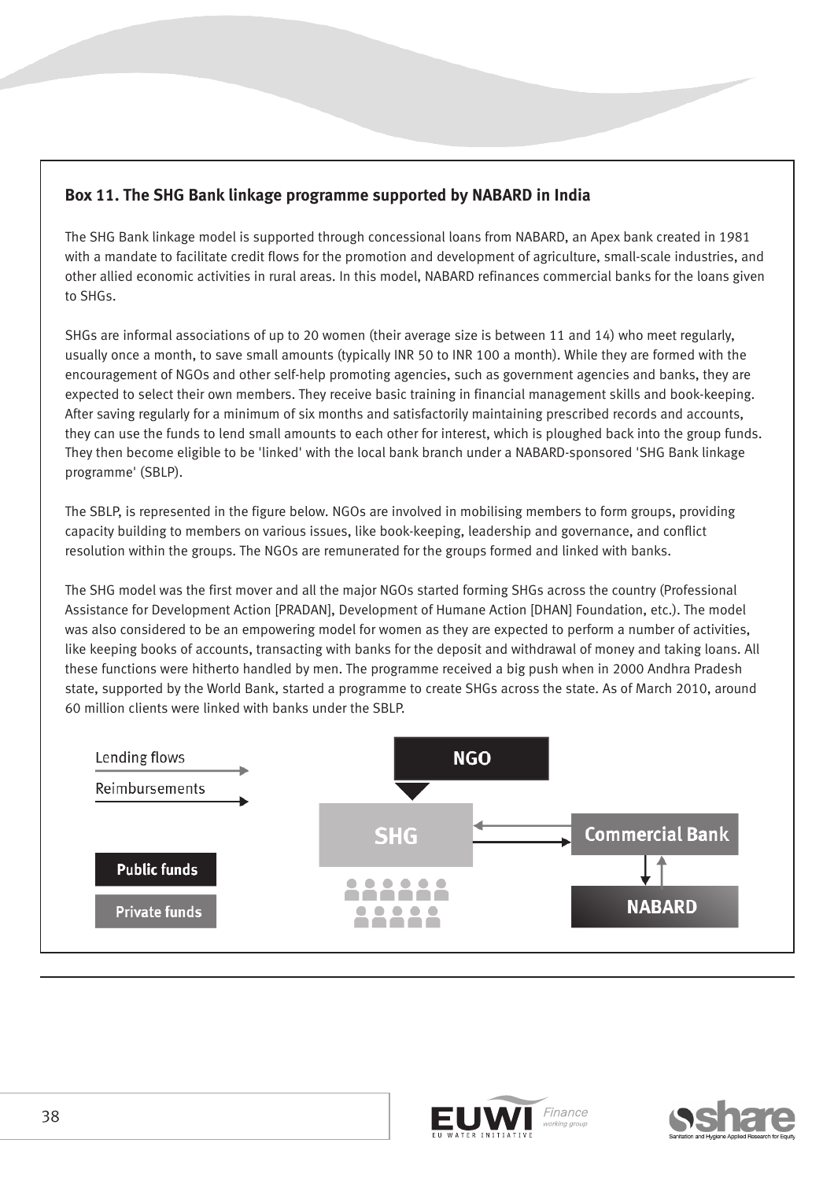### Box 11. The SHG Bank linkage programme supported by NABARD in India

The SHG Bank linkage model is supported through concessional loans from NABARD, an Apex bank created in 1981 with a mandate to facilitate credit flows for the promotion and development of agriculture, small-scale industries, and other allied economic activities in rural areas. In this model, NABARD refinances commercial banks for the loans given to SHGs.

SHGs are informal associations of up to 20 women (their average size is between 11 and 14) who meet regularly, usually once a month, to save small amounts (typically INR 50 to INR 100 a month). While they are formed with the encouragement of NGOs and other self-help promoting agencies, such as government agencies and banks, they are expected to select their own members. They receive basic training in financial management skills and book-keeping. After saving regularly for a minimum of six months and satisfactorily maintaining prescribed records and accounts, they can use the funds to lend small amounts to each other for interest, which is ploughed back into the group funds. They then become eligible to be 'linked' with the local bank branch under a NABARD-sponsored 'SHG Bank linkage programme' (SBLP).

The SBLP, is represented in the figure below. NGOs are involved in mobilising members to form groups, providing capacity building to members on various issues, like book-keeping, leadership and governance, and conflict resolution within the groups. The NGOs are remunerated for the groups formed and linked with banks.

The SHG model was the first mover and all the major NGOs started forming SHGs across the country (Professional Assistance for Development Action [PRADAN], Development of Humane Action [DHAN] Foundation, etc.). The model was also considered to be an empowering model for women as they are expected to perform a number of activities, like keeping books of accounts, transacting with banks for the deposit and withdrawal of money and taking loans. All these functions were hitherto handled by men. The programme received a big push when in 2000 Andhra Pradesh state, supported by the World Bank, started a programme to create SHGs across the state. As of March 2010, around 60 million clients were linked with banks under the SBLP.

Lending flows
Reimbursements

Public funds
Private funds

NGO
SHG
Commercial Bank
NABARD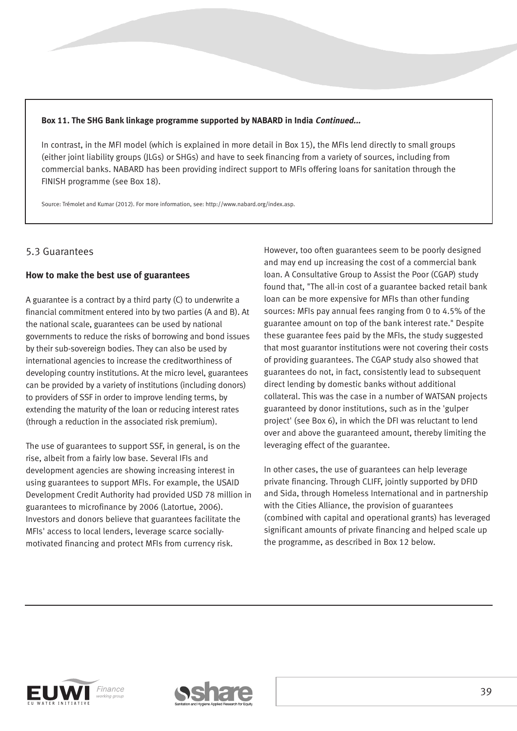**Box 11. The SHG Bank linkage programme supported by NABARD in India *Continued...***

In contrast, in the MFI model (which is explained in more detail in Box 15), the MFIs lend directly to small groups (either joint liability groups (JLGs) or SHGs) and have to seek financing from a variety of sources, including from commercial banks. NABARD has been providing indirect support to MFIs offering loans for sanitation through the FINISH programme (see Box 18).

Source: Trémolet and Kumar (2012). For more information, see: http://www.nabard.org/index.asp.

## 5.3 Guarantees

### How to make the best use of guarantees

A guarantee is a contract by a third party (C) to underwrite a financial commitment entered into by two parties (A and B). At the national scale, guarantees can be used by national governments to reduce the risks of borrowing and bond issues by their sub-sovereign bodies. They can also be used by international agencies to increase the creditworthiness of developing country institutions. At the micro level, guarantees can be provided by a variety of institutions (including donors) to providers of SSF in order to improve lending terms, by extending the maturity of the loan or reducing interest rates (through a reduction in the associated risk premium).

The use of guarantees to support SSF, in general, is on the rise, albeit from a fairly low base. Several IFIs and development agencies are showing increasing interest in using guarantees to support MFIs. For example, the USAID Development Credit Authority had provided USD 78 million in guarantees to microfinance by 2006 (Latortue, 2006). Investors and donors believe that guarantees facilitate the MFIs' access to local lenders, leverage scarce socially-motivated financing and protect MFIs from currency risk.

However, too often guarantees seem to be poorly designed and may end up increasing the cost of a commercial bank loan. A Consultative Group to Assist the Poor (CGAP) study found that, "The all-in cost of a guarantee backed retail bank loan can be more expensive for MFIs than other funding sources: MFIs pay annual fees ranging from 0 to 4.5% of the guarantee amount on top of the bank interest rate." Despite these guarantee fees paid by the MFIs, the study suggested that most guarantor institutions were not covering their costs of providing guarantees. The CGAP study also showed that guarantees do not, in fact, consistently lead to subsequent direct lending by domestic banks without additional collateral. This was the case in a number of WATSAN projects guaranteed by donor institutions, such as in the 'gulper project' (see Box 6), in which the DFI was reluctant to lend over and above the guaranteed amount, thereby limiting the leveraging effect of the guarantee.

In other cases, the use of guarantees can help leverage private financing. Through CLIFF, jointly supported by DFID and Sida, through Homeless International and in partnership with the Cities Alliance, the provision of guarantees (combined with capital and operational grants) has leveraged significant amounts of private financing and helped scale up the programme, as described in Box 12 below.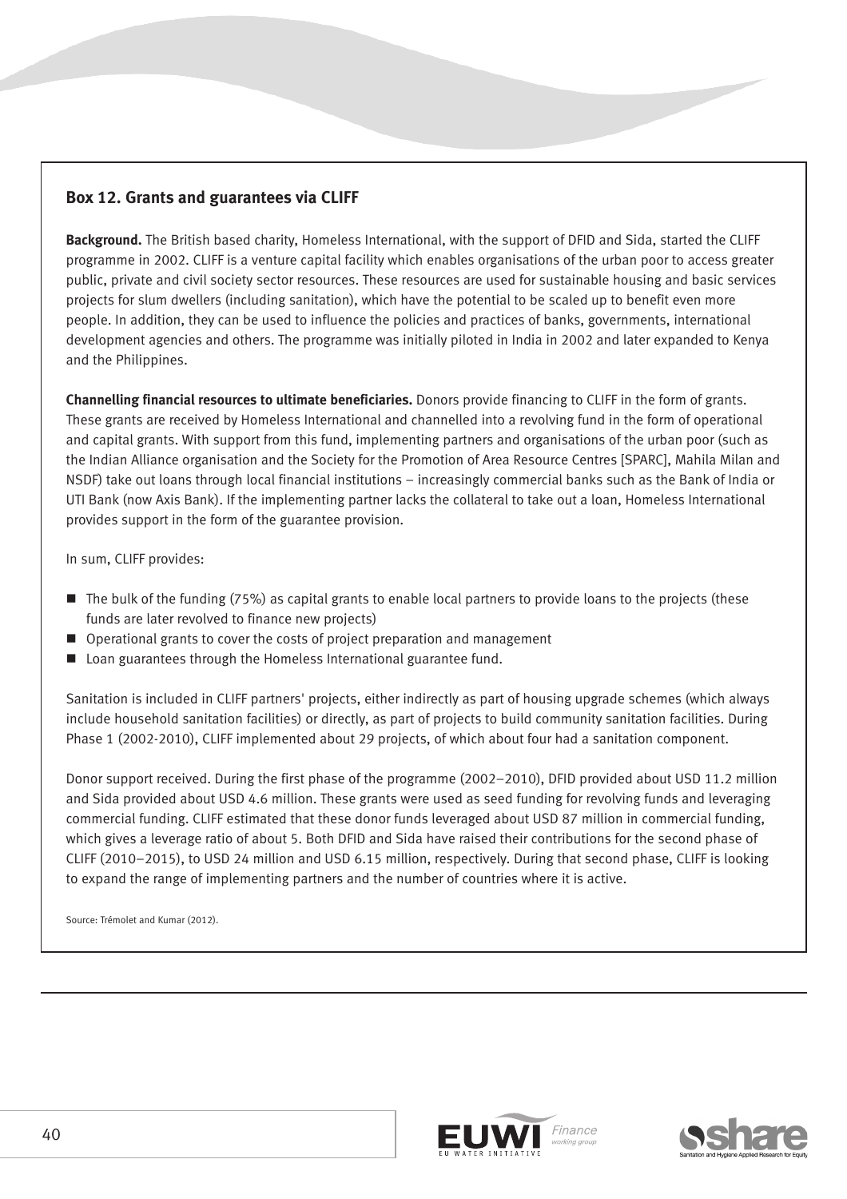## Box 12. Grants and guarantees via CLIFF

**Background.** The British based charity, Homeless International, with the support of DFID and Sida, started the CLIFF programme in 2002. CLIFF is a venture capital facility which enables organisations of the urban poor to access greater public, private and civil society sector resources. These resources are used for sustainable housing and basic services projects for slum dwellers (including sanitation), which have the potential to be scaled up to benefit even more people. In addition, they can be used to influence the policies and practices of banks, governments, international development agencies and others. The programme was initially piloted in India in 2002 and later expanded to Kenya and the Philippines.

**Channelling financial resources to ultimate beneficiaries.** Donors provide financing to CLIFF in the form of grants. These grants are received by Homeless International and channelled into a revolving fund in the form of operational and capital grants. With support from this fund, implementing partners and organisations of the urban poor (such as the Indian Alliance organisation and the Society for the Promotion of Area Resource Centres [SPARC], Mahila Milan and NSDF) take out loans through local financial institutions – increasingly commercial banks such as the Bank of India or UTI Bank (now Axis Bank). If the implementing partner lacks the collateral to take out a loan, Homeless International provides support in the form of the guarantee provision.

In sum, CLIFF provides:

- The bulk of the funding (75%) as capital grants to enable local partners to provide loans to the projects (these funds are later revolved to finance new projects)
- Operational grants to cover the costs of project preparation and management
- Loan guarantees through the Homeless International guarantee fund.

Sanitation is included in CLIFF partners' projects, either indirectly as part of housing upgrade schemes (which always include household sanitation facilities) or directly, as part of projects to build community sanitation facilities. During Phase 1 (2002-2010), CLIFF implemented about 29 projects, of which about four had a sanitation component.

Donor support received. During the first phase of the programme (2002–2010), DFID provided about USD 11.2 million and Sida provided about USD 4.6 million. These grants were used as seed funding for revolving funds and leveraging commercial funding. CLIFF estimated that these donor funds leveraged about USD 87 million in commercial funding, which gives a leverage ratio of about 5. Both DFID and Sida have raised their contributions for the second phase of CLIFF (2010–2015), to USD 24 million and USD 6.15 million, respectively. During that second phase, CLIFF is looking to expand the range of implementing partners and the number of countries where it is active.

Source: Trémolet and Kumar (2012).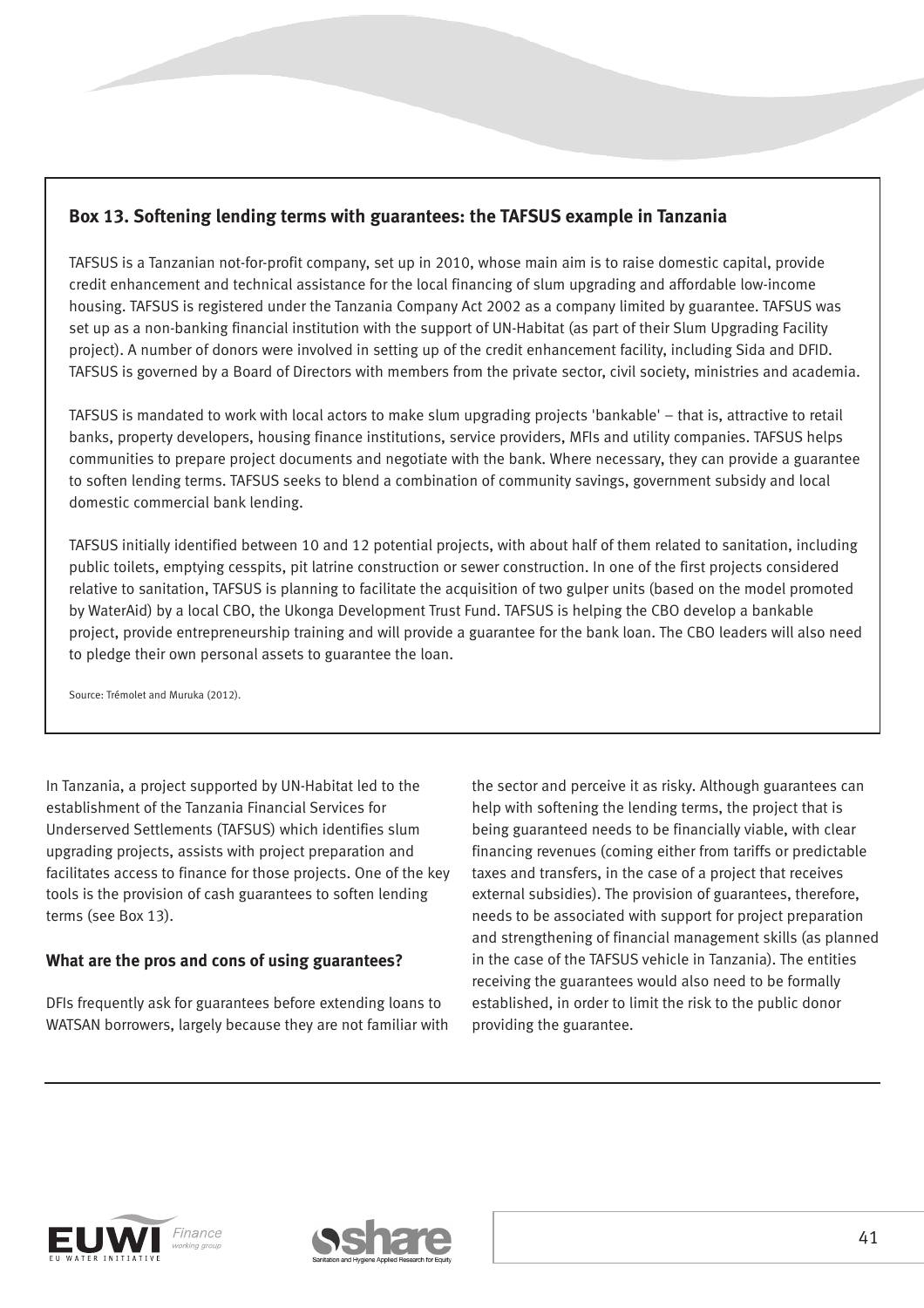### Box 13. Softening lending terms with guarantees: the TAFSUS example in Tanzania

TAFSUS is a Tanzanian not-for-profit company, set up in 2010, whose main aim is to raise domestic capital, provide credit enhancement and technical assistance for the local financing of slum upgrading and affordable low-income housing. TAFSUS is registered under the Tanzania Company Act 2002 as a company limited by guarantee. TAFSUS was set up as a non-banking financial institution with the support of UN-Habitat (as part of their Slum Upgrading Facility project). A number of donors were involved in setting up of the credit enhancement facility, including Sida and DFID. TAFSUS is governed by a Board of Directors with members from the private sector, civil society, ministries and academia.

TAFSUS is mandated to work with local actors to make slum upgrading projects 'bankable' – that is, attractive to retail banks, property developers, housing finance institutions, service providers, MFIs and utility companies. TAFSUS helps communities to prepare project documents and negotiate with the bank. Where necessary, they can provide a guarantee to soften lending terms. TAFSUS seeks to blend a combination of community savings, government subsidy and local domestic commercial bank lending.

TAFSUS initially identified between 10 and 12 potential projects, with about half of them related to sanitation, including public toilets, emptying cesspits, pit latrine construction or sewer construction. In one of the first projects considered relative to sanitation, TAFSUS is planning to facilitate the acquisition of two gulper units (based on the model promoted by WaterAid) by a local CBO, the Ukonga Development Trust Fund. TAFSUS is helping the CBO develop a bankable project, provide entrepreneurship training and will provide a guarantee for the bank loan. The CBO leaders will also need to pledge their own personal assets to guarantee the loan.

Source: Trémolet and Muruka (2012).

In Tanzania, a project supported by UN-Habitat led to the establishment of the Tanzania Financial Services for Underserved Settlements (TAFSUS) which identifies slum upgrading projects, assists with project preparation and facilitates access to finance for those projects. One of the key tools is the provision of cash guarantees to soften lending terms (see Box 13).

### What are the pros and cons of using guarantees?

DFIs frequently ask for guarantees before extending loans to WATSAN borrowers, largely because they are not familiar with the sector and perceive it as risky. Although guarantees can help with softening the lending terms, the project that is being guaranteed needs to be financially viable, with clear financing revenues (coming either from tariffs or predictable taxes and transfers, in the case of a project that receives external subsidies). The provision of guarantees, therefore, needs to be associated with support for project preparation and strengthening of financial management skills (as planned in the case of the TAFSUS vehicle in Tanzania). The entities receiving the guarantees would also need to be formally established, in order to limit the risk to the public donor providing the guarantee.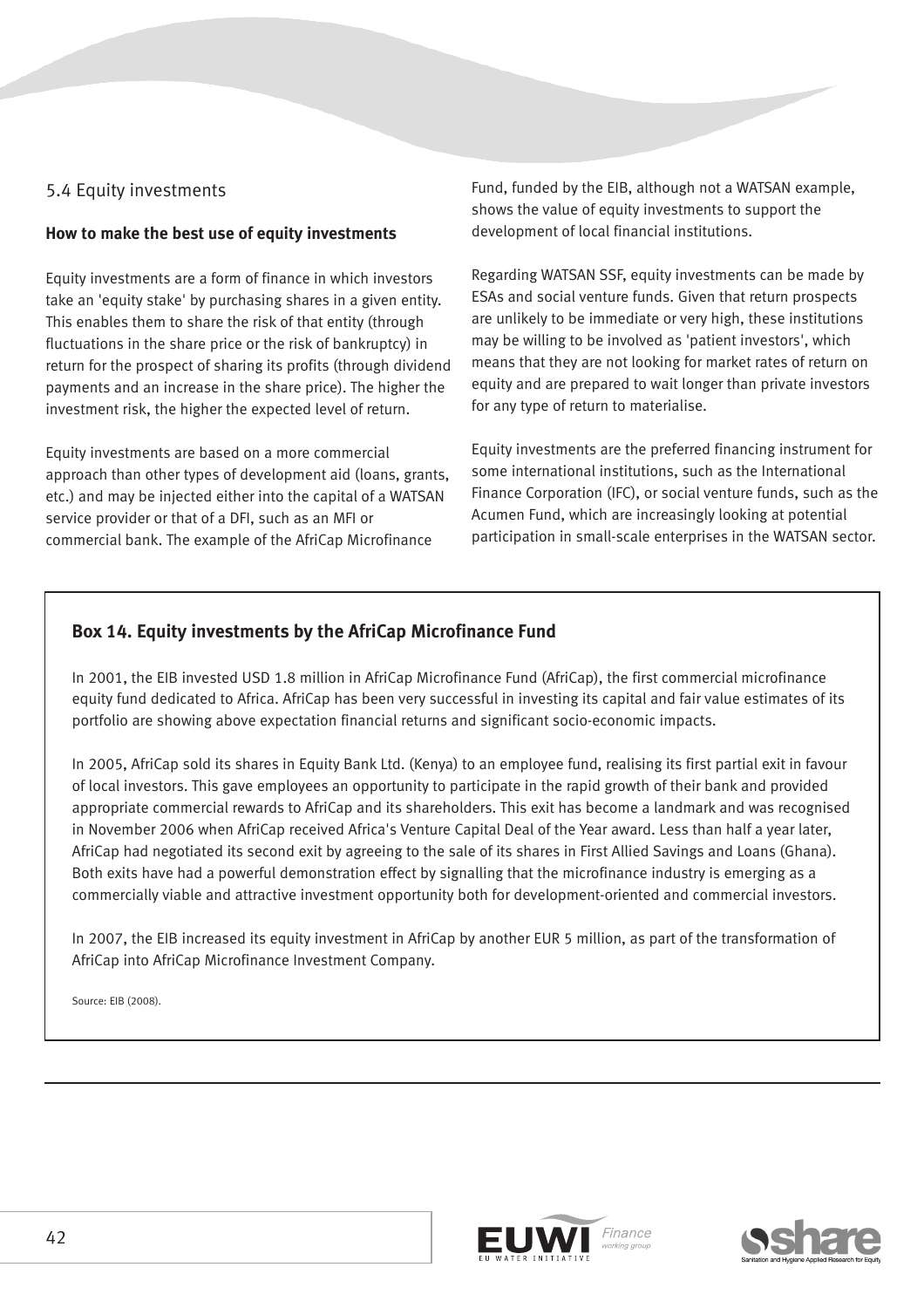## 5.4 Equity investments

### How to make the best use of equity investments

Equity investments are a form of finance in which investors take an 'equity stake' by purchasing shares in a given entity. This enables them to share the risk of that entity (through fluctuations in the share price or the risk of bankruptcy) in return for the prospect of sharing its profits (through dividend payments and an increase in the share price). The higher the investment risk, the higher the expected level of return.

Equity investments are based on a more commercial approach than other types of development aid (loans, grants, etc.) and may be injected either into the capital of a WATSAN service provider or that of a DFI, such as an MFI or commercial bank. The example of the AfriCap Microfinance Fund, funded by the EIB, although not a WATSAN example, shows the value of equity investments to support the development of local financial institutions.

Regarding WATSAN SSF, equity investments can be made by ESAs and social venture funds. Given that return prospects are unlikely to be immediate or very high, these institutions may be willing to be involved as 'patient investors', which means that they are not looking for market rates of return on equity and are prepared to wait longer than private investors for any type of return to materialise.

Equity investments are the preferred financing instrument for some international institutions, such as the International Finance Corporation (IFC), or social venture funds, such as the Acumen Fund, which are increasingly looking at potential participation in small-scale enterprises in the WATSAN sector.

### Box 14. Equity investments by the AfriCap Microfinance Fund

In 2001, the EIB invested USD 1.8 million in AfriCap Microfinance Fund (AfriCap), the first commercial microfinance equity fund dedicated to Africa. AfriCap has been very successful in investing its capital and fair value estimates of its portfolio are showing above expectation financial returns and significant socio-economic impacts.

In 2005, AfriCap sold its shares in Equity Bank Ltd. (Kenya) to an employee fund, realising its first partial exit in favour of local investors. This gave employees an opportunity to participate in the rapid growth of their bank and provided appropriate commercial rewards to AfriCap and its shareholders. This exit has become a landmark and was recognised in November 2006 when AfriCap received Africa's Venture Capital Deal of the Year award. Less than half a year later, AfriCap had negotiated its second exit by agreeing to the sale of its shares in First Allied Savings and Loans (Ghana). Both exits have had a powerful demonstration effect by signalling that the microfinance industry is emerging as a commercially viable and attractive investment opportunity both for development-oriented and commercial investors.

In 2007, the EIB increased its equity investment in AfriCap by another EUR 5 million, as part of the transformation of AfriCap into AfriCap Microfinance Investment Company.

Source: EIB (2008).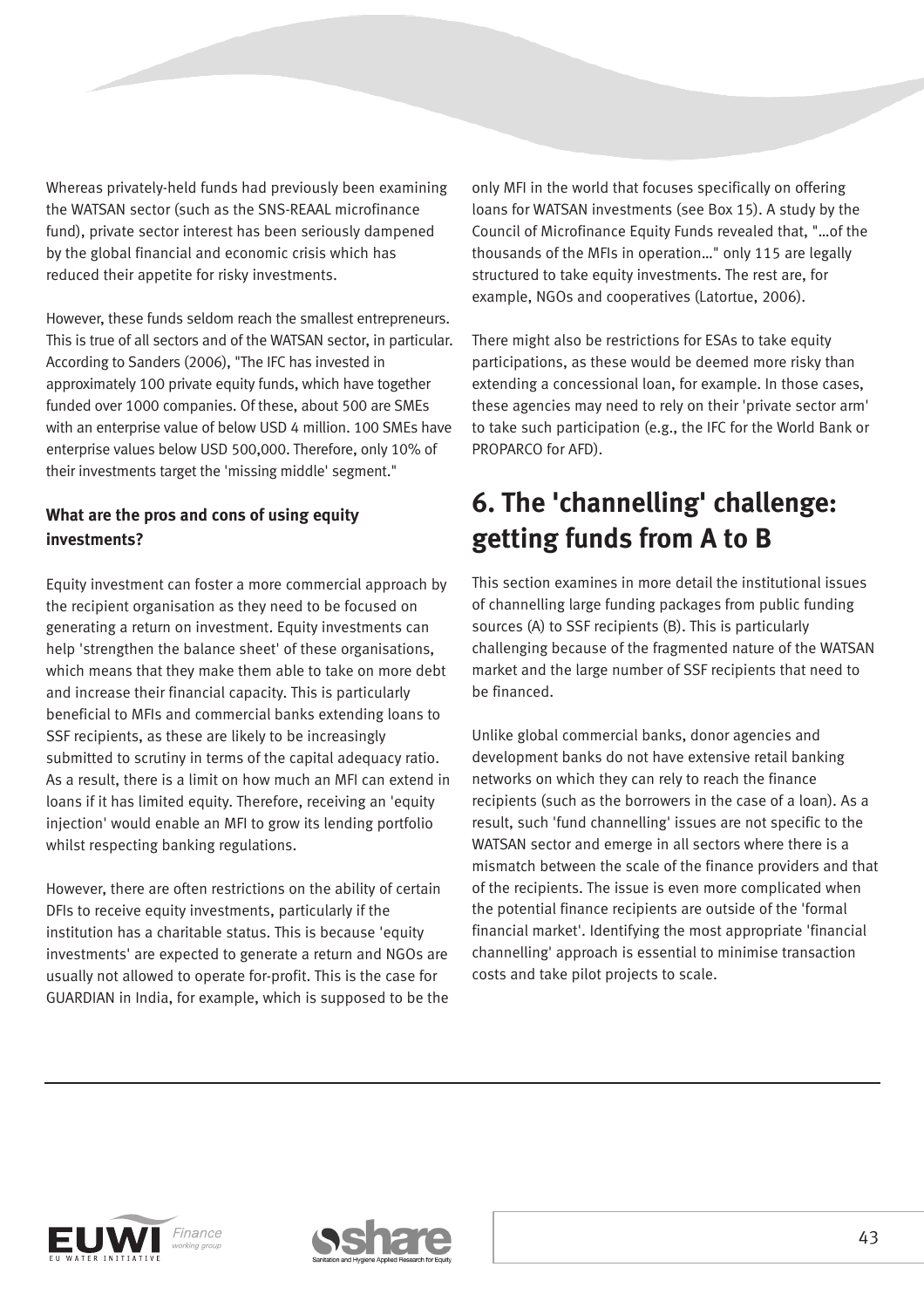Whereas privately-held funds had previously been examining the WATSAN sector (such as the SNS-REAAL microfinance fund), private sector interest has been seriously dampened by the global financial and economic crisis which has reduced their appetite for risky investments.

However, these funds seldom reach the smallest entrepreneurs. This is true of all sectors and of the WATSAN sector, in particular. According to Sanders (2006), "The IFC has invested in approximately 100 private equity funds, which have together funded over 1000 companies. Of these, about 500 are SMEs with an enterprise value of below USD 4 million. 100 SMEs have enterprise values below USD 500,000. Therefore, only 10% of their investments target the 'missing middle' segment."

### What are the pros and cons of using equity investments?

Equity investment can foster a more commercial approach by the recipient organisation as they need to be focused on generating a return on investment. Equity investments can help 'strengthen the balance sheet' of these organisations, which means that they make them able to take on more debt and increase their financial capacity. This is particularly beneficial to MFIs and commercial banks extending loans to SSF recipients, as these are likely to be increasingly submitted to scrutiny in terms of the capital adequacy ratio. As a result, there is a limit on how much an MFI can extend in loans if it has limited equity. Therefore, receiving an 'equity injection' would enable an MFI to grow its lending portfolio whilst respecting banking regulations.

However, there are often restrictions on the ability of certain DFIs to receive equity investments, particularly if the institution has a charitable status. This is because 'equity investments' are expected to generate a return and NGOs are usually not allowed to operate for-profit. This is the case for GUARDIAN in India, for example, which is supposed to be the only MFI in the world that focuses specifically on offering loans for WATSAN investments (see Box 15). A study by the Council of Microfinance Equity Funds revealed that, "…of the thousands of the MFIs in operation…" only 115 are legally structured to take equity investments. The rest are, for example, NGOs and cooperatives (Latortue, 2006).

There might also be restrictions for ESAs to take equity participations, as these would be deemed more risky than extending a concessional loan, for example. In those cases, these agencies may need to rely on their 'private sector arm' to take such participation (e.g., the IFC for the World Bank or PROPARCO for AFD).

## 6. The 'channelling' challenge: getting funds from A to B

This section examines in more detail the institutional issues of channelling large funding packages from public funding sources (A) to SSF recipients (B). This is particularly challenging because of the fragmented nature of the WATSAN market and the large number of SSF recipients that need to be financed.

Unlike global commercial banks, donor agencies and development banks do not have extensive retail banking networks on which they can rely to reach the finance recipients (such as the borrowers in the case of a loan). As a result, such 'fund channelling' issues are not specific to the WATSAN sector and emerge in all sectors where there is a mismatch between the scale of the finance providers and that of the recipients. The issue is even more complicated when the potential finance recipients are outside of the 'formal financial market'. Identifying the most appropriate 'financial channelling' approach is essential to minimise transaction costs and take pilot projects to scale.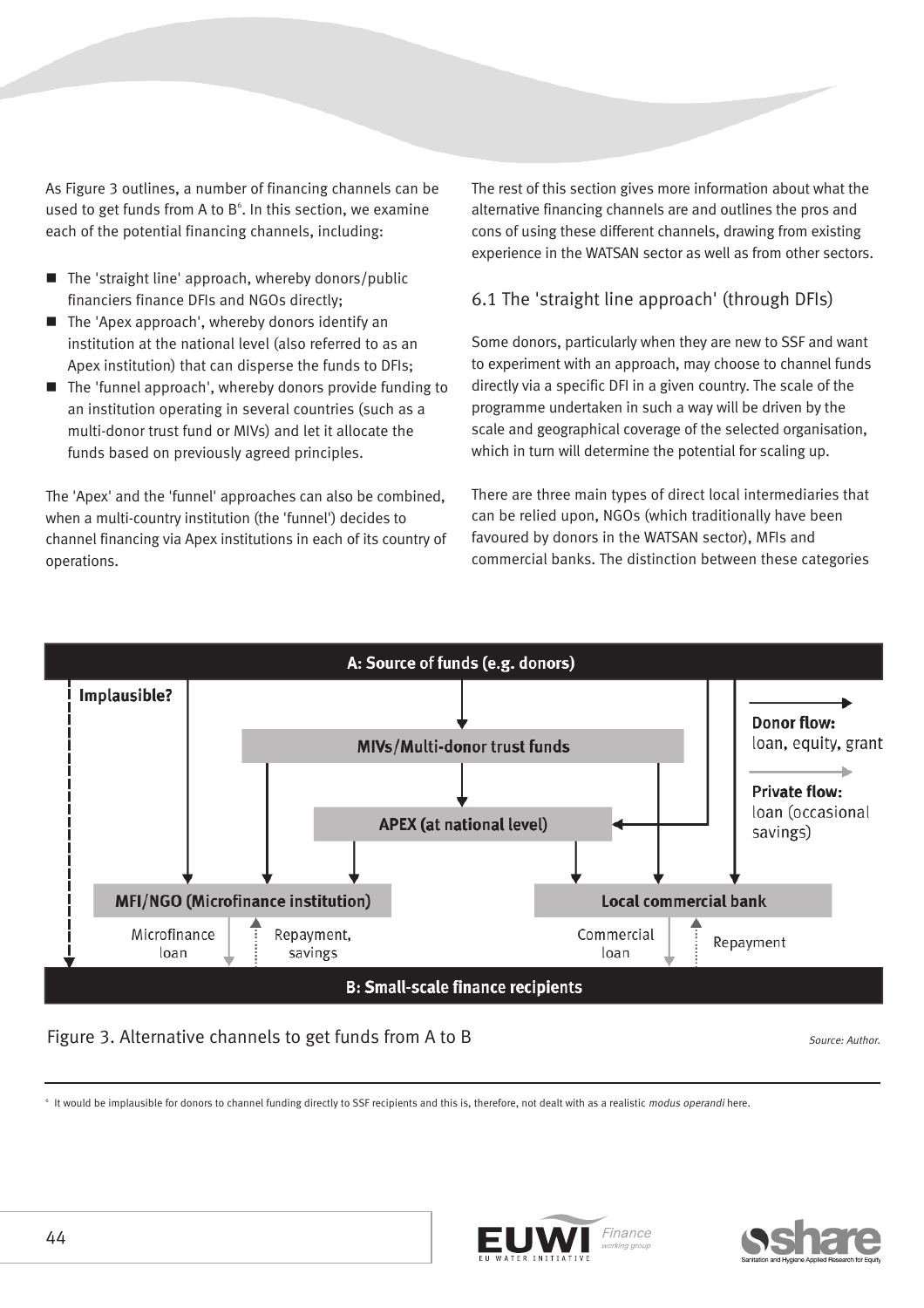As Figure 3 outlines, a number of financing channels can be used to get funds from A to B[6]. In this section, we examine each of the potential financing channels, including:

- The 'straight line' approach, whereby donors/public financiers finance DFIs and NGOs directly;
- The 'Apex approach', whereby donors identify an institution at the national level (also referred to as an Apex institution) that can disperse the funds to DFIs;
- The 'funnel approach', whereby donors provide funding to an institution operating in several countries (such as a multi-donor trust fund or MIVs) and let it allocate the funds based on previously agreed principles.

The 'Apex' and the 'funnel' approaches can also be combined, when a multi-country institution (the 'funnel') decides to channel financing via Apex institutions in each of its country of operations.

The rest of this section gives more information about what the alternative financing channels are and outlines the pros and cons of using these different channels, drawing from existing experience in the WATSAN sector as well as from other sectors.

## 6.1 The 'straight line approach' (through DFIs)

Some donors, particularly when they are new to SSF and want to experiment with an approach, may choose to channel funds directly via a specific DFI in a given country. The scale of the programme undertaken in such a way will be driven by the scale and geographical coverage of the selected organisation, which in turn will determine the potential for scaling up.

There are three main types of direct local intermediaries that can be relied upon, NGOs (which traditionally have been favoured by donors in the WATSAN sector), MFIs and commercial banks. The distinction between these categories

A: Source of funds (e.g. donors)

Implausible?

MIVs/Multi-donor trust funds

APEX (at national level)

MFI/NGO (Microfinance institution)

Local commercial bank

Microfinance loan | Repayment, savings

Commercial loan | Repayment

B: Small-scale finance recipients

Donor flow: loan, equity, grant

Private flow: loan (occasional savings)

Figure 3. Alternative channels to get funds from A to B

*Source: Author.*

[6] It would be implausible for donors to channel funding directly to SSF recipients and this is, therefore, not dealt with as a realistic *modus operandi* here.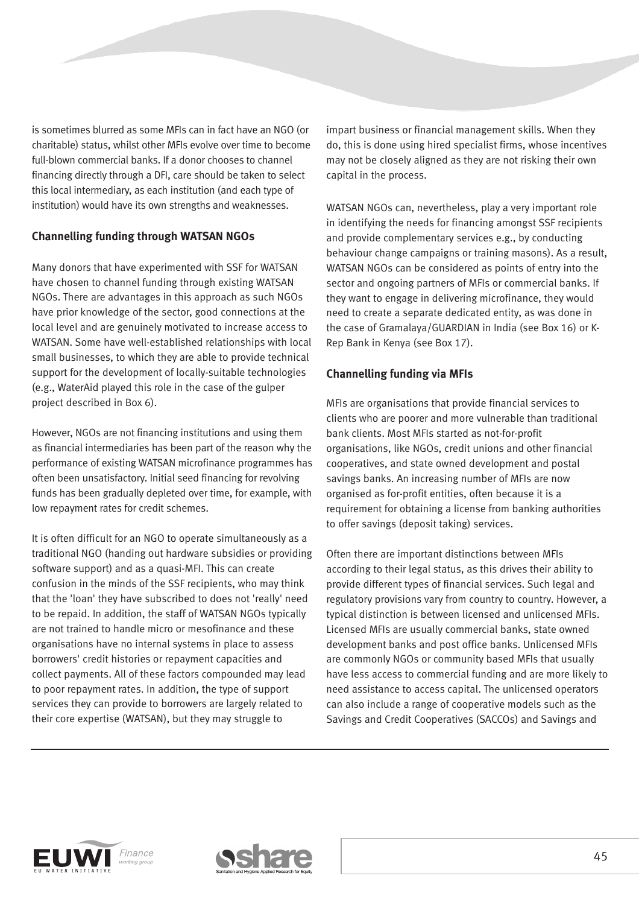is sometimes blurred as some MFIs can in fact have an NGO (or charitable) status, whilst other MFIs evolve over time to become full-blown commercial banks. If a donor chooses to channel financing directly through a DFI, care should be taken to select this local intermediary, as each institution (and each type of institution) would have its own strengths and weaknesses.

### Channelling funding through WATSAN NGOs

Many donors that have experimented with SSF for WATSAN have chosen to channel funding through existing WATSAN NGOs. There are advantages in this approach as such NGOs have prior knowledge of the sector, good connections at the local level and are genuinely motivated to increase access to WATSAN. Some have well-established relationships with local small businesses, to which they are able to provide technical support for the development of locally-suitable technologies (e.g., WaterAid played this role in the case of the gulper project described in Box 6).

However, NGOs are not financing institutions and using them as financial intermediaries has been part of the reason why the performance of existing WATSAN microfinance programmes has often been unsatisfactory. Initial seed financing for revolving funds has been gradually depleted over time, for example, with low repayment rates for credit schemes.

It is often difficult for an NGO to operate simultaneously as a traditional NGO (handing out hardware subsidies or providing software support) and as a quasi-MFI. This can create confusion in the minds of the SSF recipients, who may think that the 'loan' they have subscribed to does not 'really' need to be repaid. In addition, the staff of WATSAN NGOs typically are not trained to handle micro or mesofinance and these organisations have no internal systems in place to assess borrowers' credit histories or repayment capacities and collect payments. All of these factors compounded may lead to poor repayment rates. In addition, the type of support services they can provide to borrowers are largely related to their core expertise (WATSAN), but they may struggle to impart business or financial management skills. When they do, this is done using hired specialist firms, whose incentives may not be closely aligned as they are not risking their own capital in the process.

WATSAN NGOs can, nevertheless, play a very important role in identifying the needs for financing amongst SSF recipients and provide complementary services e.g., by conducting behaviour change campaigns or training masons). As a result, WATSAN NGOs can be considered as points of entry into the sector and ongoing partners of MFIs or commercial banks. If they want to engage in delivering microfinance, they would need to create a separate dedicated entity, as was done in the case of Gramalaya/GUARDIAN in India (see Box 16) or K-Rep Bank in Kenya (see Box 17).

### Channelling funding via MFIs

MFIs are organisations that provide financial services to clients who are poorer and more vulnerable than traditional bank clients. Most MFIs started as not-for-profit organisations, like NGOs, credit unions and other financial cooperatives, and state owned development and postal savings banks. An increasing number of MFIs are now organised as for-profit entities, often because it is a requirement for obtaining a license from banking authorities to offer savings (deposit taking) services.

Often there are important distinctions between MFIs according to their legal status, as this drives their ability to provide different types of financial services. Such legal and regulatory provisions vary from country to country. However, a typical distinction is between licensed and unlicensed MFIs. Licensed MFIs are usually commercial banks, state owned development banks and post office banks. Unlicensed MFIs are commonly NGOs or community based MFIs that usually have less access to commercial funding and are more likely to need assistance to access capital. The unlicensed operators can also include a range of cooperative models such as the Savings and Credit Cooperatives (SACCOs) and Savings and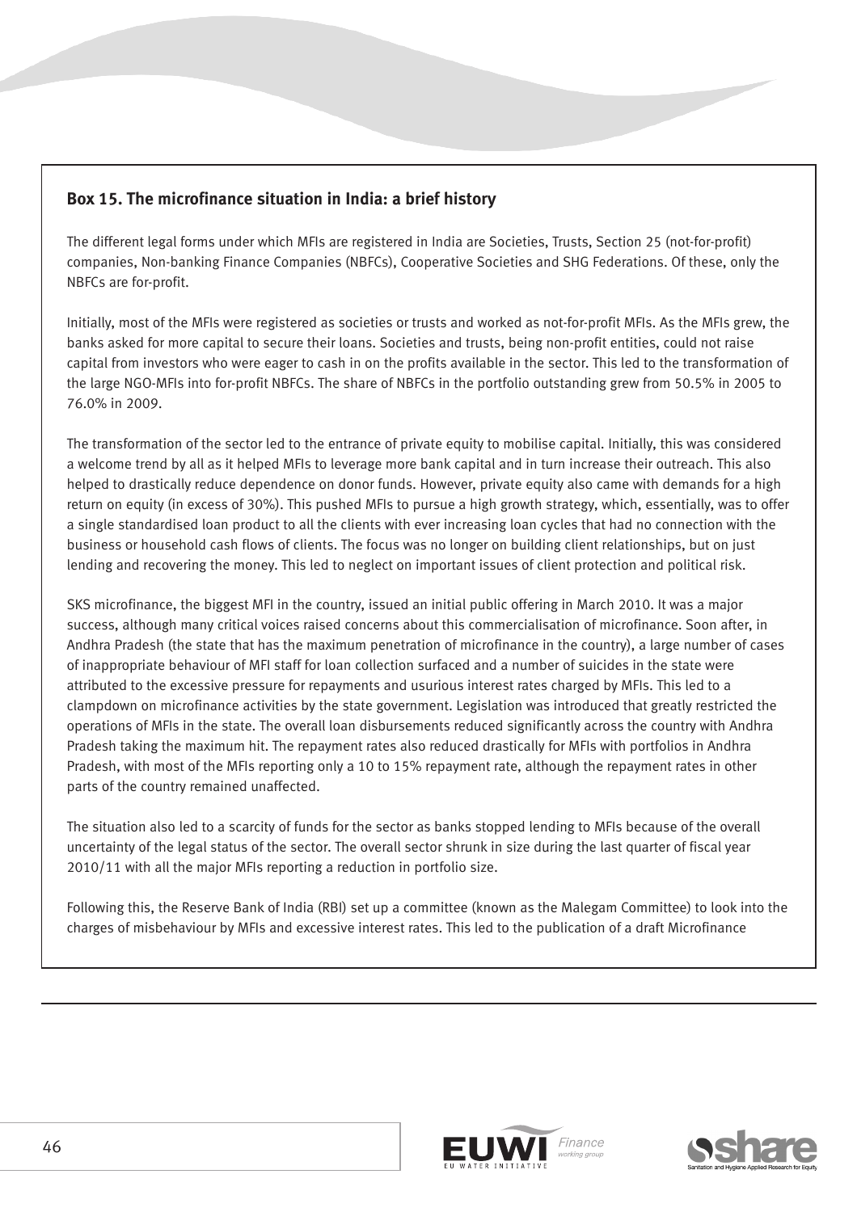### Box 15. The microfinance situation in India: a brief history

The different legal forms under which MFIs are registered in India are Societies, Trusts, Section 25 (not-for-profit) companies, Non-banking Finance Companies (NBFCs), Cooperative Societies and SHG Federations. Of these, only the NBFCs are for-profit.

Initially, most of the MFIs were registered as societies or trusts and worked as not-for-profit MFIs. As the MFIs grew, the banks asked for more capital to secure their loans. Societies and trusts, being non-profit entities, could not raise capital from investors who were eager to cash in on the profits available in the sector. This led to the transformation of the large NGO-MFIs into for-profit NBFCs. The share of NBFCs in the portfolio outstanding grew from 50.5% in 2005 to 76.0% in 2009.

The transformation of the sector led to the entrance of private equity to mobilise capital. Initially, this was considered a welcome trend by all as it helped MFIs to leverage more bank capital and in turn increase their outreach. This also helped to drastically reduce dependence on donor funds. However, private equity also came with demands for a high return on equity (in excess of 30%). This pushed MFIs to pursue a high growth strategy, which, essentially, was to offer a single standardised loan product to all the clients with ever increasing loan cycles that had no connection with the business or household cash flows of clients. The focus was no longer on building client relationships, but on just lending and recovering the money. This led to neglect on important issues of client protection and political risk.

SKS microfinance, the biggest MFI in the country, issued an initial public offering in March 2010. It was a major success, although many critical voices raised concerns about this commercialisation of microfinance. Soon after, in Andhra Pradesh (the state that has the maximum penetration of microfinance in the country), a large number of cases of inappropriate behaviour of MFI staff for loan collection surfaced and a number of suicides in the state were attributed to the excessive pressure for repayments and usurious interest rates charged by MFIs. This led to a clampdown on microfinance activities by the state government. Legislation was introduced that greatly restricted the operations of MFIs in the state. The overall loan disbursements reduced significantly across the country with Andhra Pradesh taking the maximum hit. The repayment rates also reduced drastically for MFIs with portfolios in Andhra Pradesh, with most of the MFIs reporting only a 10 to 15% repayment rate, although the repayment rates in other parts of the country remained unaffected.

The situation also led to a scarcity of funds for the sector as banks stopped lending to MFIs because of the overall uncertainty of the legal status of the sector. The overall sector shrunk in size during the last quarter of fiscal year 2010/11 with all the major MFIs reporting a reduction in portfolio size.

Following this, the Reserve Bank of India (RBI) set up a committee (known as the Malegam Committee) to look into the charges of misbehaviour by MFIs and excessive interest rates. This led to the publication of a draft Microfinance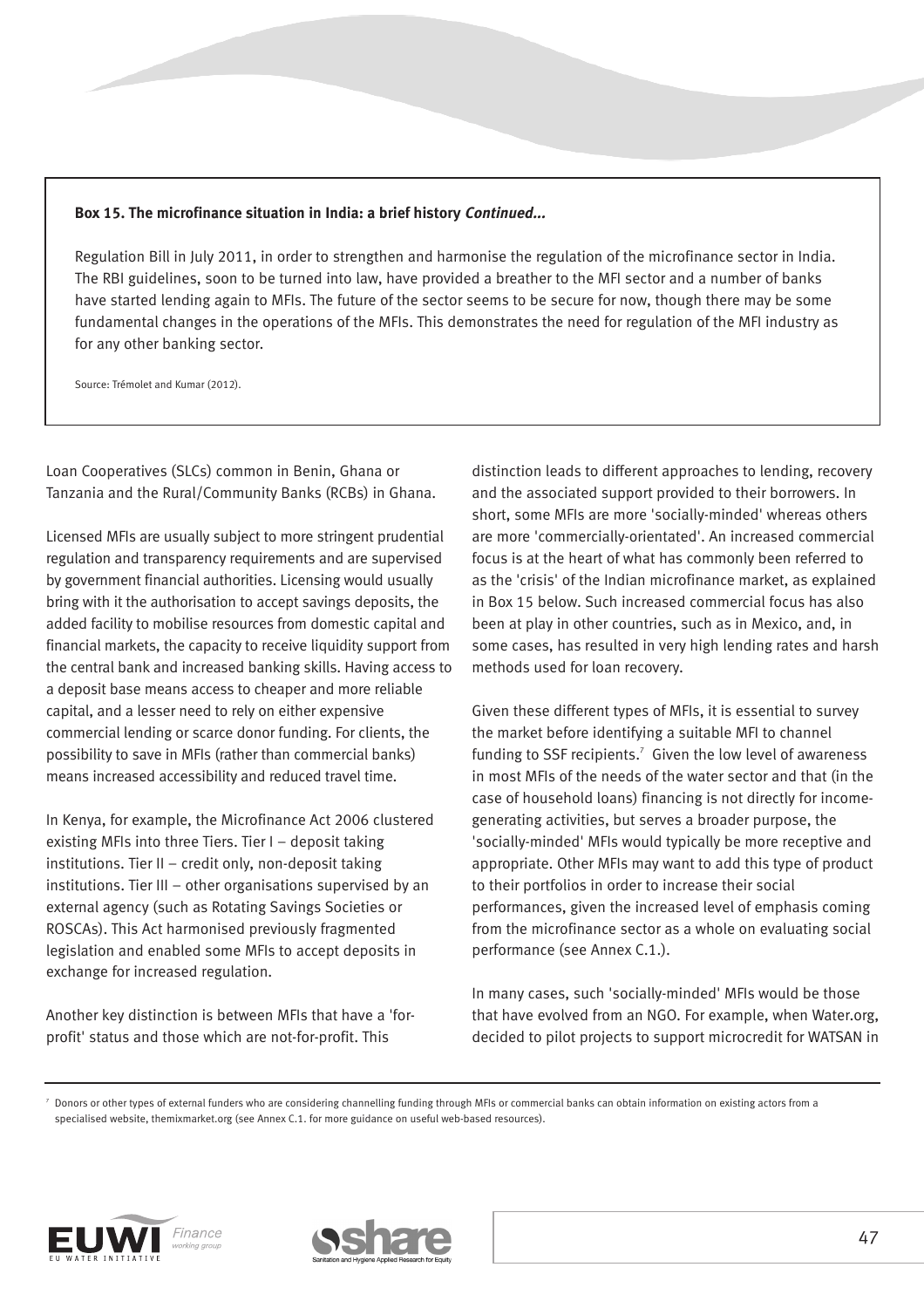**Box 15. The microfinance situation in India: a brief history *Continued...***

Regulation Bill in July 2011, in order to strengthen and harmonise the regulation of the microfinance sector in India. The RBI guidelines, soon to be turned into law, have provided a breather to the MFI sector and a number of banks have started lending again to MFIs. The future of the sector seems to be secure for now, though there may be some fundamental changes in the operations of the MFIs. This demonstrates the need for regulation of the MFI industry as for any other banking sector.

Source: Trémolet and Kumar (2012).

Loan Cooperatives (SLCs) common in Benin, Ghana or Tanzania and the Rural/Community Banks (RCBs) in Ghana.

Licensed MFIs are usually subject to more stringent prudential regulation and transparency requirements and are supervised by government financial authorities. Licensing would usually bring with it the authorisation to accept savings deposits, the added facility to mobilise resources from domestic capital and financial markets, the capacity to receive liquidity support from the central bank and increased banking skills. Having access to a deposit base means access to cheaper and more reliable capital, and a lesser need to rely on either expensive commercial lending or scarce donor funding. For clients, the possibility to save in MFIs (rather than commercial banks) means increased accessibility and reduced travel time.

In Kenya, for example, the Microfinance Act 2006 clustered existing MFIs into three Tiers. Tier I – deposit taking institutions. Tier II – credit only, non-deposit taking institutions. Tier III – other organisations supervised by an external agency (such as Rotating Savings Societies or ROSCAs). This Act harmonised previously fragmented legislation and enabled some MFIs to accept deposits in exchange for increased regulation.

Another key distinction is between MFIs that have a 'for-profit' status and those which are not-for-profit. This distinction leads to different approaches to lending, recovery and the associated support provided to their borrowers. In short, some MFIs are more 'socially-minded' whereas others are more 'commercially-orientated'. An increased commercial focus is at the heart of what has commonly been referred to as the 'crisis' of the Indian microfinance market, as explained in Box 15 below. Such increased commercial focus has also been at play in other countries, such as in Mexico, and, in some cases, has resulted in very high lending rates and harsh methods used for loan recovery.

Given these different types of MFIs, it is essential to survey the market before identifying a suitable MFI to channel funding to SSF recipients.[7] Given the low level of awareness in most MFIs of the needs of the water sector and that (in the case of household loans) financing is not directly for income-generating activities, but serves a broader purpose, the 'socially-minded' MFIs would typically be more receptive and appropriate. Other MFIs may want to add this type of product to their portfolios in order to increase their social performances, given the increased level of emphasis coming from the microfinance sector as a whole on evaluating social performance (see Annex C.1.).

In many cases, such 'socially-minded' MFIs would be those that have evolved from an NGO. For example, when Water.org, decided to pilot projects to support microcredit for WATSAN in

[7] Donors or other types of external funders who are considering channelling funding through MFIs or commercial banks can obtain information on existing actors from a specialised website, themixmarket.org (see Annex C.1. for more guidance on useful web-based resources).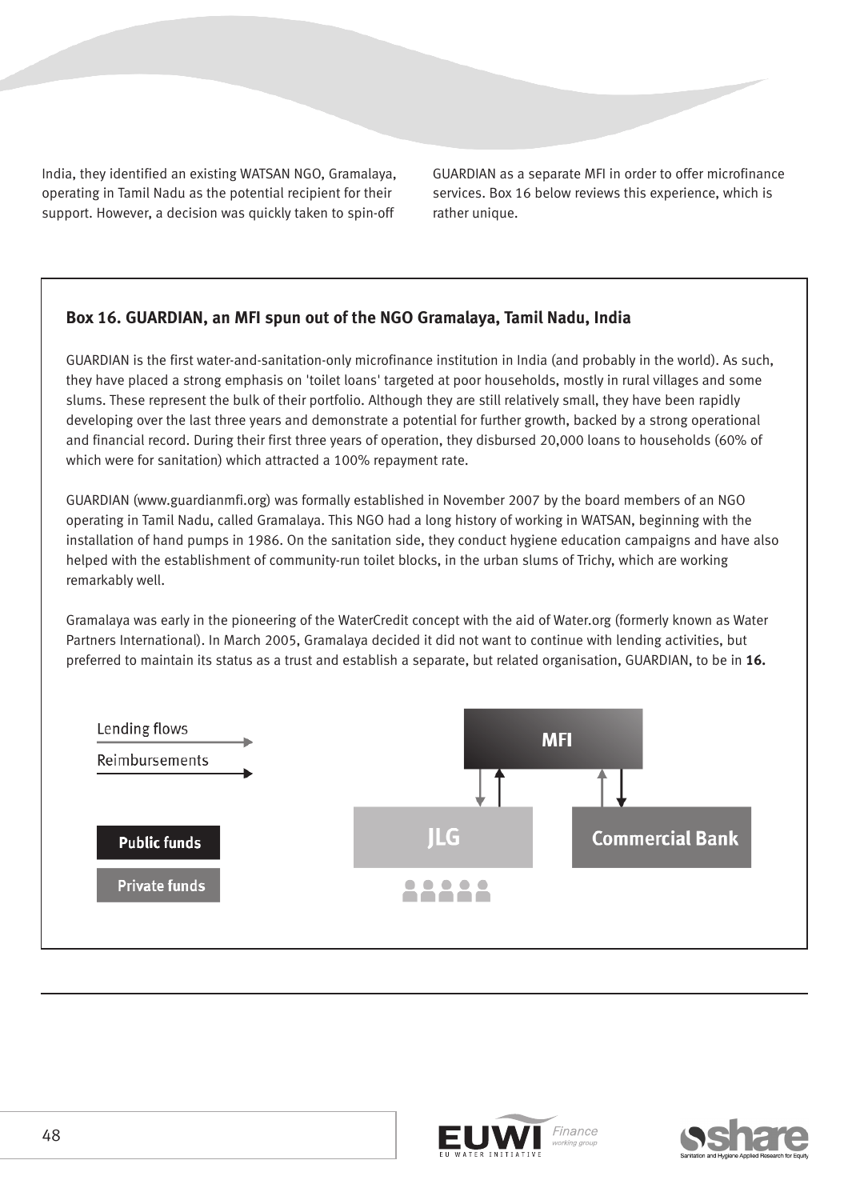India, they identified an existing WATSAN NGO, Gramalaya, operating in Tamil Nadu as the potential recipient for their support. However, a decision was quickly taken to spin-off GUARDIAN as a separate MFI in order to offer microfinance services. Box 16 below reviews this experience, which is rather unique.

### Box 16. GUARDIAN, an MFI spun out of the NGO Gramalaya, Tamil Nadu, India

GUARDIAN is the first water-and-sanitation-only microfinance institution in India (and probably in the world). As such, they have placed a strong emphasis on 'toilet loans' targeted at poor households, mostly in rural villages and some slums. These represent the bulk of their portfolio. Although they are still relatively small, they have been rapidly developing over the last three years and demonstrate a potential for further growth, backed by a strong operational and financial record. During their first three years of operation, they disbursed 20,000 loans to households (60% of which were for sanitation) which attracted a 100% repayment rate.

GUARDIAN (www.guardianmfi.org) was formally established in November 2007 by the board members of an NGO operating in Tamil Nadu, called Gramalaya. This NGO had a long history of working in WATSAN, beginning with the installation of hand pumps in 1986. On the sanitation side, they conduct hygiene education campaigns and have also helped with the establishment of community-run toilet blocks, in the urban slums of Trichy, which are working remarkably well.

Gramalaya was early in the pioneering of the WaterCredit concept with the aid of Water.org (formerly known as Water Partners International). In March 2005, Gramalaya decided it did not want to continue with lending activities, but preferred to maintain its status as a trust and establish a separate, but related organisation, GUARDIAN, to be in **16.**

Lending flows
Reimbursements

Public funds
Private funds

MFI
JLG
Commercial Bank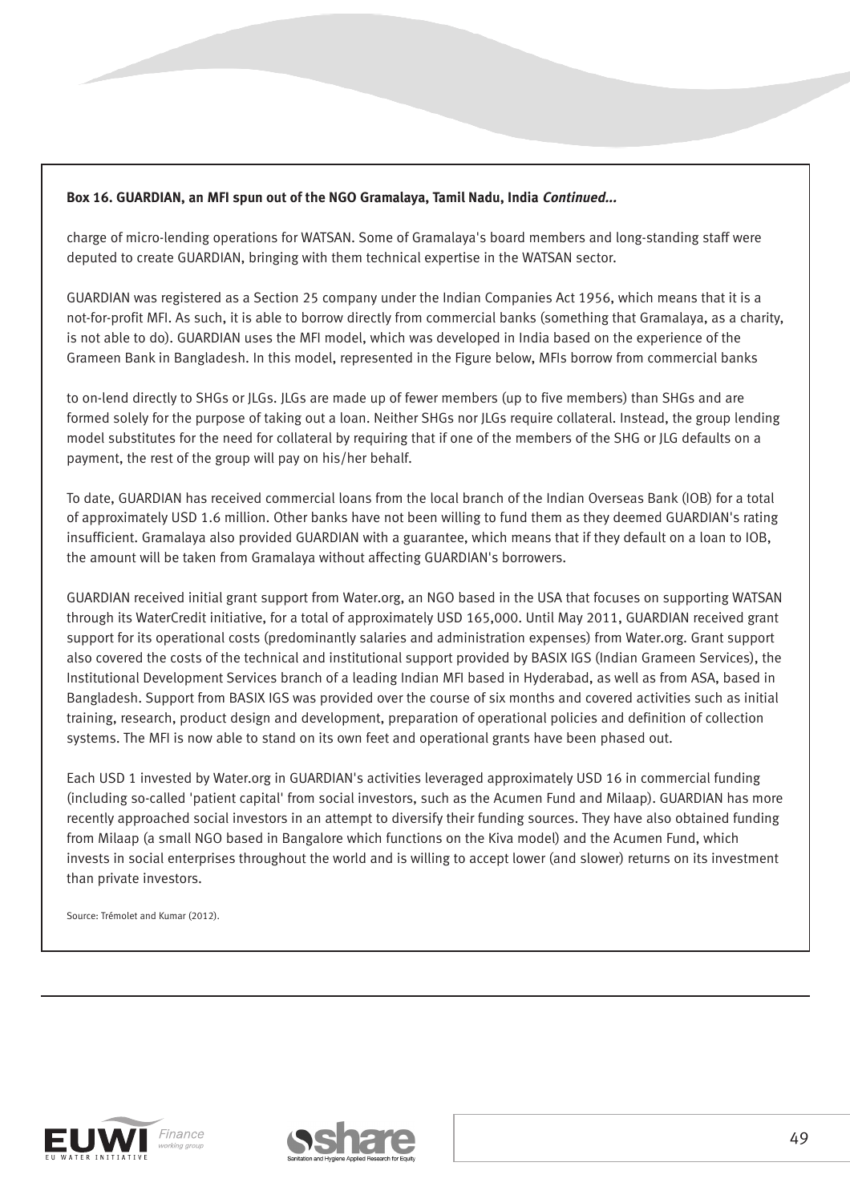**Box 16. GUARDIAN, an MFI spun out of the NGO Gramalaya, Tamil Nadu, India *Continued...***

charge of micro-lending operations for WATSAN. Some of Gramalaya's board members and long-standing staff were deputed to create GUARDIAN, bringing with them technical expertise in the WATSAN sector.

GUARDIAN was registered as a Section 25 company under the Indian Companies Act 1956, which means that it is a not-for-profit MFI. As such, it is able to borrow directly from commercial banks (something that Gramalaya, as a charity, is not able to do). GUARDIAN uses the MFI model, which was developed in India based on the experience of the Grameen Bank in Bangladesh. In this model, represented in the Figure below, MFIs borrow from commercial banks

to on-lend directly to SHGs or JLGs. JLGs are made up of fewer members (up to five members) than SHGs and are formed solely for the purpose of taking out a loan. Neither SHGs nor JLGs require collateral. Instead, the group lending model substitutes for the need for collateral by requiring that if one of the members of the SHG or JLG defaults on a payment, the rest of the group will pay on his/her behalf.

To date, GUARDIAN has received commercial loans from the local branch of the Indian Overseas Bank (IOB) for a total of approximately USD 1.6 million. Other banks have not been willing to fund them as they deemed GUARDIAN's rating insufficient. Gramalaya also provided GUARDIAN with a guarantee, which means that if they default on a loan to IOB, the amount will be taken from Gramalaya without affecting GUARDIAN's borrowers.

GUARDIAN received initial grant support from Water.org, an NGO based in the USA that focuses on supporting WATSAN through its WaterCredit initiative, for a total of approximately USD 165,000. Until May 2011, GUARDIAN received grant support for its operational costs (predominantly salaries and administration expenses) from Water.org. Grant support also covered the costs of the technical and institutional support provided by BASIX IGS (Indian Grameen Services), the Institutional Development Services branch of a leading Indian MFI based in Hyderabad, as well as from ASA, based in Bangladesh. Support from BASIX IGS was provided over the course of six months and covered activities such as initial training, research, product design and development, preparation of operational policies and definition of collection systems. The MFI is now able to stand on its own feet and operational grants have been phased out.

Each USD 1 invested by Water.org in GUARDIAN's activities leveraged approximately USD 16 in commercial funding (including so-called 'patient capital' from social investors, such as the Acumen Fund and Milaap). GUARDIAN has more recently approached social investors in an attempt to diversify their funding sources. They have also obtained funding from Milaap (a small NGO based in Bangalore which functions on the Kiva model) and the Acumen Fund, which invests in social enterprises throughout the world and is willing to accept lower (and slower) returns on its investment than private investors.

Source: Trémolet and Kumar (2012).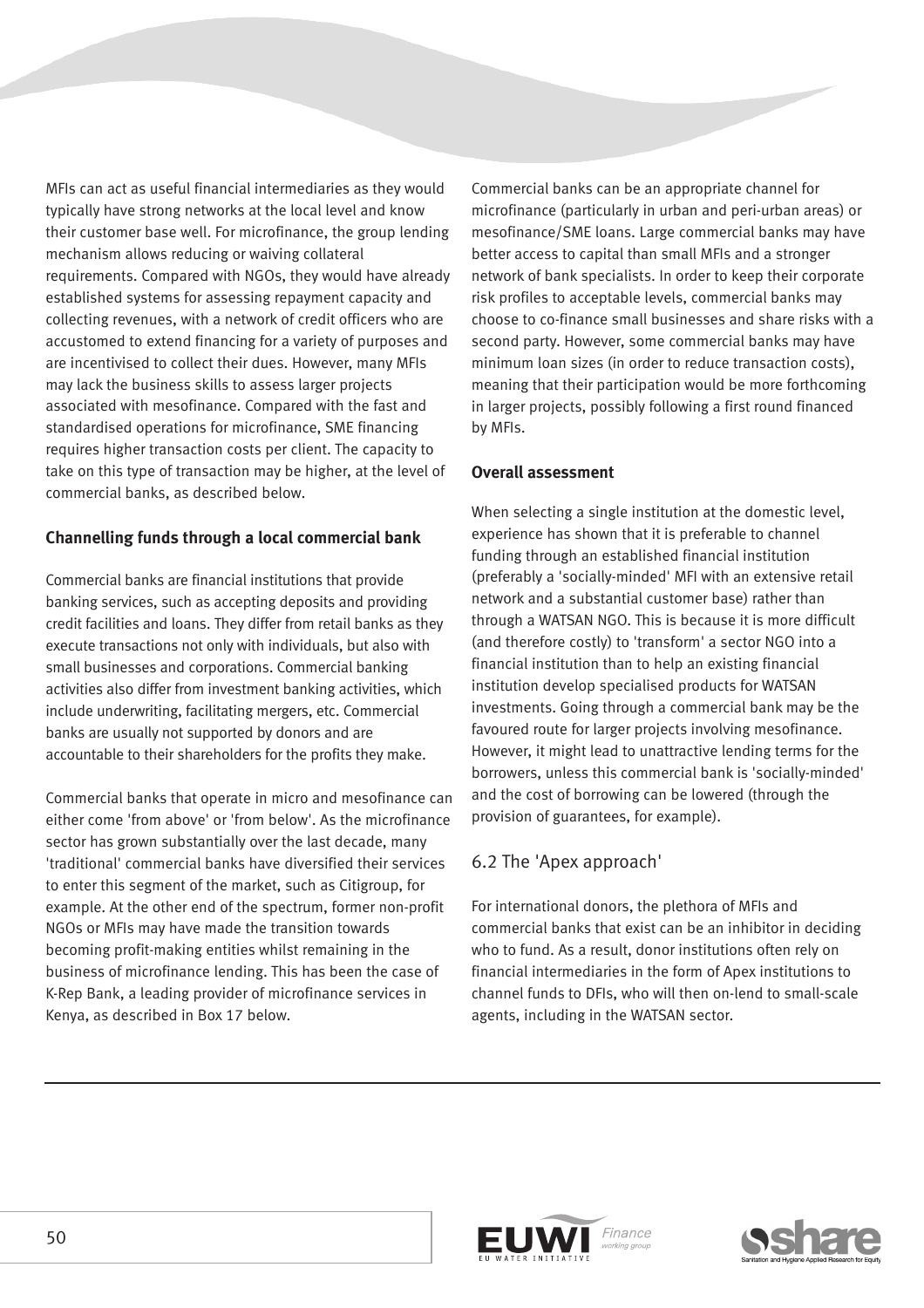MFIs can act as useful financial intermediaries as they would typically have strong networks at the local level and know their customer base well. For microfinance, the group lending mechanism allows reducing or waiving collateral requirements. Compared with NGOs, they would have already established systems for assessing repayment capacity and collecting revenues, with a network of credit officers who are accustomed to extend financing for a variety of purposes and are incentivised to collect their dues. However, many MFIs may lack the business skills to assess larger projects associated with mesofinance. Compared with the fast and standardised operations for microfinance, SME financing requires higher transaction costs per client. The capacity to take on this type of transaction may be higher, at the level of commercial banks, as described below.

**Channelling funds through a local commercial bank**

Commercial banks are financial institutions that provide banking services, such as accepting deposits and providing credit facilities and loans. They differ from retail banks as they execute transactions not only with individuals, but also with small businesses and corporations. Commercial banking activities also differ from investment banking activities, which include underwriting, facilitating mergers, etc. Commercial banks are usually not supported by donors and are accountable to their shareholders for the profits they make.

Commercial banks that operate in micro and mesofinance can either come 'from above' or 'from below'. As the microfinance sector has grown substantially over the last decade, many 'traditional' commercial banks have diversified their services to enter this segment of the market, such as Citigroup, for example. At the other end of the spectrum, former non-profit NGOs or MFIs may have made the transition towards becoming profit-making entities whilst remaining in the business of microfinance lending. This has been the case of K-Rep Bank, a leading provider of microfinance services in Kenya, as described in Box 17 below.

Commercial banks can be an appropriate channel for microfinance (particularly in urban and peri-urban areas) or mesofinance/SME loans. Large commercial banks may have better access to capital than small MFIs and a stronger network of bank specialists. In order to keep their corporate risk profiles to acceptable levels, commercial banks may choose to co-finance small businesses and share risks with a second party. However, some commercial banks may have minimum loan sizes (in order to reduce transaction costs), meaning that their participation would be more forthcoming in larger projects, possibly following a first round financed by MFIs.

**Overall assessment**

When selecting a single institution at the domestic level, experience has shown that it is preferable to channel funding through an established financial institution (preferably a 'socially-minded' MFI with an extensive retail network and a substantial customer base) rather than through a WATSAN NGO. This is because it is more difficult (and therefore costly) to 'transform' a sector NGO into a financial institution than to help an existing financial institution develop specialised products for WATSAN investments. Going through a commercial bank may be the favoured route for larger projects involving mesofinance. However, it might lead to unattractive lending terms for the borrowers, unless this commercial bank is 'socially-minded' and the cost of borrowing can be lowered (through the provision of guarantees, for example).

## 6.2 The 'Apex approach'

For international donors, the plethora of MFIs and commercial banks that exist can be an inhibitor in deciding who to fund. As a result, donor institutions often rely on financial intermediaries in the form of Apex institutions to channel funds to DFIs, who will then on-lend to small-scale agents, including in the WATSAN sector.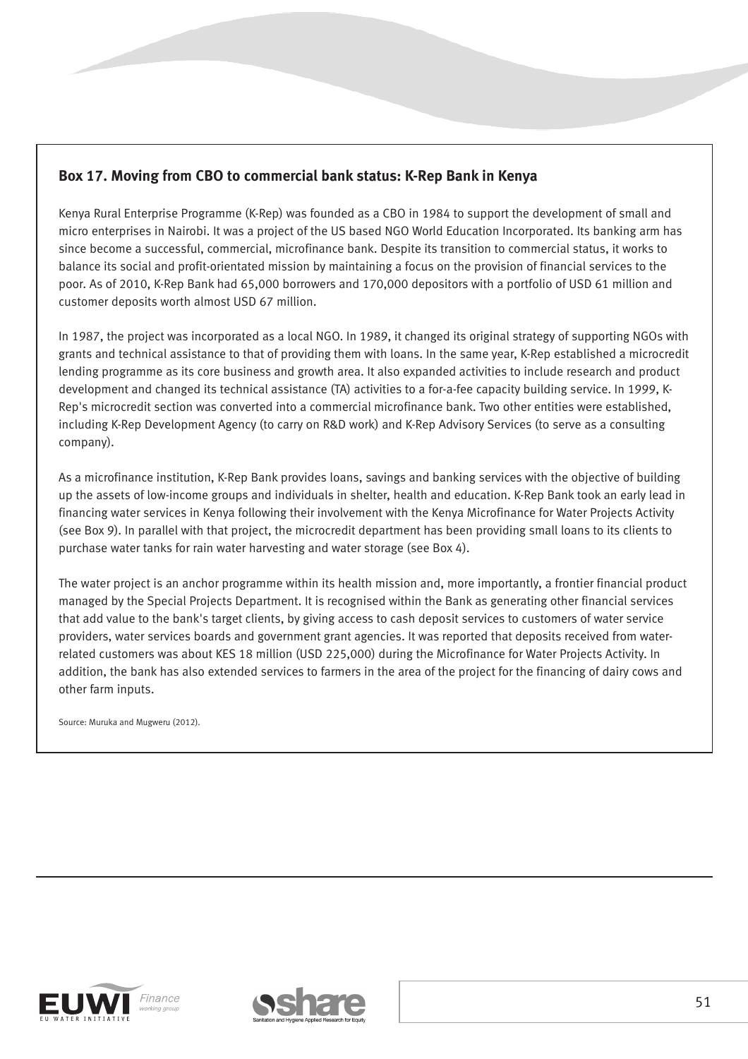### Box 17. Moving from CBO to commercial bank status: K-Rep Bank in Kenya

Kenya Rural Enterprise Programme (K-Rep) was founded as a CBO in 1984 to support the development of small and micro enterprises in Nairobi. It was a project of the US based NGO World Education Incorporated. Its banking arm has since become a successful, commercial, microfinance bank. Despite its transition to commercial status, it works to balance its social and profit-orientated mission by maintaining a focus on the provision of financial services to the poor. As of 2010, K-Rep Bank had 65,000 borrowers and 170,000 depositors with a portfolio of USD 61 million and customer deposits worth almost USD 67 million.

In 1987, the project was incorporated as a local NGO. In 1989, it changed its original strategy of supporting NGOs with grants and technical assistance to that of providing them with loans. In the same year, K-Rep established a microcredit lending programme as its core business and growth area. It also expanded activities to include research and product development and changed its technical assistance (TA) activities to a for-a-fee capacity building service. In 1999, K-Rep's microcredit section was converted into a commercial microfinance bank. Two other entities were established, including K-Rep Development Agency (to carry on R&D work) and K-Rep Advisory Services (to serve as a consulting company).

As a microfinance institution, K-Rep Bank provides loans, savings and banking services with the objective of building up the assets of low-income groups and individuals in shelter, health and education. K-Rep Bank took an early lead in financing water services in Kenya following their involvement with the Kenya Microfinance for Water Projects Activity (see Box 9). In parallel with that project, the microcredit department has been providing small loans to its clients to purchase water tanks for rain water harvesting and water storage (see Box 4).

The water project is an anchor programme within its health mission and, more importantly, a frontier financial product managed by the Special Projects Department. It is recognised within the Bank as generating other financial services that add value to the bank's target clients, by giving access to cash deposit services to customers of water service providers, water services boards and government grant agencies. It was reported that deposits received from water-related customers was about KES 18 million (USD 225,000) during the Microfinance for Water Projects Activity. In addition, the bank has also extended services to farmers in the area of the project for the financing of dairy cows and other farm inputs.

Source: Muruka and Mugweru (2012).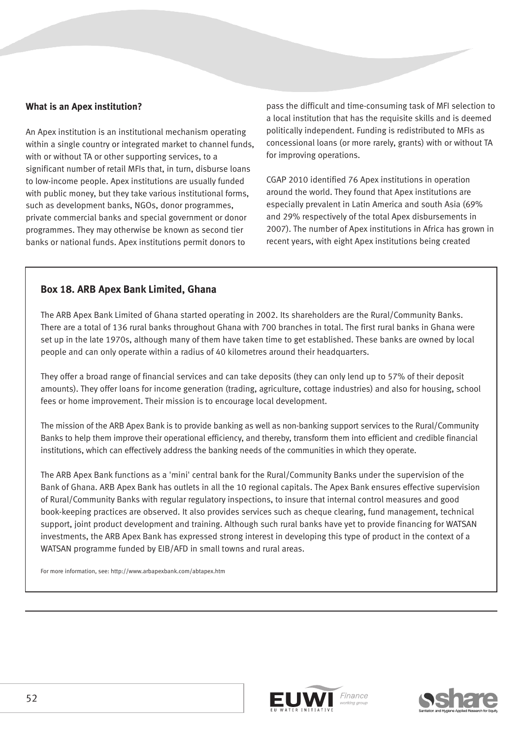### What is an Apex institution?

An Apex institution is an institutional mechanism operating within a single country or integrated market to channel funds, with or without TA or other supporting services, to a significant number of retail MFIs that, in turn, disburse loans to low-income people. Apex institutions are usually funded with public money, but they take various institutional forms, such as development banks, NGOs, donor programmes, private commercial banks and special government or donor programmes. They may otherwise be known as second tier banks or national funds. Apex institutions permit donors to pass the difficult and time-consuming task of MFI selection to a local institution that has the requisite skills and is deemed politically independent. Funding is redistributed to MFIs as concessional loans (or more rarely, grants) with or without TA for improving operations.

CGAP 2010 identified 76 Apex institutions in operation around the world. They found that Apex institutions are especially prevalent in Latin America and south Asia (69% and 29% respectively of the total Apex disbursements in 2007). The number of Apex institutions in Africa has grown in recent years, with eight Apex institutions being created

### Box 18. ARB Apex Bank Limited, Ghana

The ARB Apex Bank Limited of Ghana started operating in 2002. Its shareholders are the Rural/Community Banks. There are a total of 136 rural banks throughout Ghana with 700 branches in total. The first rural banks in Ghana were set up in the late 1970s, although many of them have taken time to get established. These banks are owned by local people and can only operate within a radius of 40 kilometres around their headquarters.

They offer a broad range of financial services and can take deposits (they can only lend up to 57% of their deposit amounts). They offer loans for income generation (trading, agriculture, cottage industries) and also for housing, school fees or home improvement. Their mission is to encourage local development.

The mission of the ARB Apex Bank is to provide banking as well as non-banking support services to the Rural/Community Banks to help them improve their operational efficiency, and thereby, transform them into efficient and credible financial institutions, which can effectively address the banking needs of the communities in which they operate.

The ARB Apex Bank functions as a 'mini' central bank for the Rural/Community Banks under the supervision of the Bank of Ghana. ARB Apex Bank has outlets in all the 10 regional capitals. The Apex Bank ensures effective supervision of Rural/Community Banks with regular regulatory inspections, to insure that internal control measures and good book-keeping practices are observed. It also provides services such as cheque clearing, fund management, technical support, joint product development and training. Although such rural banks have yet to provide financing for WATSAN investments, the ARB Apex Bank has expressed strong interest in developing this type of product in the context of a WATSAN programme funded by EIB/AFD in small towns and rural areas.

For more information, see: http://www.arbapexbank.com/abtapex.htm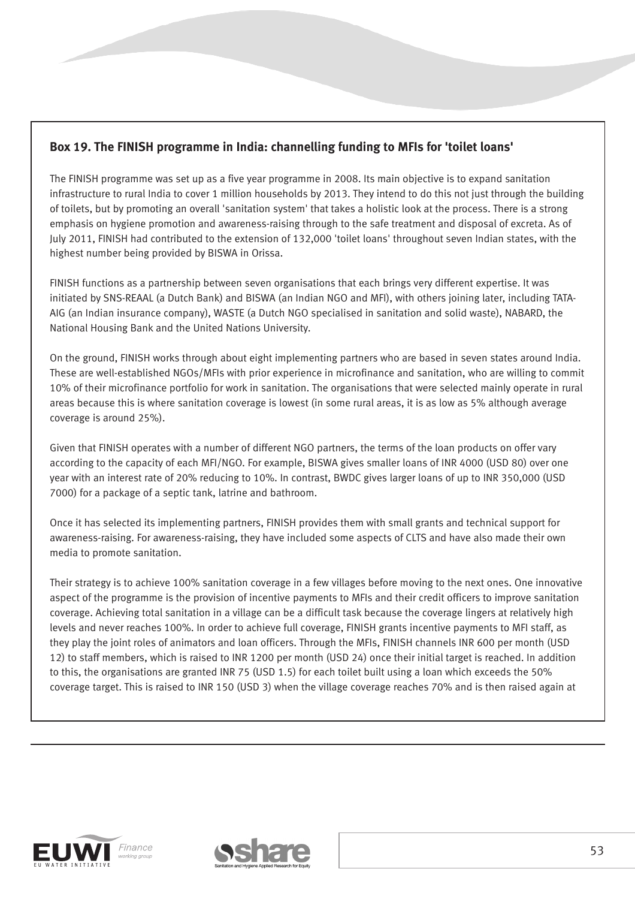### Box 19. The FINISH programme in India: channelling funding to MFIs for 'toilet loans'

The FINISH programme was set up as a five year programme in 2008. Its main objective is to expand sanitation infrastructure to rural India to cover 1 million households by 2013. They intend to do this not just through the building of toilets, but by promoting an overall 'sanitation system' that takes a holistic look at the process. There is a strong emphasis on hygiene promotion and awareness-raising through to the safe treatment and disposal of excreta. As of July 2011, FINISH had contributed to the extension of 132,000 'toilet loans' throughout seven Indian states, with the highest number being provided by BISWA in Orissa.

FINISH functions as a partnership between seven organisations that each brings very different expertise. It was initiated by SNS-REAAL (a Dutch Bank) and BISWA (an Indian NGO and MFI), with others joining later, including TATA-AIG (an Indian insurance company), WASTE (a Dutch NGO specialised in sanitation and solid waste), NABARD, the National Housing Bank and the United Nations University.

On the ground, FINISH works through about eight implementing partners who are based in seven states around India. These are well-established NGOs/MFIs with prior experience in microfinance and sanitation, who are willing to commit 10% of their microfinance portfolio for work in sanitation. The organisations that were selected mainly operate in rural areas because this is where sanitation coverage is lowest (in some rural areas, it is as low as 5% although average coverage is around 25%).

Given that FINISH operates with a number of different NGO partners, the terms of the loan products on offer vary according to the capacity of each MFI/NGO. For example, BISWA gives smaller loans of INR 4000 (USD 80) over one year with an interest rate of 20% reducing to 10%. In contrast, BWDC gives larger loans of up to INR 350,000 (USD 7000) for a package of a septic tank, latrine and bathroom.

Once it has selected its implementing partners, FINISH provides them with small grants and technical support for awareness-raising. For awareness-raising, they have included some aspects of CLTS and have also made their own media to promote sanitation.

Their strategy is to achieve 100% sanitation coverage in a few villages before moving to the next ones. One innovative aspect of the programme is the provision of incentive payments to MFIs and their credit officers to improve sanitation coverage. Achieving total sanitation in a village can be a difficult task because the coverage lingers at relatively high levels and never reaches 100%. In order to achieve full coverage, FINISH grants incentive payments to MFI staff, as they play the joint roles of animators and loan officers. Through the MFIs, FINISH channels INR 600 per month (USD 12) to staff members, which is raised to INR 1200 per month (USD 24) once their initial target is reached. In addition to this, the organisations are granted INR 75 (USD 1.5) for each toilet built using a loan which exceeds the 50% coverage target. This is raised to INR 150 (USD 3) when the village coverage reaches 70% and is then raised again at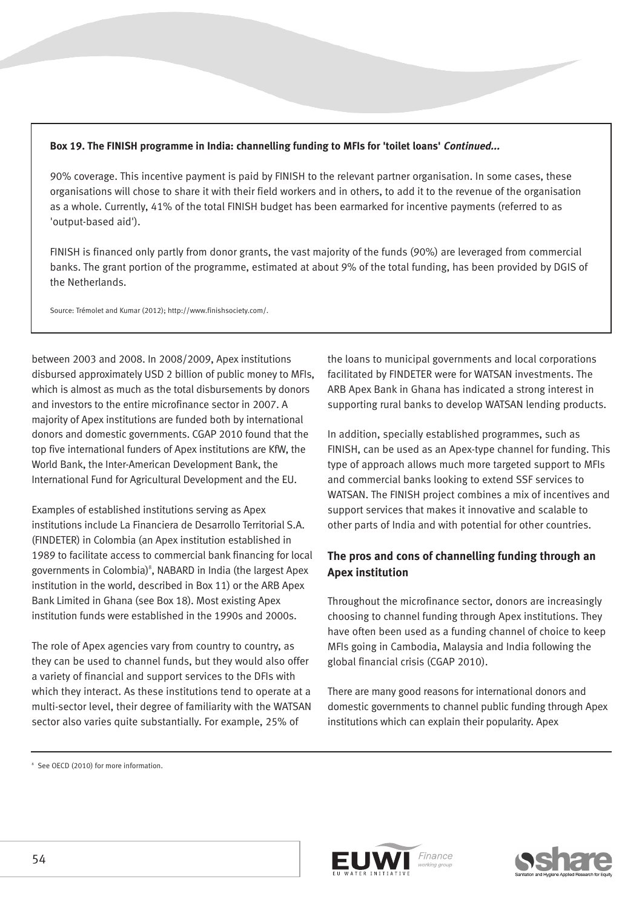**Box 19. The FINISH programme in India: channelling funding to MFIs for 'toilet loans' *Continued...***

90% coverage. This incentive payment is paid by FINISH to the relevant partner organisation. In some cases, these organisations will chose to share it with their field workers and in others, to add it to the revenue of the organisation as a whole. Currently, 41% of the total FINISH budget has been earmarked for incentive payments (referred to as 'output-based aid').

FINISH is financed only partly from donor grants, the vast majority of the funds (90%) are leveraged from commercial banks. The grant portion of the programme, estimated at about 9% of the total funding, has been provided by DGIS of the Netherlands.

Source: Trémolet and Kumar (2012); http://www.finishsociety.com/.

between 2003 and 2008. In 2008/2009, Apex institutions disbursed approximately USD 2 billion of public money to MFIs, which is almost as much as the total disbursements by donors and investors to the entire microfinance sector in 2007. A majority of Apex institutions are funded both by international donors and domestic governments. CGAP 2010 found that the top five international funders of Apex institutions are KfW, the World Bank, the Inter-American Development Bank, the International Fund for Agricultural Development and the EU.

Examples of established institutions serving as Apex institutions include La Financiera de Desarrollo Territorial S.A. (FINDETER) in Colombia (an Apex institution established in 1989 to facilitate access to commercial bank financing for local governments in Colombia)[8], NABARD in India (the largest Apex institution in the world, described in Box 11) or the ARB Apex Bank Limited in Ghana (see Box 18). Most existing Apex institution funds were established in the 1990s and 2000s.

The role of Apex agencies vary from country to country, as they can be used to channel funds, but they would also offer a variety of financial and support services to the DFIs with which they interact. As these institutions tend to operate at a multi-sector level, their degree of familiarity with the WATSAN sector also varies quite substantially. For example, 25% of the loans to municipal governments and local corporations facilitated by FINDETER were for WATSAN investments. The ARB Apex Bank in Ghana has indicated a strong interest in supporting rural banks to develop WATSAN lending products.

In addition, specially established programmes, such as FINISH, can be used as an Apex-type channel for funding. This type of approach allows much more targeted support to MFIs and commercial banks looking to extend SSF services to WATSAN. The FINISH project combines a mix of incentives and support services that makes it innovative and scalable to other parts of India and with potential for other countries.

### The pros and cons of channelling funding through an Apex institution

Throughout the microfinance sector, donors are increasingly choosing to channel funding through Apex institutions. They have often been used as a funding channel of choice to keep MFIs going in Cambodia, Malaysia and India following the global financial crisis (CGAP 2010).

There are many good reasons for international donors and domestic governments to channel public funding through Apex institutions which can explain their popularity. Apex

[8] See OECD (2010) for more information.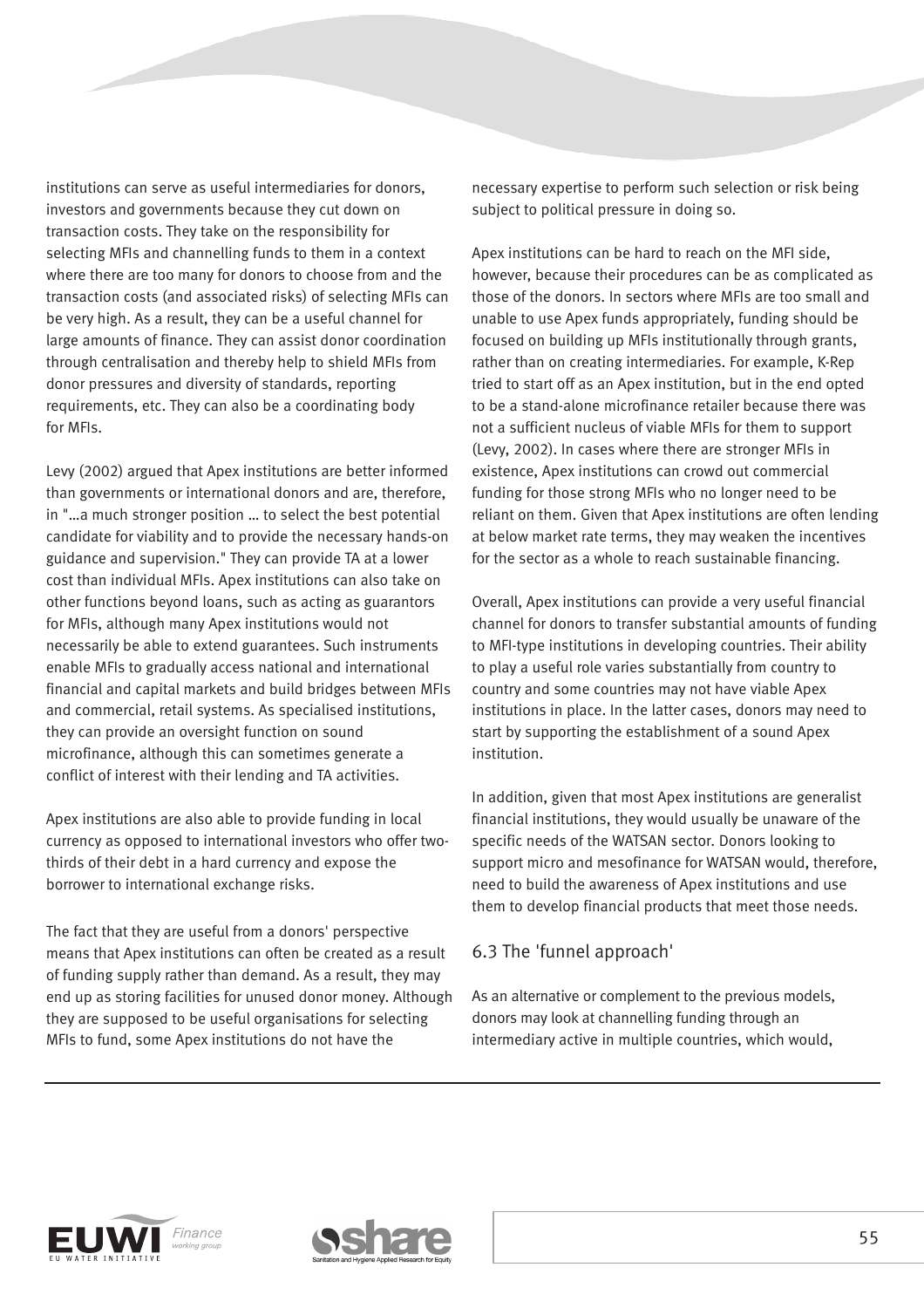institutions can serve as useful intermediaries for donors, investors and governments because they cut down on transaction costs. They take on the responsibility for selecting MFIs and channelling funds to them in a context where there are too many for donors to choose from and the transaction costs (and associated risks) of selecting MFIs can be very high. As a result, they can be a useful channel for large amounts of finance. They can assist donor coordination through centralisation and thereby help to shield MFIs from donor pressures and diversity of standards, reporting requirements, etc. They can also be a coordinating body for MFIs.

Levy (2002) argued that Apex institutions are better informed than governments or international donors and are, therefore, in "…a much stronger position … to select the best potential candidate for viability and to provide the necessary hands-on guidance and supervision." They can provide TA at a lower cost than individual MFIs. Apex institutions can also take on other functions beyond loans, such as acting as guarantors for MFIs, although many Apex institutions would not necessarily be able to extend guarantees. Such instruments enable MFIs to gradually access national and international financial and capital markets and build bridges between MFIs and commercial, retail systems. As specialised institutions, they can provide an oversight function on sound microfinance, although this can sometimes generate a conflict of interest with their lending and TA activities.

Apex institutions are also able to provide funding in local currency as opposed to international investors who offer two-thirds of their debt in a hard currency and expose the borrower to international exchange risks.

The fact that they are useful from a donors' perspective means that Apex institutions can often be created as a result of funding supply rather than demand. As a result, they may end up as storing facilities for unused donor money. Although they are supposed to be useful organisations for selecting MFIs to fund, some Apex institutions do not have the necessary expertise to perform such selection or risk being subject to political pressure in doing so.

Apex institutions can be hard to reach on the MFI side, however, because their procedures can be as complicated as those of the donors. In sectors where MFIs are too small and unable to use Apex funds appropriately, funding should be focused on building up MFIs institutionally through grants, rather than on creating intermediaries. For example, K-Rep tried to start off as an Apex institution, but in the end opted to be a stand-alone microfinance retailer because there was not a sufficient nucleus of viable MFIs for them to support (Levy, 2002). In cases where there are stronger MFIs in existence, Apex institutions can crowd out commercial funding for those strong MFIs who no longer need to be reliant on them. Given that Apex institutions are often lending at below market rate terms, they may weaken the incentives for the sector as a whole to reach sustainable financing.

Overall, Apex institutions can provide a very useful financial channel for donors to transfer substantial amounts of funding to MFI-type institutions in developing countries. Their ability to play a useful role varies substantially from country to country and some countries may not have viable Apex institutions in place. In the latter cases, donors may need to start by supporting the establishment of a sound Apex institution.

In addition, given that most Apex institutions are generalist financial institutions, they would usually be unaware of the specific needs of the WATSAN sector. Donors looking to support micro and mesofinance for WATSAN would, therefore, need to build the awareness of Apex institutions and use them to develop financial products that meet those needs.

### 6.3 The 'funnel approach'

As an alternative or complement to the previous models, donors may look at channelling funding through an intermediary active in multiple countries, which would,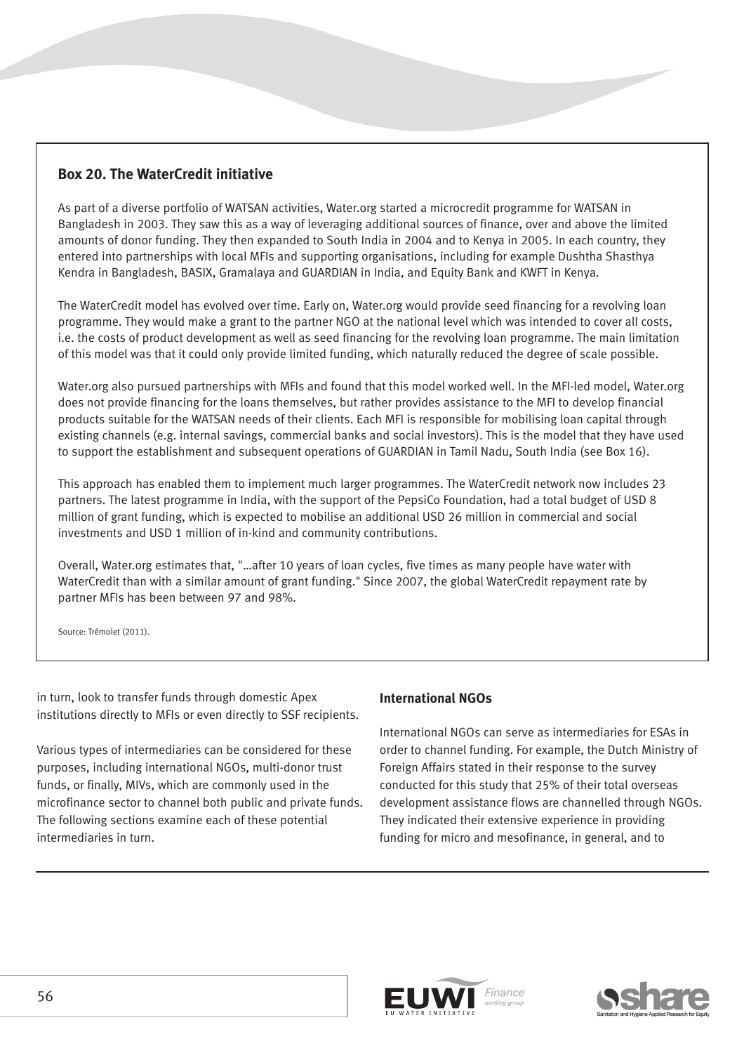## Box 20. The WaterCredit initiative

As part of a diverse portfolio of WATSAN activities, Water.org started a microcredit programme for WATSAN in Bangladesh in 2003. They saw this as a way of leveraging additional sources of finance, over and above the limited amounts of donor funding. They then expanded to South India in 2004 and to Kenya in 2005. In each country, they entered into partnerships with local MFIs and supporting organisations, including for example Dushtha Shasthya Kendra in Bangladesh, BASIX, Gramalaya and GUARDIAN in India, and Equity Bank and KWFT in Kenya.

The WaterCredit model has evolved over time. Early on, Water.org would provide seed financing for a revolving loan programme. They would make a grant to the partner NGO at the national level which was intended to cover all costs, i.e. the costs of product development as well as seed financing for the revolving loan programme. The main limitation of this model was that it could only provide limited funding, which naturally reduced the degree of scale possible.

Water.org also pursued partnerships with MFIs and found that this model worked well. In the MFI-led model, Water.org does not provide financing for the loans themselves, but rather provides assistance to the MFI to develop financial products suitable for the WATSAN needs of their clients. Each MFI is responsible for mobilising loan capital through existing channels (e.g. internal savings, commercial banks and social investors). This is the model that they have used to support the establishment and subsequent operations of GUARDIAN in Tamil Nadu, South India (see Box 16).

This approach has enabled them to implement much larger programmes. The WaterCredit network now includes 23 partners. The latest programme in India, with the support of the PepsiCo Foundation, had a total budget of USD 8 million of grant funding, which is expected to mobilise an additional USD 26 million in commercial and social investments and USD 1 million of in-kind and community contributions.

Overall, Water.org estimates that, "…after 10 years of loan cycles, five times as many people have water with WaterCredit than with a similar amount of grant funding." Since 2007, the global WaterCredit repayment rate by partner MFIs has been between 97 and 98%.

Source: Trémolet (2011).

in turn, look to transfer funds through domestic Apex institutions directly to MFIs or even directly to SSF recipients.

Various types of intermediaries can be considered for these purposes, including international NGOs, multi-donor trust funds, or finally, MIVs, which are commonly used in the microfinance sector to channel both public and private funds. The following sections examine each of these potential intermediaries in turn.

### International NGOs

International NGOs can serve as intermediaries for ESAs in order to channel funding. For example, the Dutch Ministry of Foreign Affairs stated in their response to the survey conducted for this study that 25% of their total overseas development assistance flows are channelled through NGOs. They indicated their extensive experience in providing funding for micro and mesofinance, in general, and to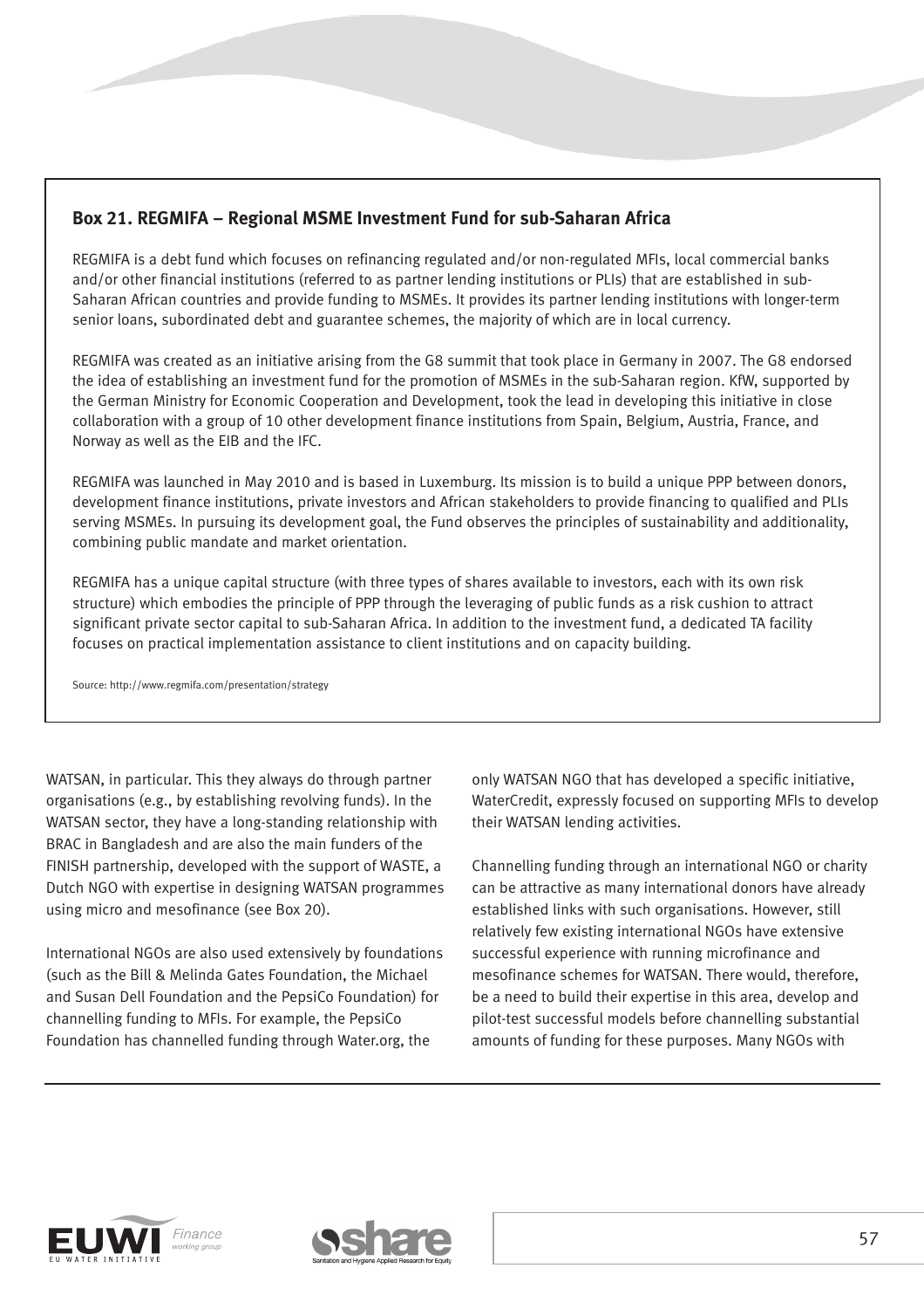### Box 21. REGMIFA – Regional MSME Investment Fund for sub-Saharan Africa

REGMIFA is a debt fund which focuses on refinancing regulated and/or non-regulated MFIs, local commercial banks and/or other financial institutions (referred to as partner lending institutions or PLIs) that are established in sub-Saharan African countries and provide funding to MSMEs. It provides its partner lending institutions with longer-term senior loans, subordinated debt and guarantee schemes, the majority of which are in local currency.

REGMIFA was created as an initiative arising from the G8 summit that took place in Germany in 2007. The G8 endorsed the idea of establishing an investment fund for the promotion of MSMEs in the sub-Saharan region. KfW, supported by the German Ministry for Economic Cooperation and Development, took the lead in developing this initiative in close collaboration with a group of 10 other development finance institutions from Spain, Belgium, Austria, France, and Norway as well as the EIB and the IFC.

REGMIFA was launched in May 2010 and is based in Luxemburg. Its mission is to build a unique PPP between donors, development finance institutions, private investors and African stakeholders to provide financing to qualified and PLIs serving MSMEs. In pursuing its development goal, the Fund observes the principles of sustainability and additionality, combining public mandate and market orientation.

REGMIFA has a unique capital structure (with three types of shares available to investors, each with its own risk structure) which embodies the principle of PPP through the leveraging of public funds as a risk cushion to attract significant private sector capital to sub-Saharan Africa. In addition to the investment fund, a dedicated TA facility focuses on practical implementation assistance to client institutions and on capacity building.

Source: http://www.regmifa.com/presentation/strategy

WATSAN, in particular. This they always do through partner organisations (e.g., by establishing revolving funds). In the WATSAN sector, they have a long-standing relationship with BRAC in Bangladesh and are also the main funders of the FINISH partnership, developed with the support of WASTE, a Dutch NGO with expertise in designing WATSAN programmes using micro and mesofinance (see Box 20).

International NGOs are also used extensively by foundations (such as the Bill & Melinda Gates Foundation, the Michael and Susan Dell Foundation and the PepsiCo Foundation) for channelling funding to MFIs. For example, the PepsiCo Foundation has channelled funding through Water.org, the only WATSAN NGO that has developed a specific initiative, WaterCredit, expressly focused on supporting MFIs to develop their WATSAN lending activities.

Channelling funding through an international NGO or charity can be attractive as many international donors have already established links with such organisations. However, still relatively few existing international NGOs have extensive successful experience with running microfinance and mesofinance schemes for WATSAN. There would, therefore, be a need to build their expertise in this area, develop and pilot-test successful models before channelling substantial amounts of funding for these purposes. Many NGOs with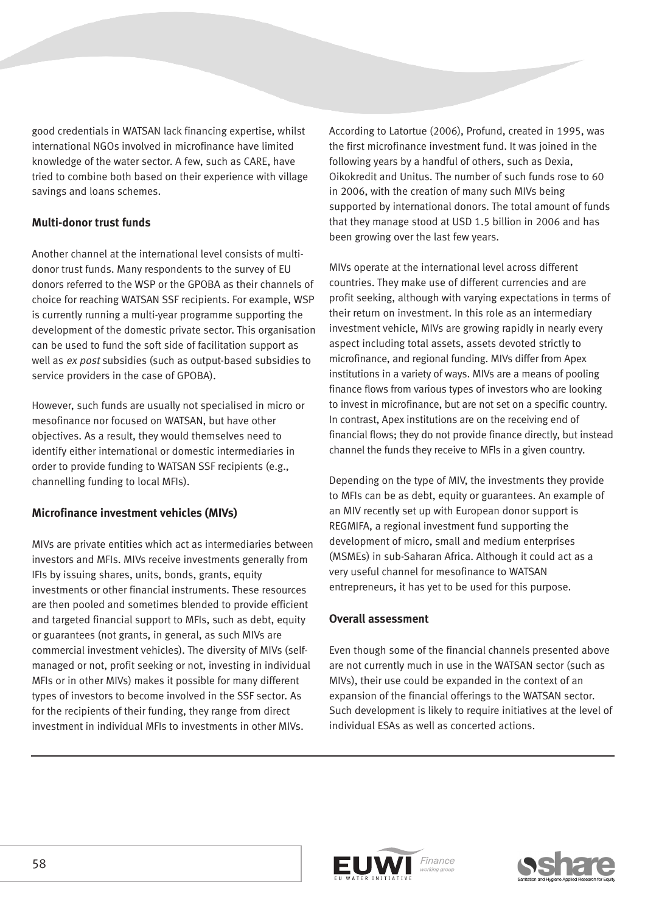good credentials in WATSAN lack financing expertise, whilst international NGOs involved in microfinance have limited knowledge of the water sector. A few, such as CARE, have tried to combine both based on their experience with village savings and loans schemes.

### Multi-donor trust funds

Another channel at the international level consists of multi-donor trust funds. Many respondents to the survey of EU donors referred to the WSP or the GPOBA as their channels of choice for reaching WATSAN SSF recipients. For example, WSP is currently running a multi-year programme supporting the development of the domestic private sector. This organisation can be used to fund the soft side of facilitation support as well as *ex post* subsidies (such as output-based subsidies to service providers in the case of GPOBA).

However, such funds are usually not specialised in micro or mesofinance nor focused on WATSAN, but have other objectives. As a result, they would themselves need to identify either international or domestic intermediaries in order to provide funding to WATSAN SSF recipients (e.g., channelling funding to local MFIs).

### Microfinance investment vehicles (MIVs)

MIVs are private entities which act as intermediaries between investors and MFIs. MIVs receive investments generally from IFIs by issuing shares, units, bonds, grants, equity investments or other financial instruments. These resources are then pooled and sometimes blended to provide efficient and targeted financial support to MFIs, such as debt, equity or guarantees (not grants, in general, as such MIVs are commercial investment vehicles). The diversity of MIVs (self-managed or not, profit seeking or not, investing in individual MFIs or in other MIVs) makes it possible for many different types of investors to become involved in the SSF sector. As for the recipients of their funding, they range from direct investment in individual MFIs to investments in other MIVs.

According to Latortue (2006), Profund, created in 1995, was the first microfinance investment fund. It was joined in the following years by a handful of others, such as Dexia, Oikokredit and Unitus. The number of such funds rose to 60 in 2006, with the creation of many such MIVs being supported by international donors. The total amount of funds that they manage stood at USD 1.5 billion in 2006 and has been growing over the last few years.

MIVs operate at the international level across different countries. They make use of different currencies and are profit seeking, although with varying expectations in terms of their return on investment. In this role as an intermediary investment vehicle, MIVs are growing rapidly in nearly every aspect including total assets, assets devoted strictly to microfinance, and regional funding. MIVs differ from Apex institutions in a variety of ways. MIVs are a means of pooling finance flows from various types of investors who are looking to invest in microfinance, but are not set on a specific country. In contrast, Apex institutions are on the receiving end of financial flows; they do not provide finance directly, but instead channel the funds they receive to MFIs in a given country.

Depending on the type of MIV, the investments they provide to MFIs can be as debt, equity or guarantees. An example of an MIV recently set up with European donor support is REGMIFA, a regional investment fund supporting the development of micro, small and medium enterprises (MSMEs) in sub-Saharan Africa. Although it could act as a very useful channel for mesofinance to WATSAN entrepreneurs, it has yet to be used for this purpose.

### Overall assessment

Even though some of the financial channels presented above are not currently much in use in the WATSAN sector (such as MIVs), their use could be expanded in the context of an expansion of the financial offerings to the WATSAN sector. Such development is likely to require initiatives at the level of individual ESAs as well as concerted actions.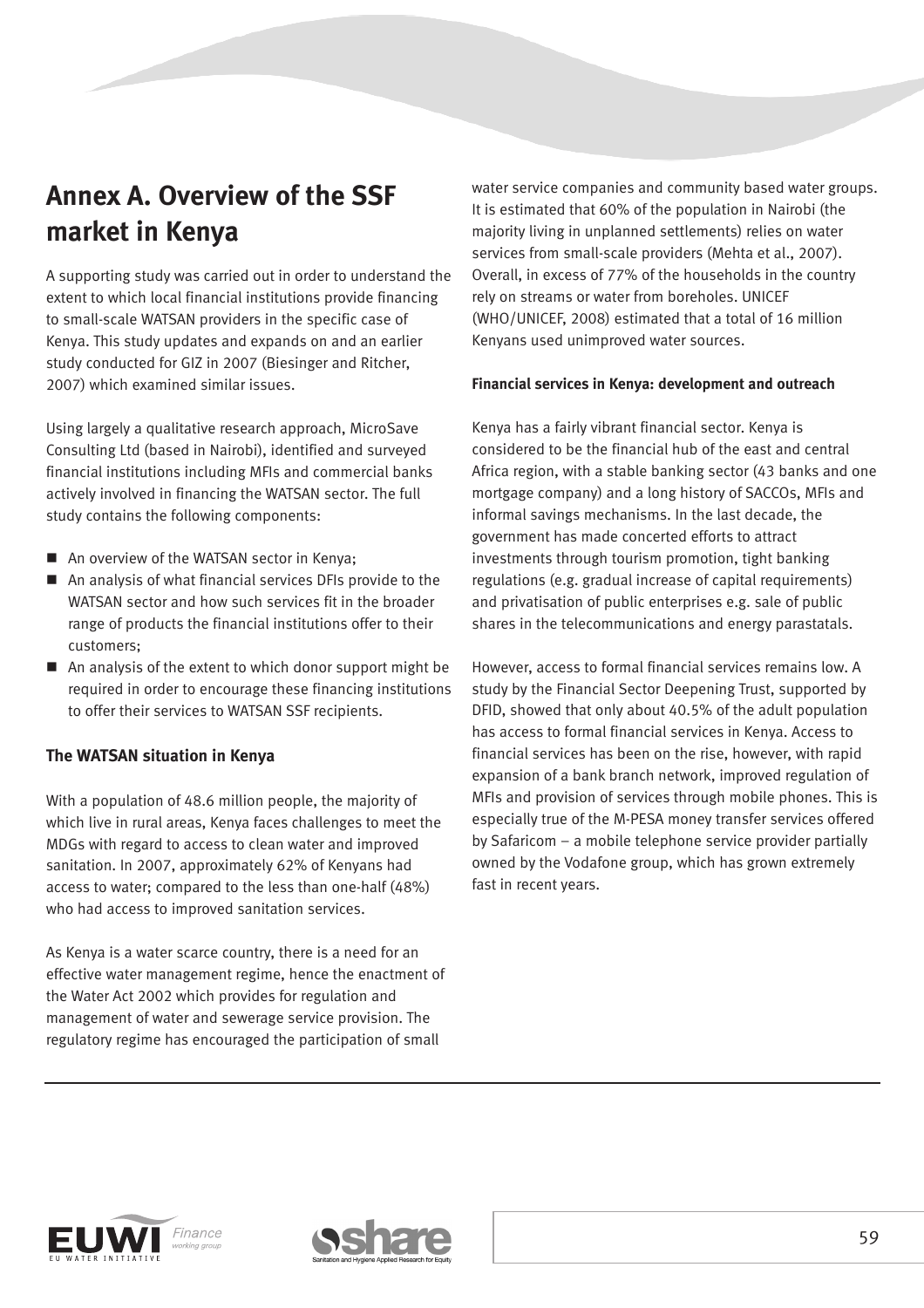# Annex A. Overview of the SSF market in Kenya

A supporting study was carried out in order to understand the extent to which local financial institutions provide financing to small-scale WATSAN providers in the specific case of Kenya. This study updates and expands on and an earlier study conducted for GIZ in 2007 (Biesinger and Ritcher, 2007) which examined similar issues.

Using largely a qualitative research approach, MicroSave Consulting Ltd (based in Nairobi), identified and surveyed financial institutions including MFIs and commercial banks actively involved in financing the WATSAN sector. The full study contains the following components:

- An overview of the WATSAN sector in Kenya;
- An analysis of what financial services DFIs provide to the WATSAN sector and how such services fit in the broader range of products the financial institutions offer to their customers;
- An analysis of the extent to which donor support might be required in order to encourage these financing institutions to offer their services to WATSAN SSF recipients.

### The WATSAN situation in Kenya

With a population of 48.6 million people, the majority of which live in rural areas, Kenya faces challenges to meet the MDGs with regard to access to clean water and improved sanitation. In 2007, approximately 62% of Kenyans had access to water; compared to the less than one-half (48%) who had access to improved sanitation services.

As Kenya is a water scarce country, there is a need for an effective water management regime, hence the enactment of the Water Act 2002 which provides for regulation and management of water and sewerage service provision. The regulatory regime has encouraged the participation of small water service companies and community based water groups. It is estimated that 60% of the population in Nairobi (the majority living in unplanned settlements) relies on water services from small-scale providers (Mehta et al., 2007). Overall, in excess of 77% of the households in the country rely on streams or water from boreholes. UNICEF (WHO/UNICEF, 2008) estimated that a total of 16 million Kenyans used unimproved water sources.

#### Financial services in Kenya: development and outreach

Kenya has a fairly vibrant financial sector. Kenya is considered to be the financial hub of the east and central Africa region, with a stable banking sector (43 banks and one mortgage company) and a long history of SACCOs, MFIs and informal savings mechanisms. In the last decade, the government has made concerted efforts to attract investments through tourism promotion, tight banking regulations (e.g. gradual increase of capital requirements) and privatisation of public enterprises e.g. sale of public shares in the telecommunications and energy parastatals.

However, access to formal financial services remains low. A study by the Financial Sector Deepening Trust, supported by DFID, showed that only about 40.5% of the adult population has access to formal financial services in Kenya. Access to financial services has been on the rise, however, with rapid expansion of a bank branch network, improved regulation of MFIs and provision of services through mobile phones. This is especially true of the M-PESA money transfer services offered by Safaricom – a mobile telephone service provider partially owned by the Vodafone group, which has grown extremely fast in recent years.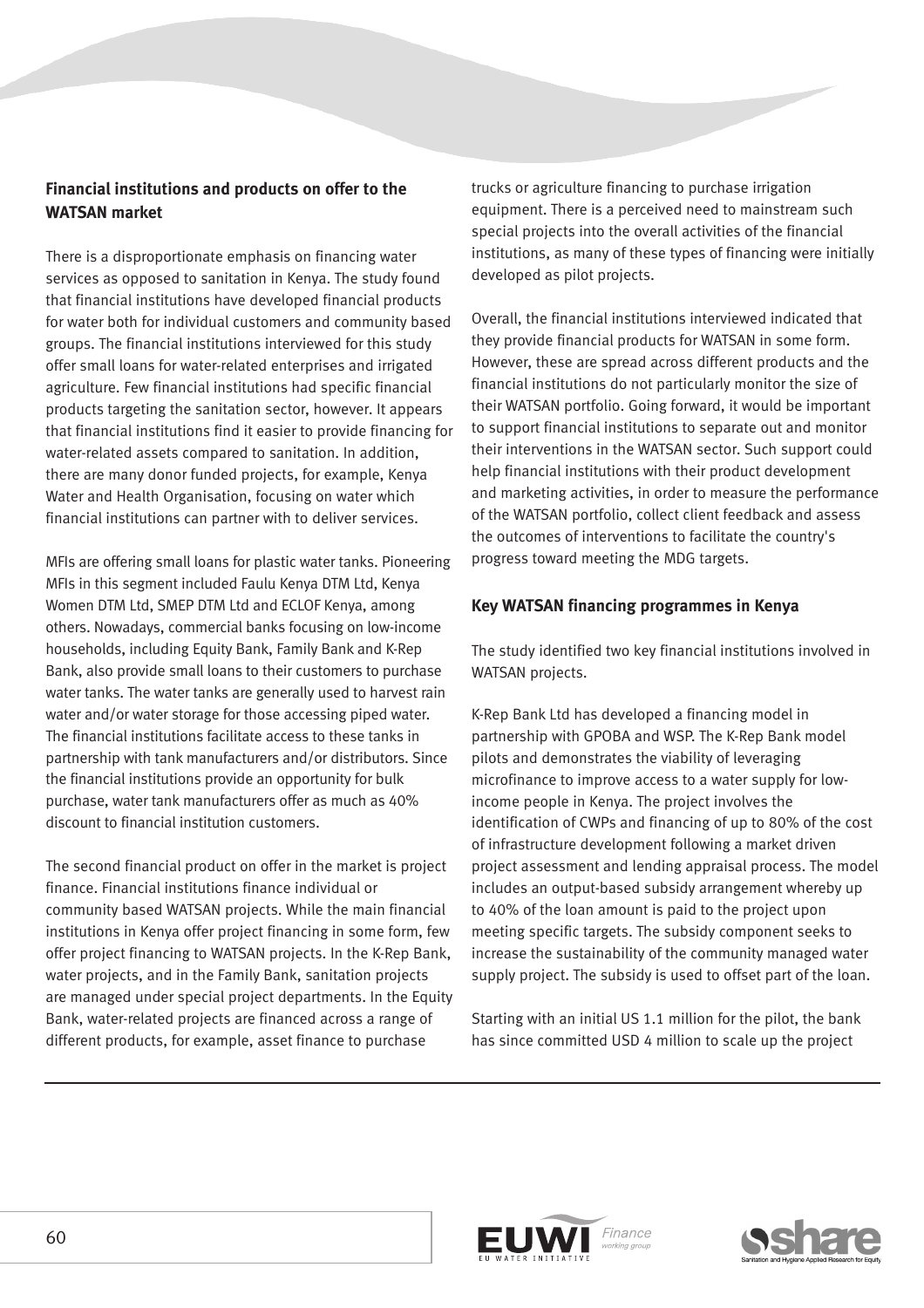### Financial institutions and products on offer to the WATSAN market

There is a disproportionate emphasis on financing water services as opposed to sanitation in Kenya. The study found that financial institutions have developed financial products for water both for individual customers and community based groups. The financial institutions interviewed for this study offer small loans for water-related enterprises and irrigated agriculture. Few financial institutions had specific financial products targeting the sanitation sector, however. It appears that financial institutions find it easier to provide financing for water-related assets compared to sanitation. In addition, there are many donor funded projects, for example, Kenya Water and Health Organisation, focusing on water which financial institutions can partner with to deliver services.

MFIs are offering small loans for plastic water tanks. Pioneering MFIs in this segment included Faulu Kenya DTM Ltd, Kenya Women DTM Ltd, SMEP DTM Ltd and ECLOF Kenya, among others. Nowadays, commercial banks focusing on low-income households, including Equity Bank, Family Bank and K-Rep Bank, also provide small loans to their customers to purchase water tanks. The water tanks are generally used to harvest rain water and/or water storage for those accessing piped water. The financial institutions facilitate access to these tanks in partnership with tank manufacturers and/or distributors. Since the financial institutions provide an opportunity for bulk purchase, water tank manufacturers offer as much as 40% discount to financial institution customers.

The second financial product on offer in the market is project finance. Financial institutions finance individual or community based WATSAN projects. While the main financial institutions in Kenya offer project financing in some form, few offer project financing to WATSAN projects. In the K-Rep Bank, water projects, and in the Family Bank, sanitation projects are managed under special project departments. In the Equity Bank, water-related projects are financed across a range of different products, for example, asset finance to purchase trucks or agriculture financing to purchase irrigation equipment. There is a perceived need to mainstream such special projects into the overall activities of the financial institutions, as many of these types of financing were initially developed as pilot projects.

Overall, the financial institutions interviewed indicated that they provide financial products for WATSAN in some form. However, these are spread across different products and the financial institutions do not particularly monitor the size of their WATSAN portfolio. Going forward, it would be important to support financial institutions to separate out and monitor their interventions in the WATSAN sector. Such support could help financial institutions with their product development and marketing activities, in order to measure the performance of the WATSAN portfolio, collect client feedback and assess the outcomes of interventions to facilitate the country's progress toward meeting the MDG targets.

### Key WATSAN financing programmes in Kenya

The study identified two key financial institutions involved in WATSAN projects.

K-Rep Bank Ltd has developed a financing model in partnership with GPOBA and WSP. The K-Rep Bank model pilots and demonstrates the viability of leveraging microfinance to improve access to a water supply for low-income people in Kenya. The project involves the identification of CWPs and financing of up to 80% of the cost of infrastructure development following a market driven project assessment and lending appraisal process. The model includes an output-based subsidy arrangement whereby up to 40% of the loan amount is paid to the project upon meeting specific targets. The subsidy component seeks to increase the sustainability of the community managed water supply project. The subsidy is used to offset part of the loan.

Starting with an initial US 1.1 million for the pilot, the bank has since committed USD 4 million to scale up the project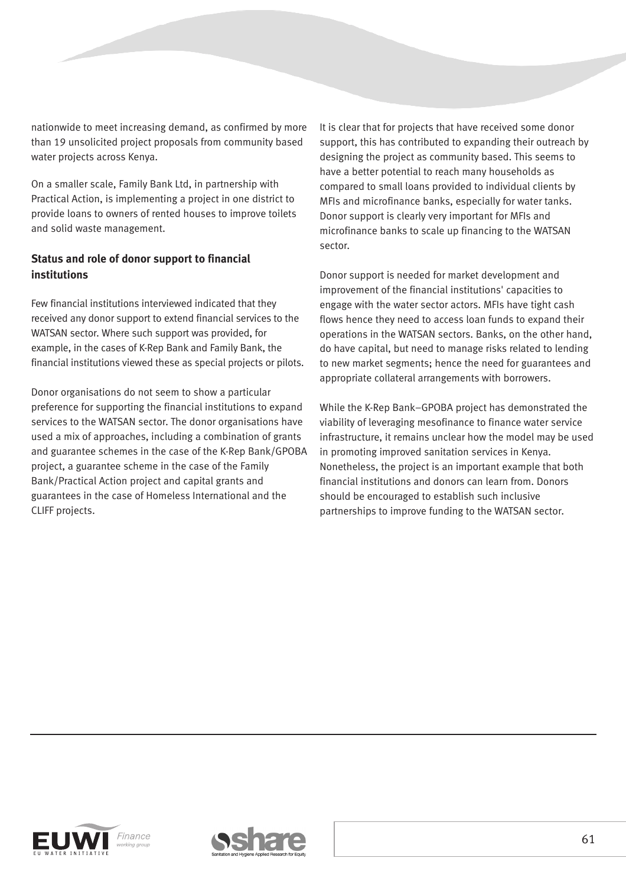nationwide to meet increasing demand, as confirmed by more than 19 unsolicited project proposals from community based water projects across Kenya.

On a smaller scale, Family Bank Ltd, in partnership with Practical Action, is implementing a project in one district to provide loans to owners of rented houses to improve toilets and solid waste management.

### Status and role of donor support to financial institutions

Few financial institutions interviewed indicated that they received any donor support to extend financial services to the WATSAN sector. Where such support was provided, for example, in the cases of K-Rep Bank and Family Bank, the financial institutions viewed these as special projects or pilots.

Donor organisations do not seem to show a particular preference for supporting the financial institutions to expand services to the WATSAN sector. The donor organisations have used a mix of approaches, including a combination of grants and guarantee schemes in the case of the K-Rep Bank/GPOBA project, a guarantee scheme in the case of the Family Bank/Practical Action project and capital grants and guarantees in the case of Homeless International and the CLIFF projects.

It is clear that for projects that have received some donor support, this has contributed to expanding their outreach by designing the project as community based. This seems to have a better potential to reach many households as compared to small loans provided to individual clients by MFIs and microfinance banks, especially for water tanks. Donor support is clearly very important for MFIs and microfinance banks to scale up financing to the WATSAN sector.

Donor support is needed for market development and improvement of the financial institutions' capacities to engage with the water sector actors. MFIs have tight cash flows hence they need to access loan funds to expand their operations in the WATSAN sectors. Banks, on the other hand, do have capital, but need to manage risks related to lending to new market segments; hence the need for guarantees and appropriate collateral arrangements with borrowers.

While the K-Rep Bank–GPOBA project has demonstrated the viability of leveraging mesofinance to finance water service infrastructure, it remains unclear how the model may be used in promoting improved sanitation services in Kenya. Nonetheless, the project is an important example that both financial institutions and donors can learn from. Donors should be encouraged to establish such inclusive partnerships to improve funding to the WATSAN sector.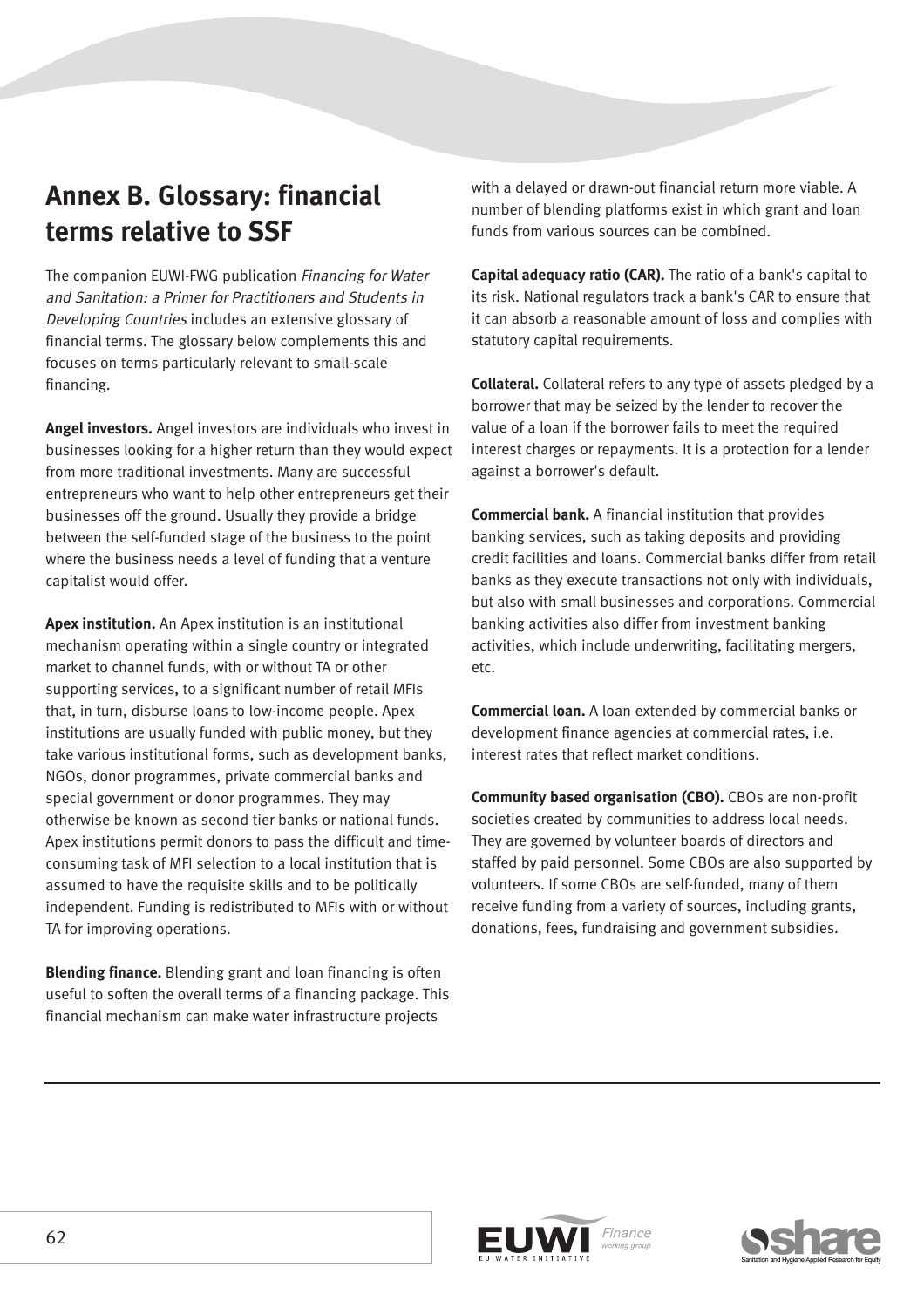## Annex B. Glossary: financial terms relative to SSF

The companion EUWI-FWG publication *Financing for Water and Sanitation: a Primer for Practitioners and Students in Developing Countries* includes an extensive glossary of financial terms. The glossary below complements this and focuses on terms particularly relevant to small-scale financing.

**Angel investors.** Angel investors are individuals who invest in businesses looking for a higher return than they would expect from more traditional investments. Many are successful entrepreneurs who want to help other entrepreneurs get their businesses off the ground. Usually they provide a bridge between the self-funded stage of the business to the point where the business needs a level of funding that a venture capitalist would offer.

**Apex institution.** An Apex institution is an institutional mechanism operating within a single country or integrated market to channel funds, with or without TA or other supporting services, to a significant number of retail MFIs that, in turn, disburse loans to low-income people. Apex institutions are usually funded with public money, but they take various institutional forms, such as development banks, NGOs, donor programmes, private commercial banks and special government or donor programmes. They may otherwise be known as second tier banks or national funds. Apex institutions permit donors to pass the difficult and time-consuming task of MFI selection to a local institution that is assumed to have the requisite skills and to be politically independent. Funding is redistributed to MFIs with or without TA for improving operations.

**Blending finance.** Blending grant and loan financing is often useful to soften the overall terms of a financing package. This financial mechanism can make water infrastructure projects with a delayed or drawn-out financial return more viable. A number of blending platforms exist in which grant and loan funds from various sources can be combined.

**Capital adequacy ratio (CAR).** The ratio of a bank's capital to its risk. National regulators track a bank's CAR to ensure that it can absorb a reasonable amount of loss and complies with statutory capital requirements.

**Collateral.** Collateral refers to any type of assets pledged by a borrower that may be seized by the lender to recover the value of a loan if the borrower fails to meet the required interest charges or repayments. It is a protection for a lender against a borrower's default.

**Commercial bank.** A financial institution that provides banking services, such as taking deposits and providing credit facilities and loans. Commercial banks differ from retail banks as they execute transactions not only with individuals, but also with small businesses and corporations. Commercial banking activities also differ from investment banking activities, which include underwriting, facilitating mergers, etc.

**Commercial loan.** A loan extended by commercial banks or development finance agencies at commercial rates, i.e. interest rates that reflect market conditions.

**Community based organisation (CBO).** CBOs are non-profit societies created by communities to address local needs. They are governed by volunteer boards of directors and staffed by paid personnel. Some CBOs are also supported by volunteers. If some CBOs are self-funded, many of them receive funding from a variety of sources, including grants, donations, fees, fundraising and government subsidies.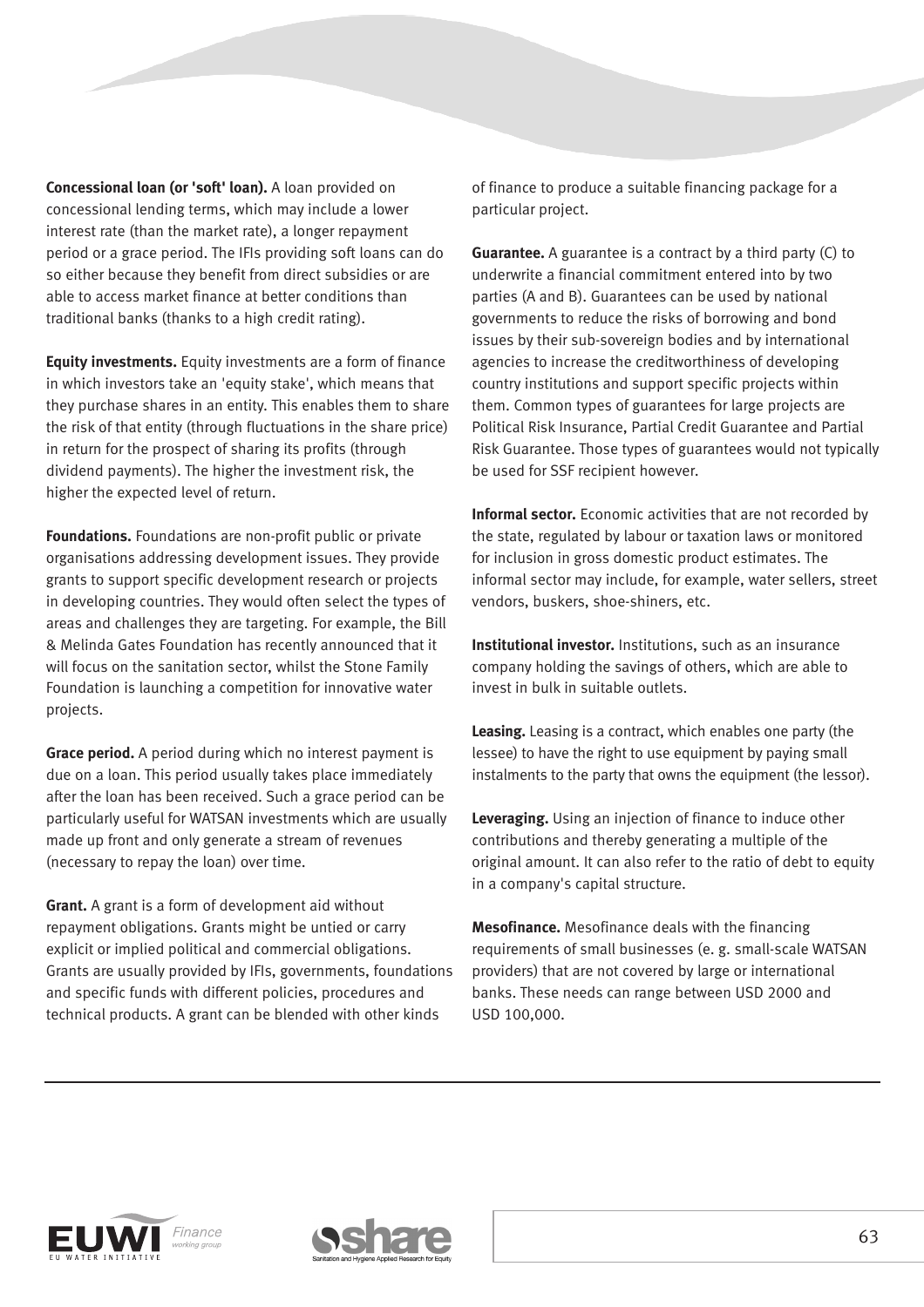**Concessional loan (or 'soft' loan).** A loan provided on concessional lending terms, which may include a lower interest rate (than the market rate), a longer repayment period or a grace period. The IFIs providing soft loans can do so either because they benefit from direct subsidies or are able to access market finance at better conditions than traditional banks (thanks to a high credit rating).

**Equity investments.** Equity investments are a form of finance in which investors take an 'equity stake', which means that they purchase shares in an entity. This enables them to share the risk of that entity (through fluctuations in the share price) in return for the prospect of sharing its profits (through dividend payments). The higher the investment risk, the higher the expected level of return.

**Foundations.** Foundations are non-profit public or private organisations addressing development issues. They provide grants to support specific development research or projects in developing countries. They would often select the types of areas and challenges they are targeting. For example, the Bill & Melinda Gates Foundation has recently announced that it will focus on the sanitation sector, whilst the Stone Family Foundation is launching a competition for innovative water projects.

**Grace period.** A period during which no interest payment is due on a loan. This period usually takes place immediately after the loan has been received. Such a grace period can be particularly useful for WATSAN investments which are usually made up front and only generate a stream of revenues (necessary to repay the loan) over time.

**Grant.** A grant is a form of development aid without repayment obligations. Grants might be untied or carry explicit or implied political and commercial obligations. Grants are usually provided by IFIs, governments, foundations and specific funds with different policies, procedures and technical products. A grant can be blended with other kinds of finance to produce a suitable financing package for a particular project.

**Guarantee.** A guarantee is a contract by a third party (C) to underwrite a financial commitment entered into by two parties (A and B). Guarantees can be used by national governments to reduce the risks of borrowing and bond issues by their sub-sovereign bodies and by international agencies to increase the creditworthiness of developing country institutions and support specific projects within them. Common types of guarantees for large projects are Political Risk Insurance, Partial Credit Guarantee and Partial Risk Guarantee. Those types of guarantees would not typically be used for SSF recipient however.

**Informal sector.** Economic activities that are not recorded by the state, regulated by labour or taxation laws or monitored for inclusion in gross domestic product estimates. The informal sector may include, for example, water sellers, street vendors, buskers, shoe-shiners, etc.

**Institutional investor.** Institutions, such as an insurance company holding the savings of others, which are able to invest in bulk in suitable outlets.

**Leasing.** Leasing is a contract, which enables one party (the lessee) to have the right to use equipment by paying small instalments to the party that owns the equipment (the lessor).

**Leveraging.** Using an injection of finance to induce other contributions and thereby generating a multiple of the original amount. It can also refer to the ratio of debt to equity in a company's capital structure.

**Mesofinance.** Mesofinance deals with the financing requirements of small businesses (e. g. small-scale WATSAN providers) that are not covered by large or international banks. These needs can range between USD 2000 and USD 100,000.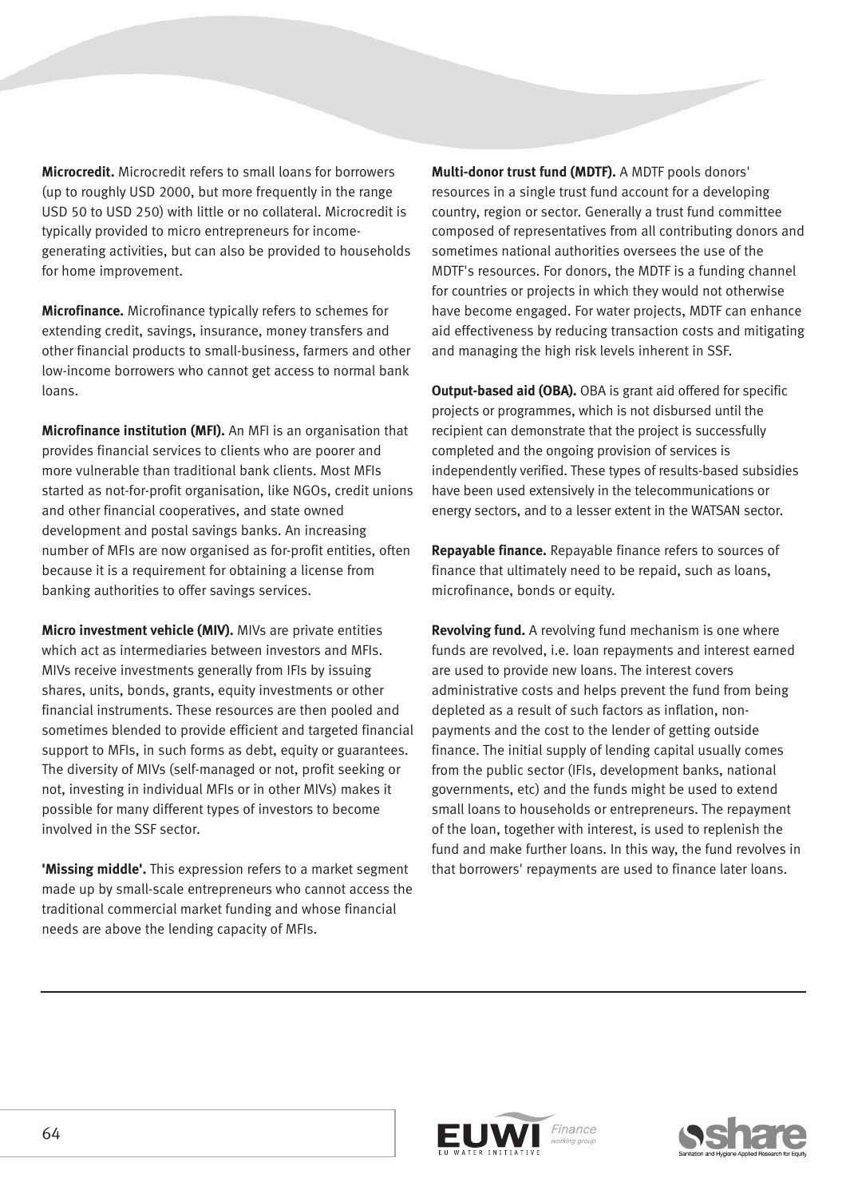**Microcredit.** Microcredit refers to small loans for borrowers (up to roughly USD 2000, but more frequently in the range USD 50 to USD 250) with little or no collateral. Microcredit is typically provided to micro entrepreneurs for income-generating activities, but can also be provided to households for home improvement.

**Microfinance.** Microfinance typically refers to schemes for extending credit, savings, insurance, money transfers and other financial products to small-business, farmers and other low-income borrowers who cannot get access to normal bank loans.

**Microfinance institution (MFI).** An MFI is an organisation that provides financial services to clients who are poorer and more vulnerable than traditional bank clients. Most MFIs started as not-for-profit organisation, like NGOs, credit unions and other financial cooperatives, and state owned development and postal savings banks. An increasing number of MFIs are now organised as for-profit entities, often because it is a requirement for obtaining a license from banking authorities to offer savings services.

**Micro investment vehicle (MIV).** MIVs are private entities which act as intermediaries between investors and MFIs. MIVs receive investments generally from IFIs by issuing shares, units, bonds, grants, equity investments or other financial instruments. These resources are then pooled and sometimes blended to provide efficient and targeted financial support to MFIs, in such forms as debt, equity or guarantees. The diversity of MIVs (self-managed or not, profit seeking or not, investing in individual MFIs or in other MIVs) makes it possible for many different types of investors to become involved in the SSF sector.

**'Missing middle'.** This expression refers to a market segment made up by small-scale entrepreneurs who cannot access the traditional commercial market funding and whose financial needs are above the lending capacity of MFIs.

**Multi-donor trust fund (MDTF).** A MDTF pools donors' resources in a single trust fund account for a developing country, region or sector. Generally a trust fund committee composed of representatives from all contributing donors and sometimes national authorities oversees the use of the MDTF's resources. For donors, the MDTF is a funding channel for countries or projects in which they would not otherwise have become engaged. For water projects, MDTF can enhance aid effectiveness by reducing transaction costs and mitigating and managing the high risk levels inherent in SSF.

**Output-based aid (OBA).** OBA is grant aid offered for specific projects or programmes, which is not disbursed until the recipient can demonstrate that the project is successfully completed and the ongoing provision of services is independently verified. These types of results-based subsidies have been used extensively in the telecommunications or energy sectors, and to a lesser extent in the WATSAN sector.

**Repayable finance.** Repayable finance refers to sources of finance that ultimately need to be repaid, such as loans, microfinance, bonds or equity.

**Revolving fund.** A revolving fund mechanism is one where funds are revolved, i.e. loan repayments and interest earned are used to provide new loans. The interest covers administrative costs and helps prevent the fund from being depleted as a result of such factors as inflation, non-payments and the cost to the lender of getting outside finance. The initial supply of lending capital usually comes from the public sector (IFIs, development banks, national governments, etc) and the funds might be used to extend small loans to households or entrepreneurs. The repayment of the loan, together with interest, is used to replenish the fund and make further loans. In this way, the fund revolves in that borrowers' repayments are used to finance later loans.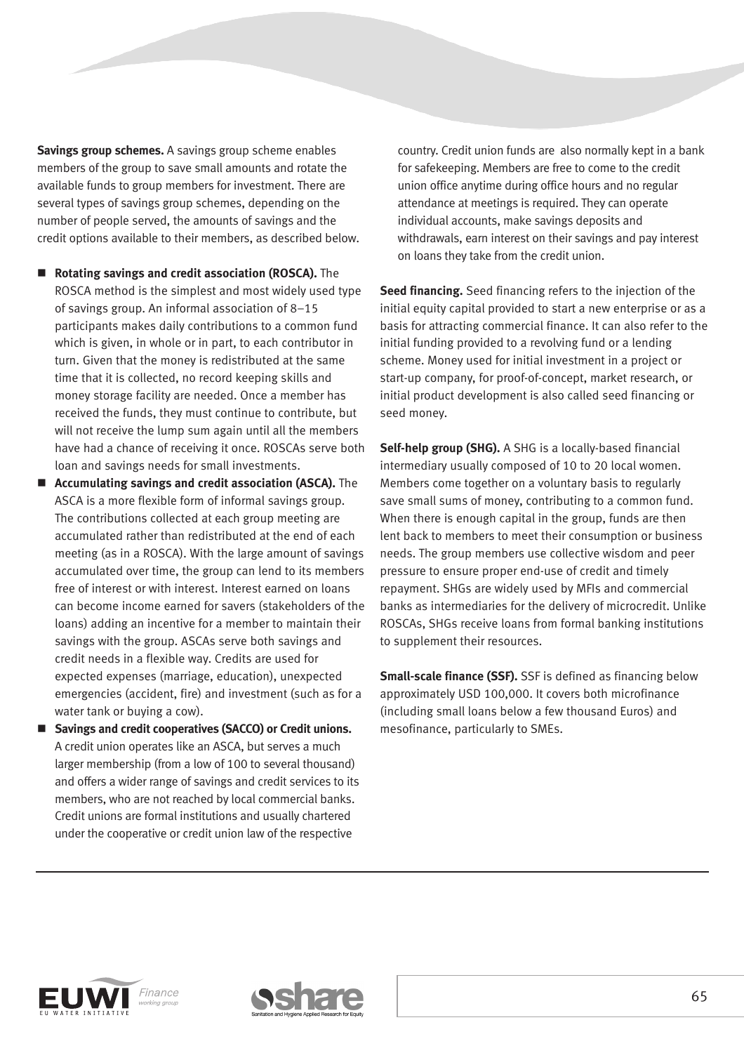**Savings group schemes.** A savings group scheme enables members of the group to save small amounts and rotate the available funds to group members for investment. There are several types of savings group schemes, depending on the number of people served, the amounts of savings and the credit options available to their members, as described below.

- **Rotating savings and credit association (ROSCA).** The ROSCA method is the simplest and most widely used type of savings group. An informal association of 8–15 participants makes daily contributions to a common fund which is given, in whole or in part, to each contributor in turn. Given that the money is redistributed at the same time that it is collected, no record keeping skills and money storage facility are needed. Once a member has received the funds, they must continue to contribute, but will not receive the lump sum again until all the members have had a chance of receiving it once. ROSCAs serve both loan and savings needs for small investments.
- **Accumulating savings and credit association (ASCA).** The ASCA is a more flexible form of informal savings group. The contributions collected at each group meeting are accumulated rather than redistributed at the end of each meeting (as in a ROSCA). With the large amount of savings accumulated over time, the group can lend to its members free of interest or with interest. Interest earned on loans can become income earned for savers (stakeholders of the loans) adding an incentive for a member to maintain their savings with the group. ASCAs serve both savings and credit needs in a flexible way. Credits are used for expected expenses (marriage, education), unexpected emergencies (accident, fire) and investment (such as for a water tank or buying a cow).
- **Savings and credit cooperatives (SACCO) or Credit unions.** A credit union operates like an ASCA, but serves a much larger membership (from a low of 100 to several thousand) and offers a wider range of savings and credit services to its members, who are not reached by local commercial banks. Credit unions are formal institutions and usually chartered under the cooperative or credit union law of the respective country. Credit union funds are also normally kept in a bank for safekeeping. Members are free to come to the credit union office anytime during office hours and no regular attendance at meetings is required. They can operate individual accounts, make savings deposits and withdrawals, earn interest on their savings and pay interest on loans they take from the credit union.

**Seed financing.** Seed financing refers to the injection of the initial equity capital provided to start a new enterprise or as a basis for attracting commercial finance. It can also refer to the initial funding provided to a revolving fund or a lending scheme. Money used for initial investment in a project or start-up company, for proof-of-concept, market research, or initial product development is also called seed financing or seed money.

**Self-help group (SHG).** A SHG is a locally-based financial intermediary usually composed of 10 to 20 local women. Members come together on a voluntary basis to regularly save small sums of money, contributing to a common fund. When there is enough capital in the group, funds are then lent back to members to meet their consumption or business needs. The group members use collective wisdom and peer pressure to ensure proper end-use of credit and timely repayment. SHGs are widely used by MFIs and commercial banks as intermediaries for the delivery of microcredit. Unlike ROSCAs, SHGs receive loans from formal banking institutions to supplement their resources.

**Small-scale finance (SSF).** SSF is defined as financing below approximately USD 100,000. It covers both microfinance (including small loans below a few thousand Euros) and mesofinance, particularly to SMEs.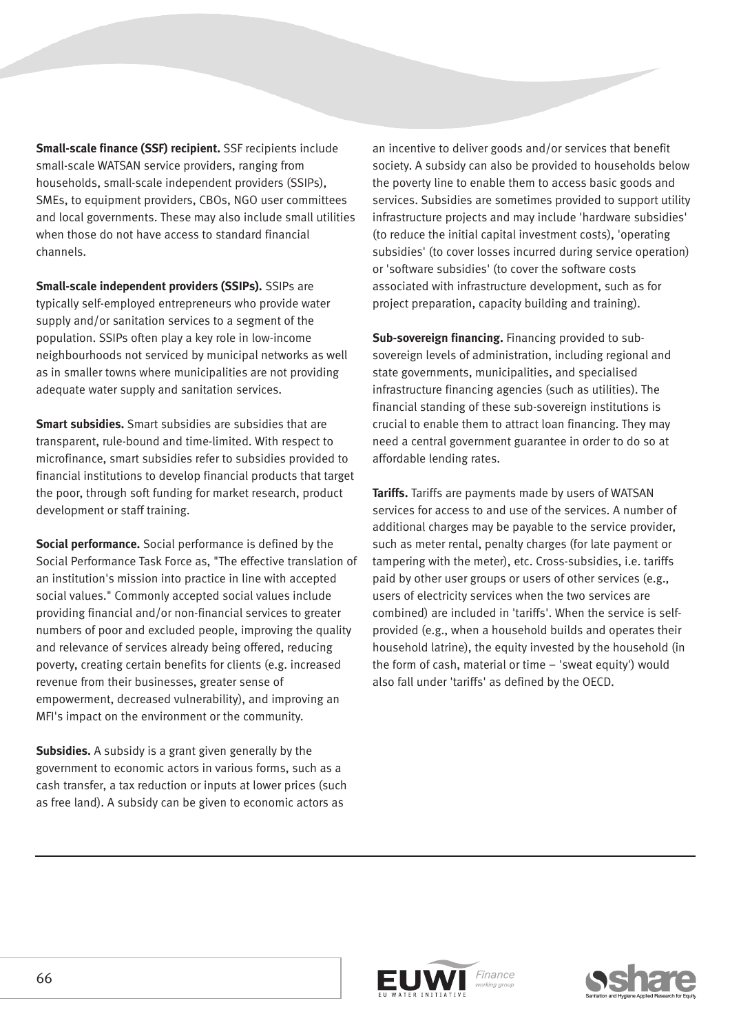**Small-scale finance (SSF) recipient.** SSF recipients include small-scale WATSAN service providers, ranging from households, small-scale independent providers (SSIPs), SMEs, to equipment providers, CBOs, NGO user committees and local governments. These may also include small utilities when those do not have access to standard financial channels.

**Small-scale independent providers (SSIPs).** SSIPs are typically self-employed entrepreneurs who provide water supply and/or sanitation services to a segment of the population. SSIPs often play a key role in low-income neighbourhoods not serviced by municipal networks as well as in smaller towns where municipalities are not providing adequate water supply and sanitation services.

**Smart subsidies.** Smart subsidies are subsidies that are transparent, rule-bound and time-limited. With respect to microfinance, smart subsidies refer to subsidies provided to financial institutions to develop financial products that target the poor, through soft funding for market research, product development or staff training.

**Social performance.** Social performance is defined by the Social Performance Task Force as, "The effective translation of an institution's mission into practice in line with accepted social values." Commonly accepted social values include providing financial and/or non-financial services to greater numbers of poor and excluded people, improving the quality and relevance of services already being offered, reducing poverty, creating certain benefits for clients (e.g. increased revenue from their businesses, greater sense of empowerment, decreased vulnerability), and improving an MFI's impact on the environment or the community.

**Subsidies.** A subsidy is a grant given generally by the government to economic actors in various forms, such as a cash transfer, a tax reduction or inputs at lower prices (such as free land). A subsidy can be given to economic actors as an incentive to deliver goods and/or services that benefit society. A subsidy can also be provided to households below the poverty line to enable them to access basic goods and services. Subsidies are sometimes provided to support utility infrastructure projects and may include 'hardware subsidies' (to reduce the initial capital investment costs), 'operating subsidies' (to cover losses incurred during service operation) or 'software subsidies' (to cover the software costs associated with infrastructure development, such as for project preparation, capacity building and training).

**Sub-sovereign financing.** Financing provided to sub-sovereign levels of administration, including regional and state governments, municipalities, and specialised infrastructure financing agencies (such as utilities). The financial standing of these sub-sovereign institutions is crucial to enable them to attract loan financing. They may need a central government guarantee in order to do so at affordable lending rates.

**Tariffs.** Tariffs are payments made by users of WATSAN services for access to and use of the services. A number of additional charges may be payable to the service provider, such as meter rental, penalty charges (for late payment or tampering with the meter), etc. Cross-subsidies, i.e. tariffs paid by other user groups or users of other services (e.g., users of electricity services when the two services are combined) are included in 'tariffs'. When the service is self-provided (e.g., when a household builds and operates their household latrine), the equity invested by the household (in the form of cash, material or time – 'sweat equity') would also fall under 'tariffs' as defined by the OECD.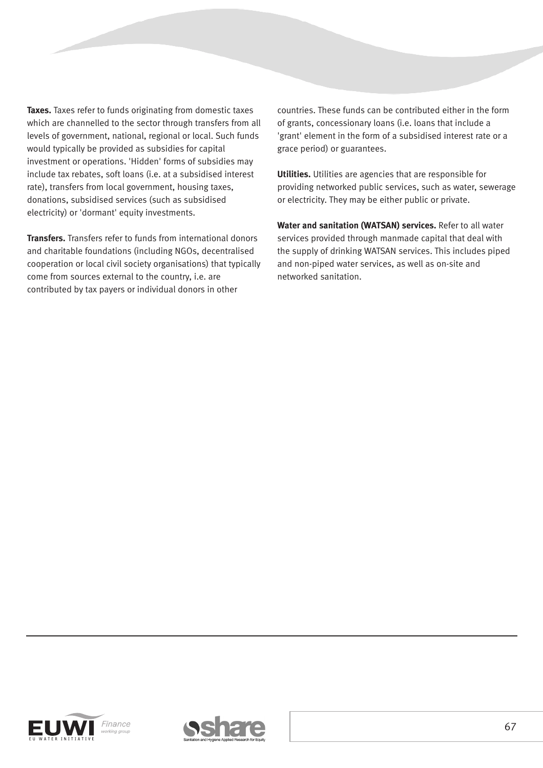**Taxes.** Taxes refer to funds originating from domestic taxes which are channelled to the sector through transfers from all levels of government, national, regional or local. Such funds would typically be provided as subsidies for capital investment or operations. 'Hidden' forms of subsidies may include tax rebates, soft loans (i.e. at a subsidised interest rate), transfers from local government, housing taxes, donations, subsidised services (such as subsidised electricity) or 'dormant' equity investments.

**Transfers.** Transfers refer to funds from international donors and charitable foundations (including NGOs, decentralised cooperation or local civil society organisations) that typically come from sources external to the country, i.e. are contributed by tax payers or individual donors in other countries. These funds can be contributed either in the form of grants, concessionary loans (i.e. loans that include a 'grant' element in the form of a subsidised interest rate or a grace period) or guarantees.

**Utilities.** Utilities are agencies that are responsible for providing networked public services, such as water, sewerage or electricity. They may be either public or private.

**Water and sanitation (WATSAN) services.** Refer to all water services provided through manmade capital that deal with the supply of drinking WATSAN services. This includes piped and non-piped water services, as well as on-site and networked sanitation.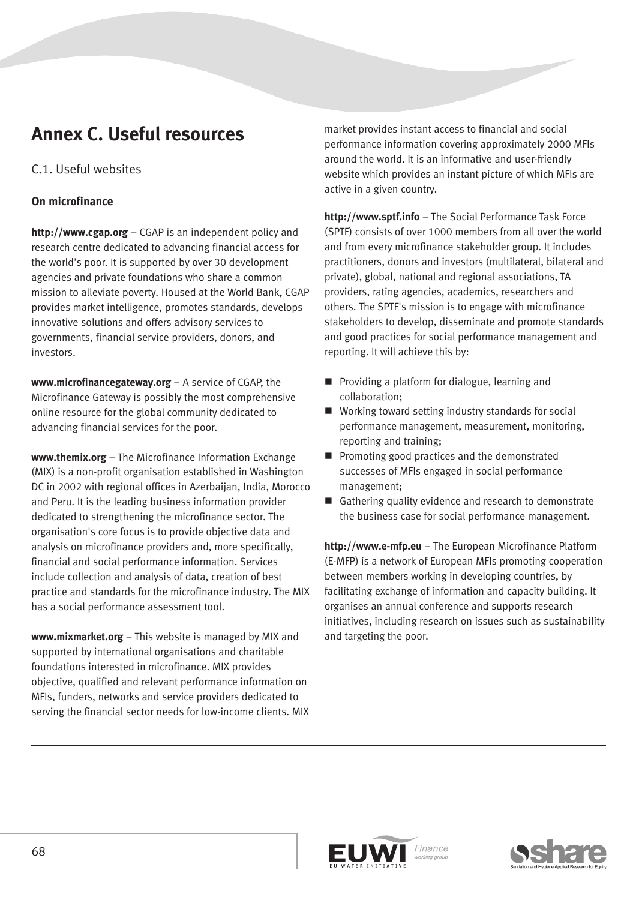# Annex C. Useful resources

## C.1. Useful websites

### On microfinance

**http://www.cgap.org** – CGAP is an independent policy and research centre dedicated to advancing financial access for the world's poor. It is supported by over 30 development agencies and private foundations who share a common mission to alleviate poverty. Housed at the World Bank, CGAP provides market intelligence, promotes standards, develops innovative solutions and offers advisory services to governments, financial service providers, donors, and investors.

**www.microfinancegateway.org** – A service of CGAP, the Microfinance Gateway is possibly the most comprehensive online resource for the global community dedicated to advancing financial services for the poor.

**www.themix.org** – The Microfinance Information Exchange (MIX) is a non-profit organisation established in Washington DC in 2002 with regional offices in Azerbaijan, India, Morocco and Peru. It is the leading business information provider dedicated to strengthening the microfinance sector. The organisation's core focus is to provide objective data and analysis on microfinance providers and, more specifically, financial and social performance information. Services include collection and analysis of data, creation of best practice and standards for the microfinance industry. The MIX has a social performance assessment tool.

**www.mixmarket.org** – This website is managed by MIX and supported by international organisations and charitable foundations interested in microfinance. MIX provides objective, qualified and relevant performance information on MFIs, funders, networks and service providers dedicated to serving the financial sector needs for low-income clients. MIX market provides instant access to financial and social performance information covering approximately 2000 MFIs around the world. It is an informative and user-friendly website which provides an instant picture of which MFIs are active in a given country.

**http://www.sptf.info** – The Social Performance Task Force (SPTF) consists of over 1000 members from all over the world and from every microfinance stakeholder group. It includes practitioners, donors and investors (multilateral, bilateral and private), global, national and regional associations, TA providers, rating agencies, academics, researchers and others. The SPTF's mission is to engage with microfinance stakeholders to develop, disseminate and promote standards and good practices for social performance management and reporting. It will achieve this by:

- Providing a platform for dialogue, learning and collaboration;
- Working toward setting industry standards for social performance management, measurement, monitoring, reporting and training;
- Promoting good practices and the demonstrated successes of MFIs engaged in social performance management;
- Gathering quality evidence and research to demonstrate the business case for social performance management.

**http://www.e-mfp.eu** – The European Microfinance Platform (E-MFP) is a network of European MFIs promoting cooperation between members working in developing countries, by facilitating exchange of information and capacity building. It organises an annual conference and supports research initiatives, including research on issues such as sustainability and targeting the poor.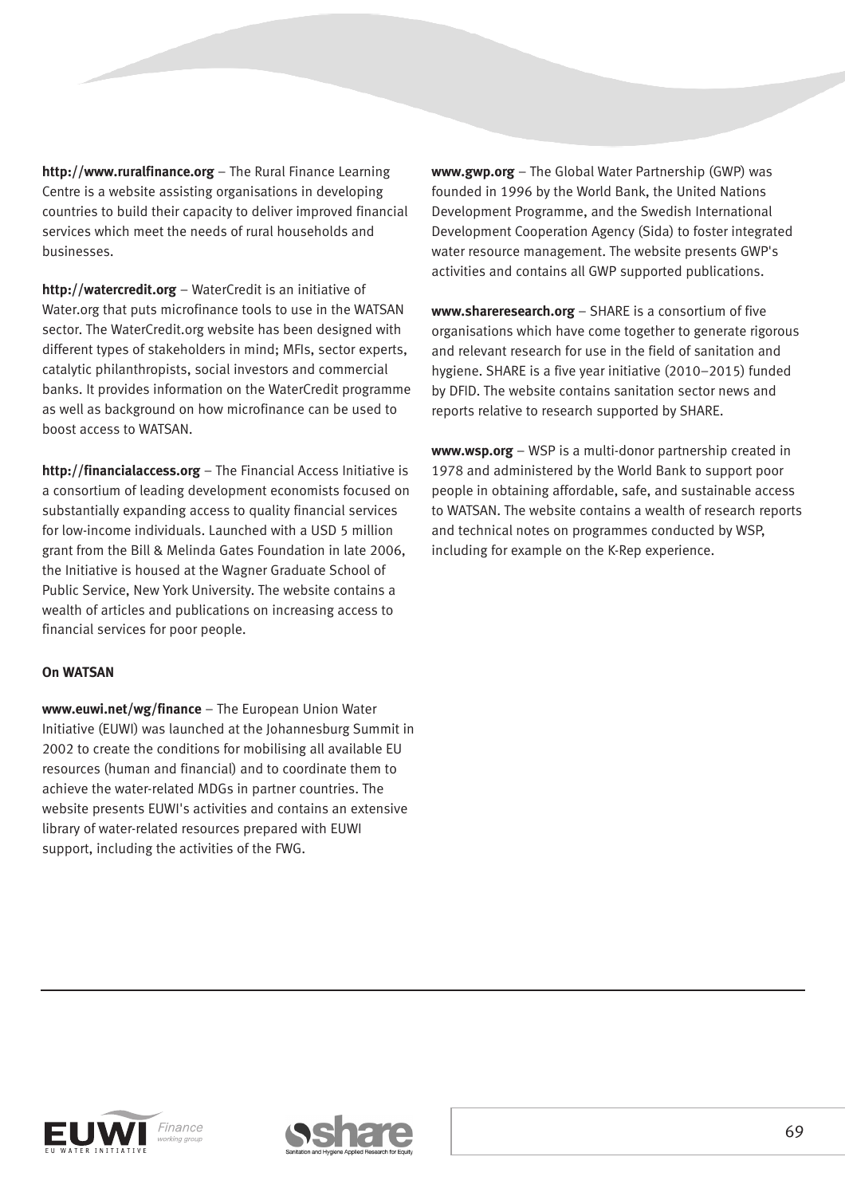**http://www.ruralfinance.org** – The Rural Finance Learning Centre is a website assisting organisations in developing countries to build their capacity to deliver improved financial services which meet the needs of rural households and businesses.

**http://watercredit.org** – WaterCredit is an initiative of Water.org that puts microfinance tools to use in the WATSAN sector. The WaterCredit.org website has been designed with different types of stakeholders in mind; MFIs, sector experts, catalytic philanthropists, social investors and commercial banks. It provides information on the WaterCredit programme as well as background on how microfinance can be used to boost access to WATSAN.

**http://financialaccess.org** – The Financial Access Initiative is a consortium of leading development economists focused on substantially expanding access to quality financial services for low-income individuals. Launched with a USD 5 million grant from the Bill & Melinda Gates Foundation in late 2006, the Initiative is housed at the Wagner Graduate School of Public Service, New York University. The website contains a wealth of articles and publications on increasing access to financial services for poor people.

**On WATSAN**

**www.euwi.net/wg/finance** – The European Union Water Initiative (EUWI) was launched at the Johannesburg Summit in 2002 to create the conditions for mobilising all available EU resources (human and financial) and to coordinate them to achieve the water-related MDGs in partner countries. The website presents EUWI's activities and contains an extensive library of water-related resources prepared with EUWI support, including the activities of the FWG.

**www.gwp.org** – The Global Water Partnership (GWP) was founded in 1996 by the World Bank, the United Nations Development Programme, and the Swedish International Development Cooperation Agency (Sida) to foster integrated water resource management. The website presents GWP's activities and contains all GWP supported publications.

**www.shareresearch.org** – SHARE is a consortium of five organisations which have come together to generate rigorous and relevant research for use in the field of sanitation and hygiene. SHARE is a five year initiative (2010–2015) funded by DFID. The website contains sanitation sector news and reports relative to research supported by SHARE.

**www.wsp.org** – WSP is a multi-donor partnership created in 1978 and administered by the World Bank to support poor people in obtaining affordable, safe, and sustainable access to WATSAN. The website contains a wealth of research reports and technical notes on programmes conducted by WSP, including for example on the K-Rep experience.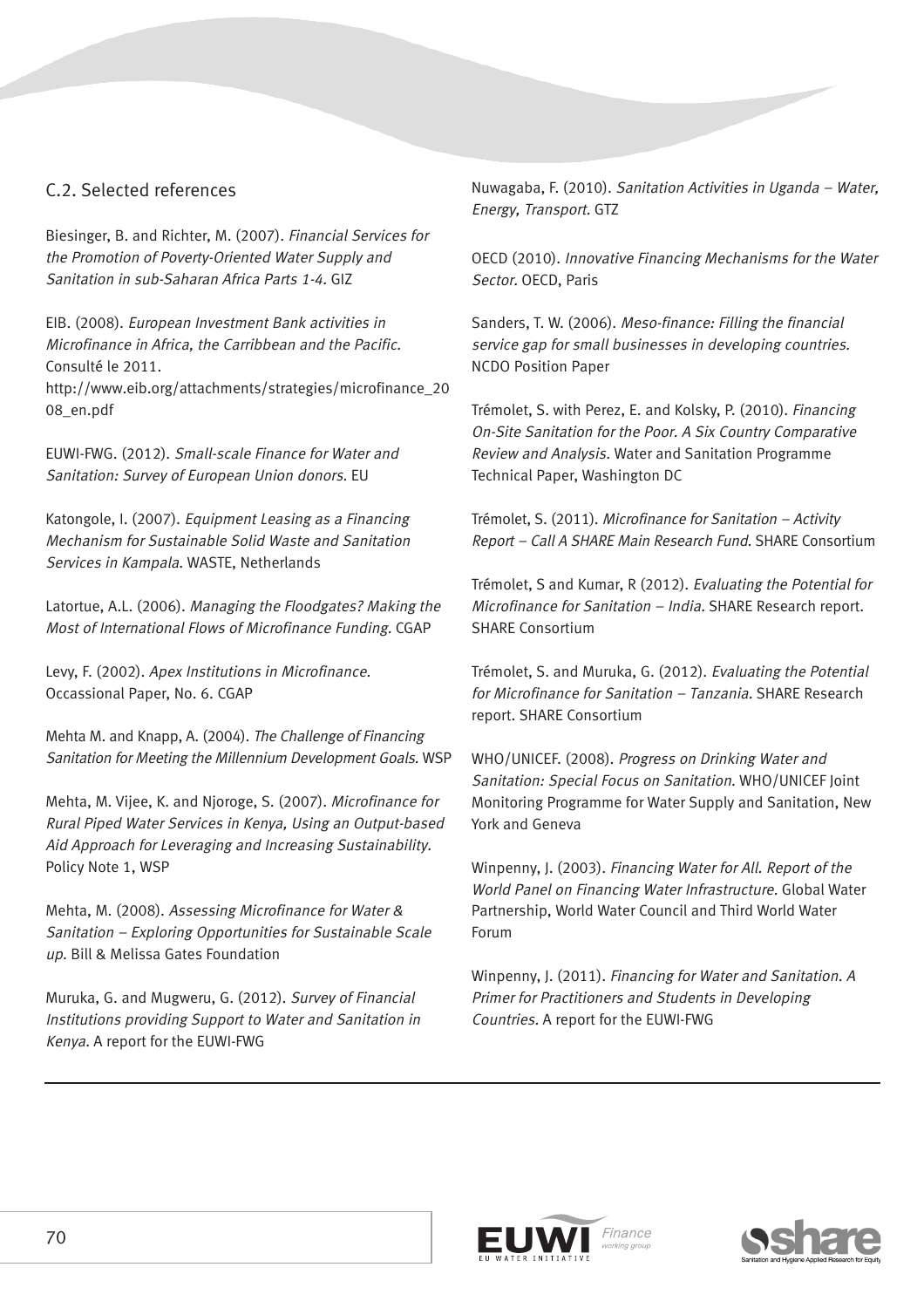## C.2. Selected references

Biesinger, B. and Richter, M. (2007). *Financial Services for the Promotion of Poverty-Oriented Water Supply and Sanitation in sub-Saharan Africa Parts 1-4.* GIZ

EIB. (2008). *European Investment Bank activities in Microfinance in Africa, the Carribbean and the Pacific.* Consulté le 2011. http://www.eib.org/attachments/strategies/microfinance_2008_en.pdf

EUWI-FWG. (2012). *Small-scale Finance for Water and Sanitation: Survey of European Union donors.* EU

Katongole, I. (2007). *Equipment Leasing as a Financing Mechanism for Sustainable Solid Waste and Sanitation Services in Kampala.* WASTE, Netherlands

Latortue, A.L. (2006). *Managing the Floodgates? Making the Most of International Flows of Microfinance Funding.* CGAP

Levy, F. (2002). *Apex Institutions in Microfinance.* Occassional Paper, No. 6. CGAP

Mehta M. and Knapp, A. (2004). *The Challenge of Financing Sanitation for Meeting the Millennium Development Goals.* WSP

Mehta, M. Vijee, K. and Njoroge, S. (2007). *Microfinance for Rural Piped Water Services in Kenya, Using an Output-based Aid Approach for Leveraging and Increasing Sustainability.* Policy Note 1, WSP

Mehta, M. (2008). *Assessing Microfinance for Water & Sanitation – Exploring Opportunities for Sustainable Scale up.* Bill & Melissa Gates Foundation

Muruka, G. and Mugweru, G. (2012). *Survey of Financial Institutions providing Support to Water and Sanitation in Kenya.* A report for the EUWI-FWG

Nuwagaba, F. (2010). *Sanitation Activities in Uganda – Water, Energy, Transport.* GTZ

OECD (2010). *Innovative Financing Mechanisms for the Water Sector.* OECD, Paris

Sanders, T. W. (2006). *Meso-finance: Filling the financial service gap for small businesses in developing countries.* NCDO Position Paper

Trémolet, S. with Perez, E. and Kolsky, P. (2010). *Financing On-Site Sanitation for the Poor. A Six Country Comparative Review and Analysis.* Water and Sanitation Programme Technical Paper, Washington DC

Trémolet, S. (2011). *Microfinance for Sanitation – Activity Report – Call A SHARE Main Research Fund.* SHARE Consortium

Trémolet, S and Kumar, R (2012). *Evaluating the Potential for Microfinance for Sanitation – India.* SHARE Research report. SHARE Consortium

Trémolet, S. and Muruka, G. (2012). *Evaluating the Potential for Microfinance for Sanitation – Tanzania.* SHARE Research report. SHARE Consortium

WHO/UNICEF. (2008). *Progress on Drinking Water and Sanitation: Special Focus on Sanitation.* WHO/UNICEF Joint Monitoring Programme for Water Supply and Sanitation, New York and Geneva

Winpenny, J. (2003). *Financing Water for All. Report of the World Panel on Financing Water Infrastructure.* Global Water Partnership, World Water Council and Third World Water Forum

Winpenny, J. (2011). *Financing for Water and Sanitation. A Primer for Practitioners and Students in Developing Countries.* A report for the EUWI-FWG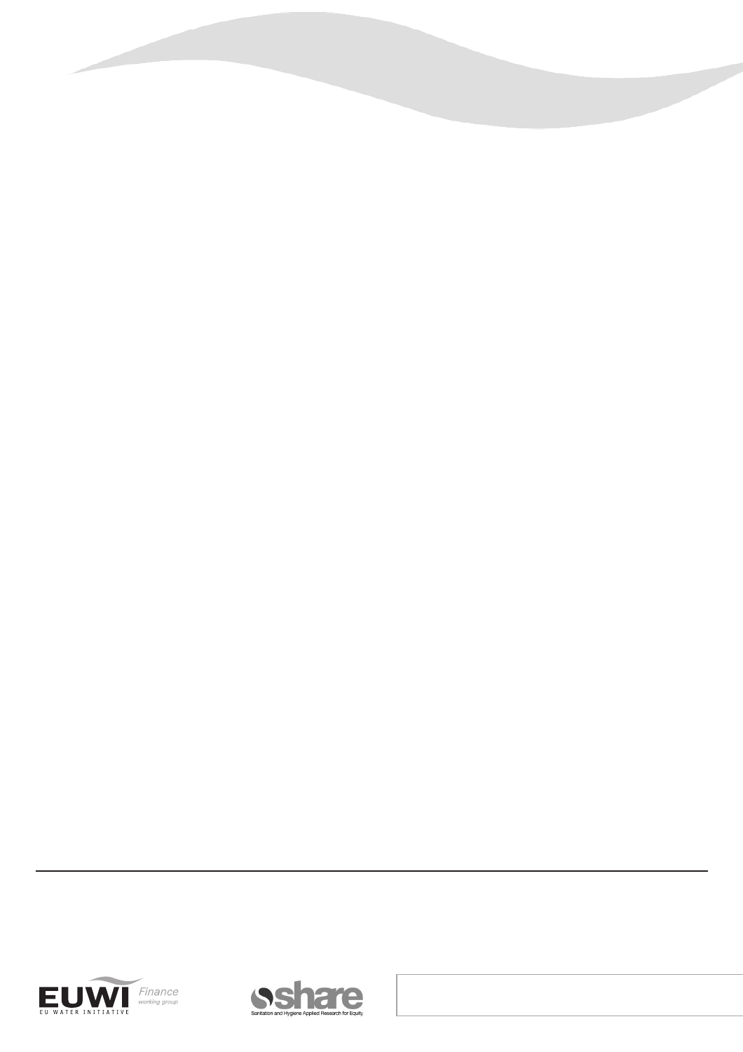EUWI Finance working group

EU WATER INITIATIVE

share

Sanitation and Hygiene Applied Research for Equity